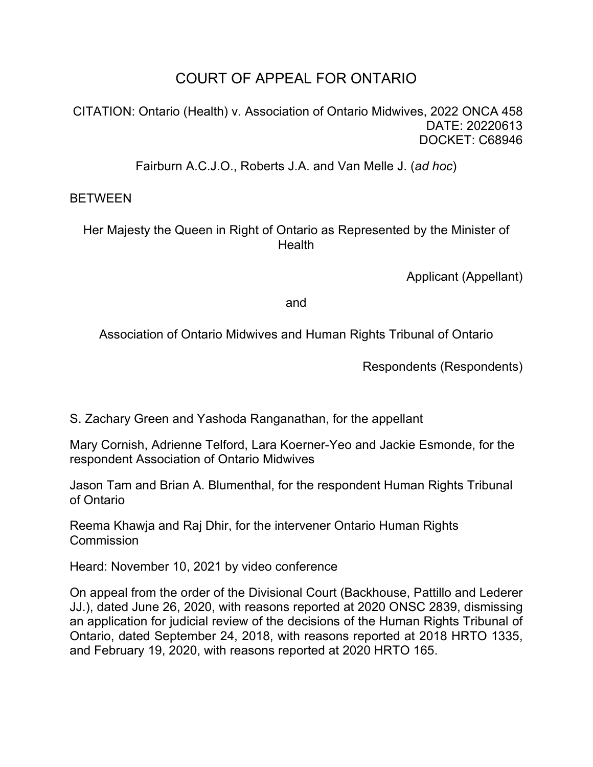# COURT OF APPEAL FOR ONTARIO

CITATION: Ontario (Health) v. Association of Ontario Midwives, 2022 ONCA 458
DATE: 20220613
DOCKET: C68946

Fairburn A.C.J.O., Roberts J.A. and Van Melle J. (*ad hoc*)

BETWEEN

Her Majesty the Queen in Right of Ontario as Represented by the Minister of Health

Applicant (Appellant)

and

Association of Ontario Midwives and Human Rights Tribunal of Ontario

Respondents (Respondents)

S. Zachary Green and Yashoda Ranganathan, for the appellant

Mary Cornish, Adrienne Telford, Lara Koerner-Yeo and Jackie Esmonde, for the respondent Association of Ontario Midwives

Jason Tam and Brian A. Blumenthal, for the respondent Human Rights Tribunal of Ontario

Reema Khawja and Raj Dhir, for the intervener Ontario Human Rights Commission

Heard: November 10, 2021 by video conference

On appeal from the order of the Divisional Court (Backhouse, Pattillo and Lederer JJ.), dated June 26, 2020, with reasons reported at 2020 ONSC 2839, dismissing an application for judicial review of the decisions of the Human Rights Tribunal of Ontario, dated September 24, 2018, with reasons reported at 2018 HRTO 1335, and February 19, 2020, with reasons reported at 2020 HRTO 165.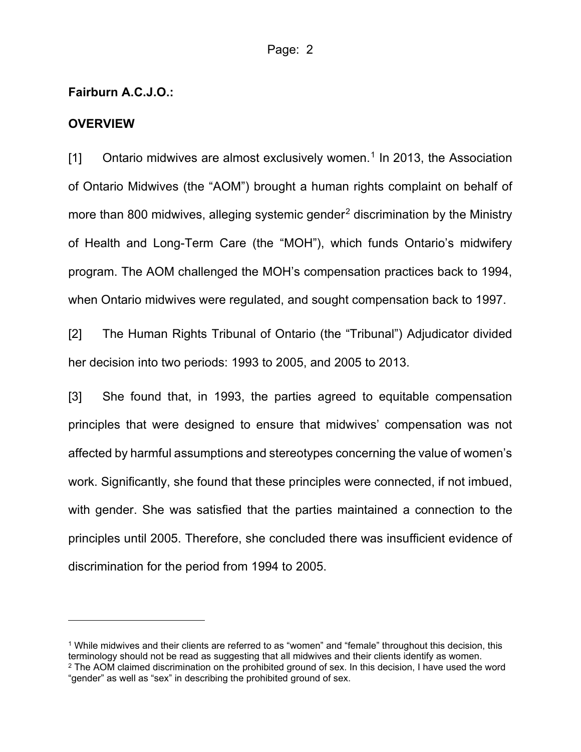**Fairburn A.C.J.O.:**

**OVERVIEW**

[1] Ontario midwives are almost exclusively women.[1] In 2013, the Association of Ontario Midwives (the "AOM") brought a human rights complaint on behalf of more than 800 midwives, alleging systemic gender[2] discrimination by the Ministry of Health and Long-Term Care (the "MOH"), which funds Ontario's midwifery program. The AOM challenged the MOH's compensation practices back to 1994, when Ontario midwives were regulated, and sought compensation back to 1997.

[2] The Human Rights Tribunal of Ontario (the "Tribunal") Adjudicator divided her decision into two periods: 1993 to 2005, and 2005 to 2013.

[3] She found that, in 1993, the parties agreed to equitable compensation principles that were designed to ensure that midwives' compensation was not affected by harmful assumptions and stereotypes concerning the value of women's work. Significantly, she found that these principles were connected, if not imbued, with gender. She was satisfied that the parties maintained a connection to the principles until 2005. Therefore, she concluded there was insufficient evidence of discrimination for the period from 1994 to 2005.

---

[1] While midwives and their clients are referred to as "women" and "female" throughout this decision, this terminology should not be read as suggesting that all midwives and their clients identify as women.

[2] The AOM claimed discrimination on the prohibited ground of sex. In this decision, I have used the word "gender" as well as "sex" in describing the prohibited ground of sex.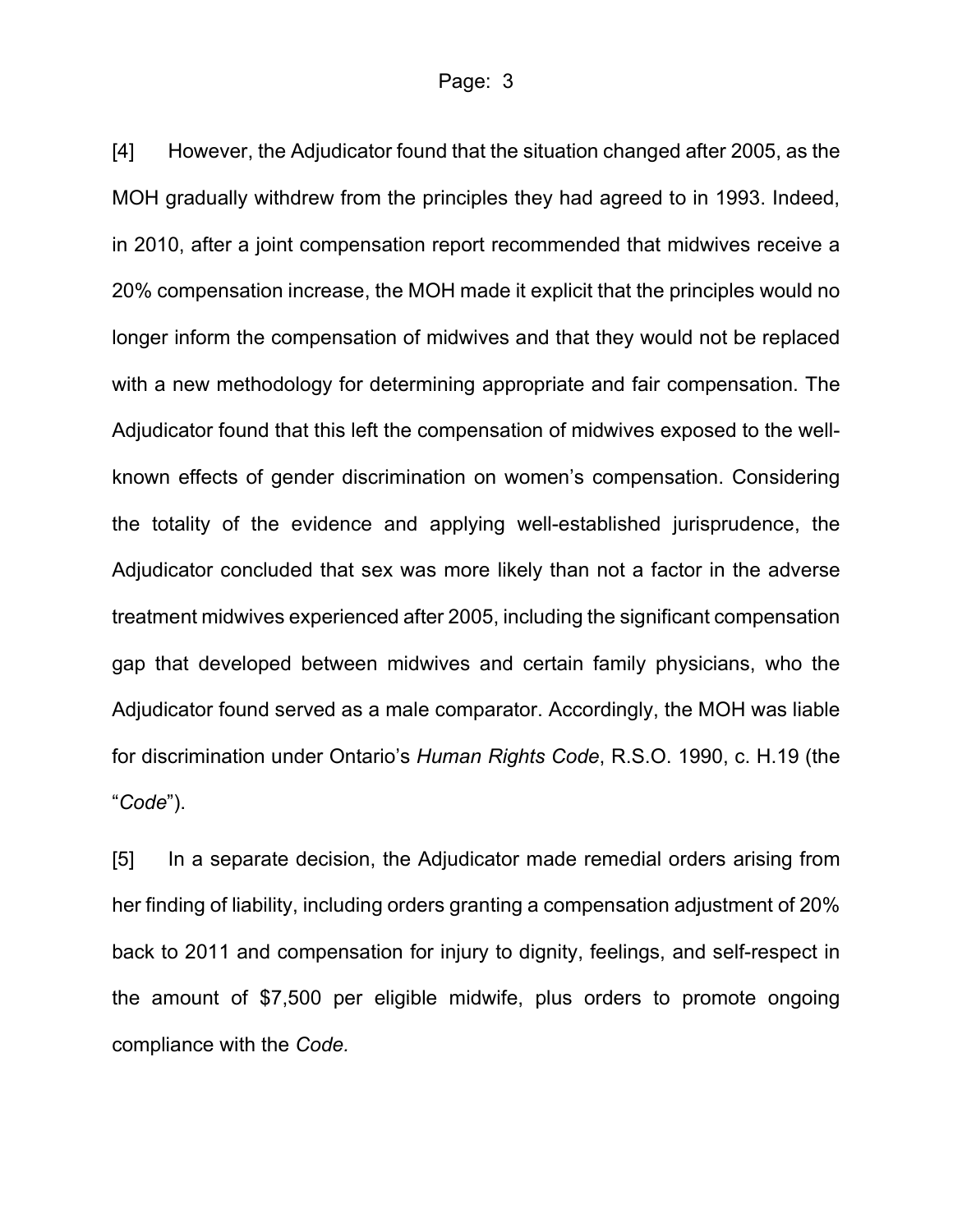[4] However, the Adjudicator found that the situation changed after 2005, as the MOH gradually withdrew from the principles they had agreed to in 1993. Indeed, in 2010, after a joint compensation report recommended that midwives receive a 20% compensation increase, the MOH made it explicit that the principles would no longer inform the compensation of midwives and that they would not be replaced with a new methodology for determining appropriate and fair compensation. The Adjudicator found that this left the compensation of midwives exposed to the well-known effects of gender discrimination on women's compensation. Considering the totality of the evidence and applying well-established jurisprudence, the Adjudicator concluded that sex was more likely than not a factor in the adverse treatment midwives experienced after 2005, including the significant compensation gap that developed between midwives and certain family physicians, who the Adjudicator found served as a male comparator. Accordingly, the MOH was liable for discrimination under Ontario's *Human Rights Code*, R.S.O. 1990, c. H.19 (the "*Code*").

[5] In a separate decision, the Adjudicator made remedial orders arising from her finding of liability, including orders granting a compensation adjustment of 20% back to 2011 and compensation for injury to dignity, feelings, and self-respect in the amount of $7,500 per eligible midwife, plus orders to promote ongoing compliance with the *Code.*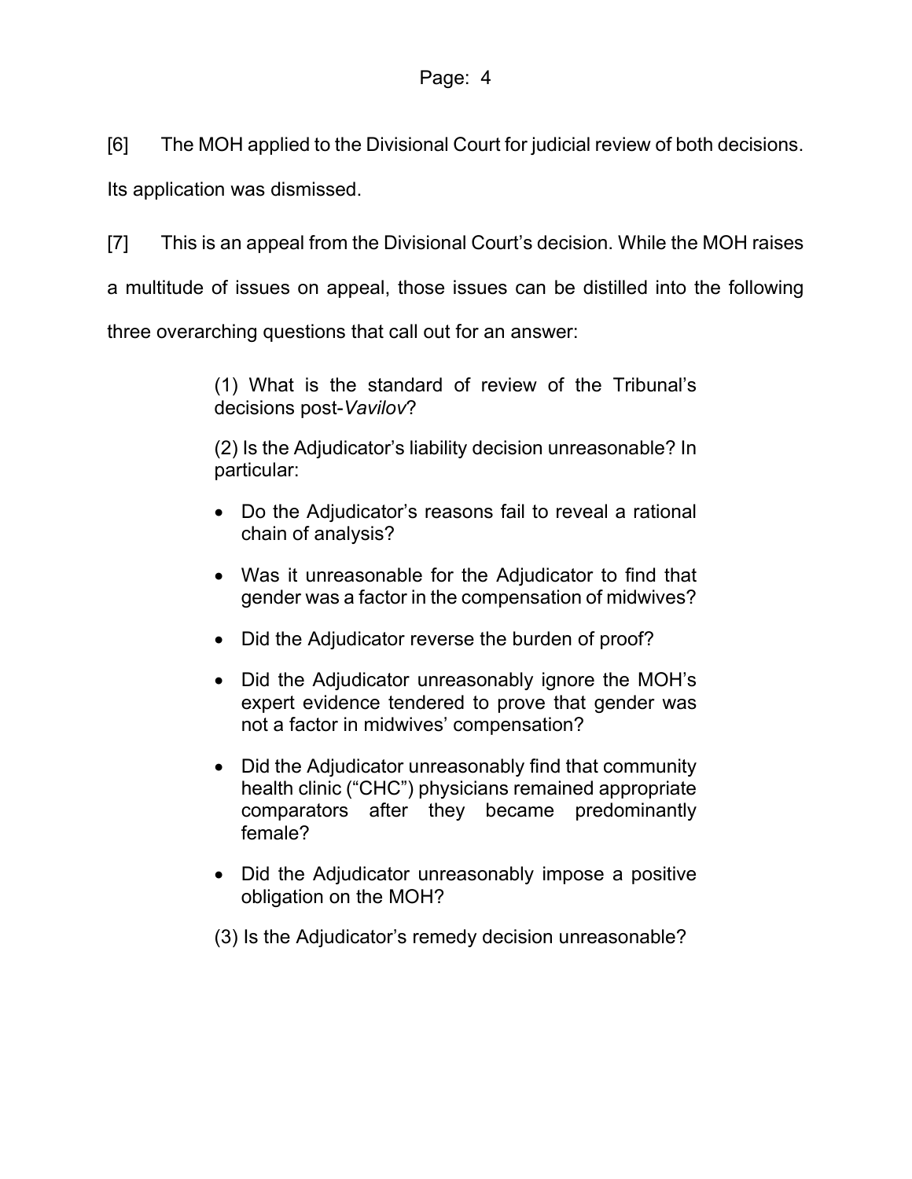[6] The MOH applied to the Divisional Court for judicial review of both decisions. Its application was dismissed.

[7] This is an appeal from the Divisional Court's decision. While the MOH raises a multitude of issues on appeal, those issues can be distilled into the following three overarching questions that call out for an answer:

> (1) What is the standard of review of the Tribunal's decisions post-*Vavilov*?
>
> (2) Is the Adjudicator's liability decision unreasonable? In particular:
>
> - Do the Adjudicator's reasons fail to reveal a rational chain of analysis?
> - Was it unreasonable for the Adjudicator to find that gender was a factor in the compensation of midwives?
> - Did the Adjudicator reverse the burden of proof?
> - Did the Adjudicator unreasonably ignore the MOH's expert evidence tendered to prove that gender was not a factor in midwives' compensation?
> - Did the Adjudicator unreasonably find that community health clinic ("CHC") physicians remained appropriate comparators after they became predominantly female?
> - Did the Adjudicator unreasonably impose a positive obligation on the MOH?
>
> (3) Is the Adjudicator's remedy decision unreasonable?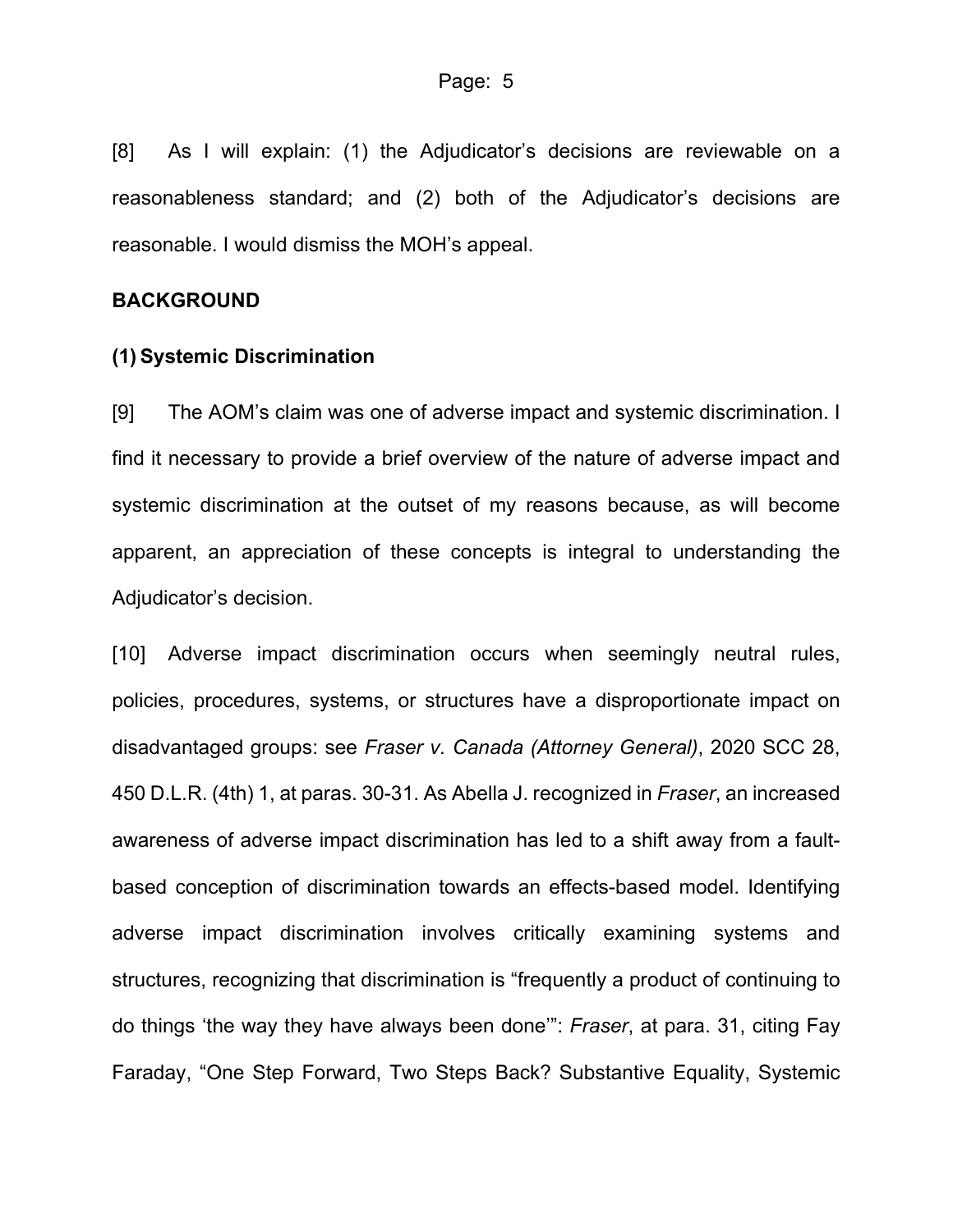[8] As I will explain: (1) the Adjudicator's decisions are reviewable on a reasonableness standard; and (2) both of the Adjudicator's decisions are reasonable. I would dismiss the MOH's appeal.

## BACKGROUND

### (1) Systemic Discrimination

[9] The AOM's claim was one of adverse impact and systemic discrimination. I find it necessary to provide a brief overview of the nature of adverse impact and systemic discrimination at the outset of my reasons because, as will become apparent, an appreciation of these concepts is integral to understanding the Adjudicator's decision.

[10] Adverse impact discrimination occurs when seemingly neutral rules, policies, procedures, systems, or structures have a disproportionate impact on disadvantaged groups: see *Fraser v. Canada (Attorney General)*, 2020 SCC 28, 450 D.L.R. (4th) 1, at paras. 30-31. As Abella J. recognized in *Fraser*, an increased awareness of adverse impact discrimination has led to a shift away from a fault-based conception of discrimination towards an effects-based model. Identifying adverse impact discrimination involves critically examining systems and structures, recognizing that discrimination is "frequently a product of continuing to do things 'the way they have always been done'": *Fraser*, at para. 31, citing Fay Faraday, "One Step Forward, Two Steps Back? Substantive Equality, Systemic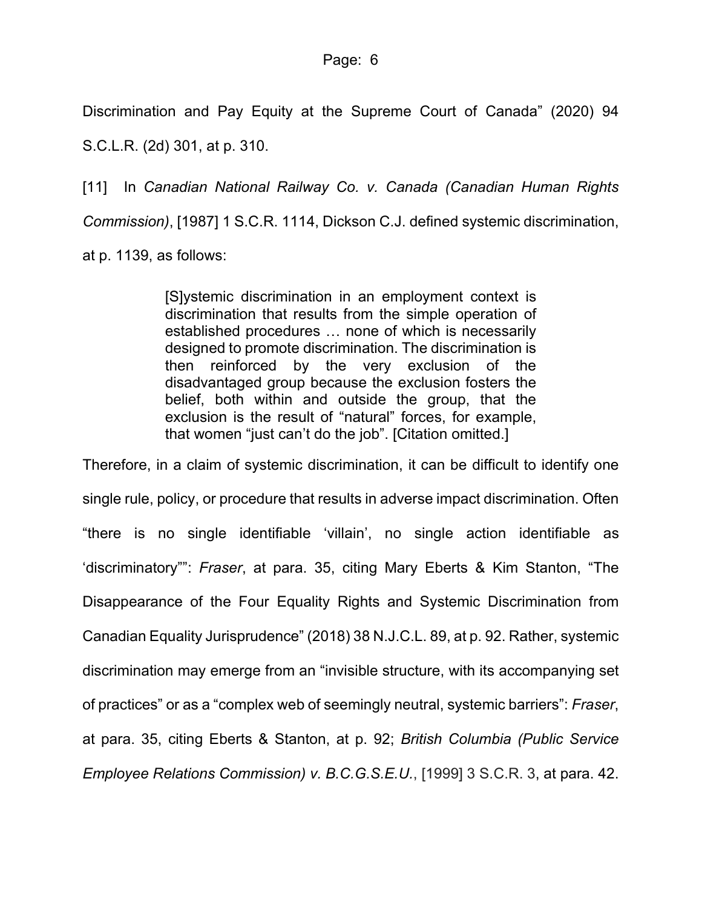Discrimination and Pay Equity at the Supreme Court of Canada" (2020) 94 S.C.L.R. (2d) 301, at p. 310.

[11] In *Canadian National Railway Co. v. Canada (Canadian Human Rights Commission)*, [1987] 1 S.C.R. 1114, Dickson C.J. defined systemic discrimination, at p. 1139, as follows:

> [S]ystemic discrimination in an employment context is discrimination that results from the simple operation of established procedures … none of which is necessarily designed to promote discrimination. The discrimination is then reinforced by the very exclusion of the disadvantaged group because the exclusion fosters the belief, both within and outside the group, that the exclusion is the result of "natural" forces, for example, that women "just can't do the job". [Citation omitted.]

Therefore, in a claim of systemic discrimination, it can be difficult to identify one single rule, policy, or procedure that results in adverse impact discrimination. Often "there is no single identifiable 'villain', no single action identifiable as 'discriminatory'": *Fraser*, at para. 35, citing Mary Eberts & Kim Stanton, "The Disappearance of the Four Equality Rights and Systemic Discrimination from Canadian Equality Jurisprudence" (2018) 38 N.J.C.L. 89, at p. 92. Rather, systemic discrimination may emerge from an "invisible structure, with its accompanying set of practices" or as a "complex web of seemingly neutral, systemic barriers": *Fraser*, at para. 35, citing Eberts & Stanton, at p. 92; *British Columbia (Public Service Employee Relations Commission) v. B.C.G.S.E.U.*, [1999] 3 S.C.R. 3, at para. 42.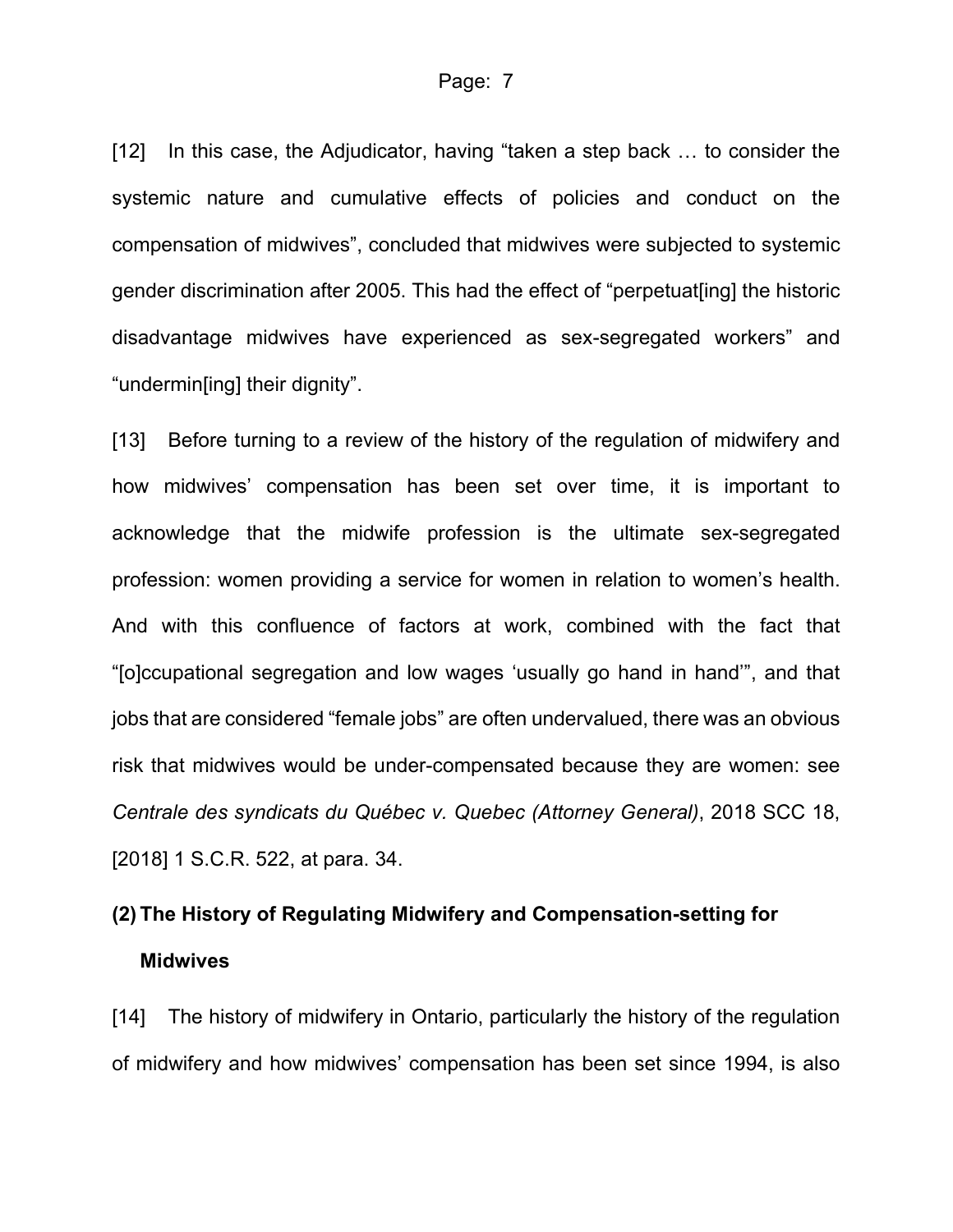[12] In this case, the Adjudicator, having "taken a step back … to consider the systemic nature and cumulative effects of policies and conduct on the compensation of midwives", concluded that midwives were subjected to systemic gender discrimination after 2005. This had the effect of "perpetuat[ing] the historic disadvantage midwives have experienced as sex-segregated workers" and "undermin[ing] their dignity".

[13] Before turning to a review of the history of the regulation of midwifery and how midwives' compensation has been set over time, it is important to acknowledge that the midwife profession is the ultimate sex-segregated profession: women providing a service for women in relation to women's health. And with this confluence of factors at work, combined with the fact that "[o]ccupational segregation and low wages 'usually go hand in hand'", and that jobs that are considered "female jobs" are often undervalued, there was an obvious risk that midwives would be under-compensated because they are women: see *Centrale des syndicats du Québec v. Quebec (Attorney General)*, 2018 SCC 18, [2018] 1 S.C.R. 522, at para. 34.

### (2) The History of Regulating Midwifery and Compensation-setting for Midwives

[14] The history of midwifery in Ontario, particularly the history of the regulation of midwifery and how midwives' compensation has been set since 1994, is also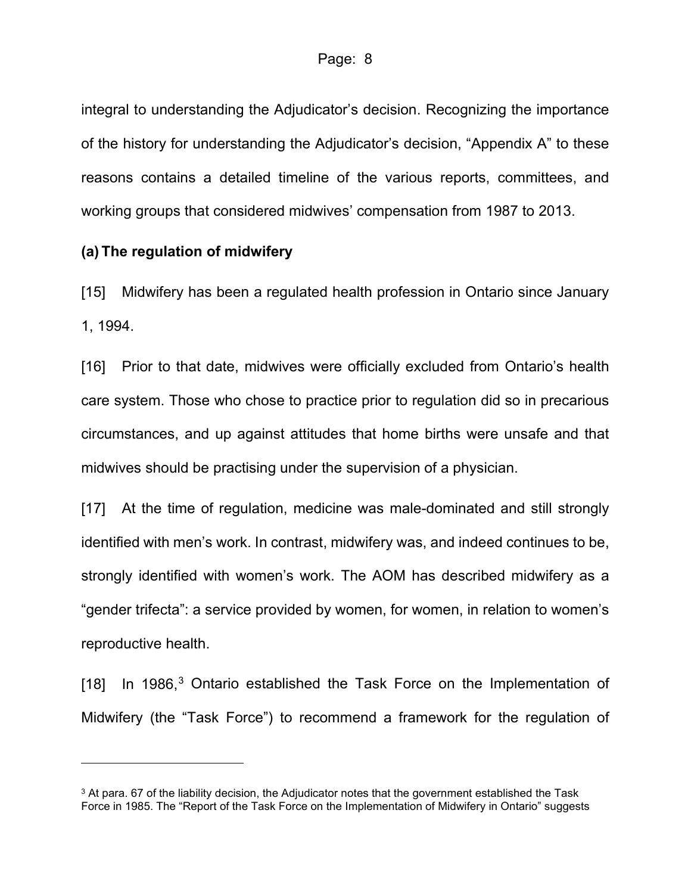integral to understanding the Adjudicator's decision. Recognizing the importance of the history for understanding the Adjudicator's decision, "Appendix A" to these reasons contains a detailed timeline of the various reports, committees, and working groups that considered midwives' compensation from 1987 to 2013.

### (a) The regulation of midwifery

[15] Midwifery has been a regulated health profession in Ontario since January 1, 1994.

[16] Prior to that date, midwives were officially excluded from Ontario's health care system. Those who chose to practice prior to regulation did so in precarious circumstances, and up against attitudes that home births were unsafe and that midwives should be practising under the supervision of a physician.

[17] At the time of regulation, medicine was male-dominated and still strongly identified with men's work. In contrast, midwifery was, and indeed continues to be, strongly identified with women's work. The AOM has described midwifery as a "gender trifecta": a service provided by women, for women, in relation to women's reproductive health.

[18] In 1986,[3] Ontario established the Task Force on the Implementation of Midwifery (the "Task Force") to recommend a framework for the regulation of

---

[3] At para. 67 of the liability decision, the Adjudicator notes that the government established the Task Force in 1985. The "Report of the Task Force on the Implementation of Midwifery in Ontario" suggests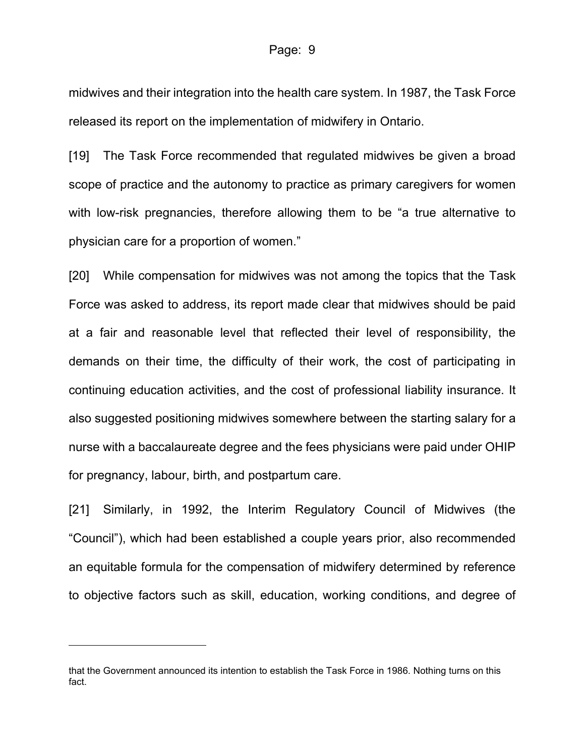midwives and their integration into the health care system. In 1987, the Task Force released its report on the implementation of midwifery in Ontario.

[19] The Task Force recommended that regulated midwives be given a broad scope of practice and the autonomy to practice as primary caregivers for women with low-risk pregnancies, therefore allowing them to be "a true alternative to physician care for a proportion of women."

[20] While compensation for midwives was not among the topics that the Task Force was asked to address, its report made clear that midwives should be paid at a fair and reasonable level that reflected their level of responsibility, the demands on their time, the difficulty of their work, the cost of participating in continuing education activities, and the cost of professional liability insurance. It also suggested positioning midwives somewhere between the starting salary for a nurse with a baccalaureate degree and the fees physicians were paid under OHIP for pregnancy, labour, birth, and postpartum care.

[21] Similarly, in 1992, the Interim Regulatory Council of Midwives (the "Council"), which had been established a couple years prior, also recommended an equitable formula for the compensation of midwifery determined by reference to objective factors such as skill, education, working conditions, and degree of

---

that the Government announced its intention to establish the Task Force in 1986. Nothing turns on this fact.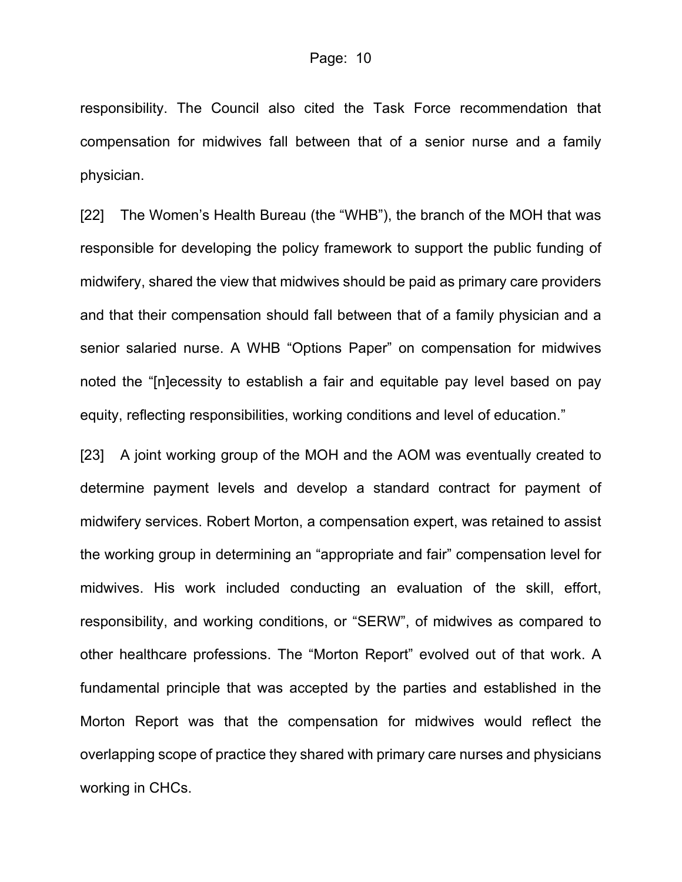responsibility. The Council also cited the Task Force recommendation that compensation for midwives fall between that of a senior nurse and a family physician.

[22] The Women's Health Bureau (the "WHB"), the branch of the MOH that was responsible for developing the policy framework to support the public funding of midwifery, shared the view that midwives should be paid as primary care providers and that their compensation should fall between that of a family physician and a senior salaried nurse. A WHB "Options Paper" on compensation for midwives noted the "[n]ecessity to establish a fair and equitable pay level based on pay equity, reflecting responsibilities, working conditions and level of education."

[23] A joint working group of the MOH and the AOM was eventually created to determine payment levels and develop a standard contract for payment of midwifery services. Robert Morton, a compensation expert, was retained to assist the working group in determining an "appropriate and fair" compensation level for midwives. His work included conducting an evaluation of the skill, effort, responsibility, and working conditions, or "SERW", of midwives as compared to other healthcare professions. The "Morton Report" evolved out of that work. A fundamental principle that was accepted by the parties and established in the Morton Report was that the compensation for midwives would reflect the overlapping scope of practice they shared with primary care nurses and physicians working in CHCs.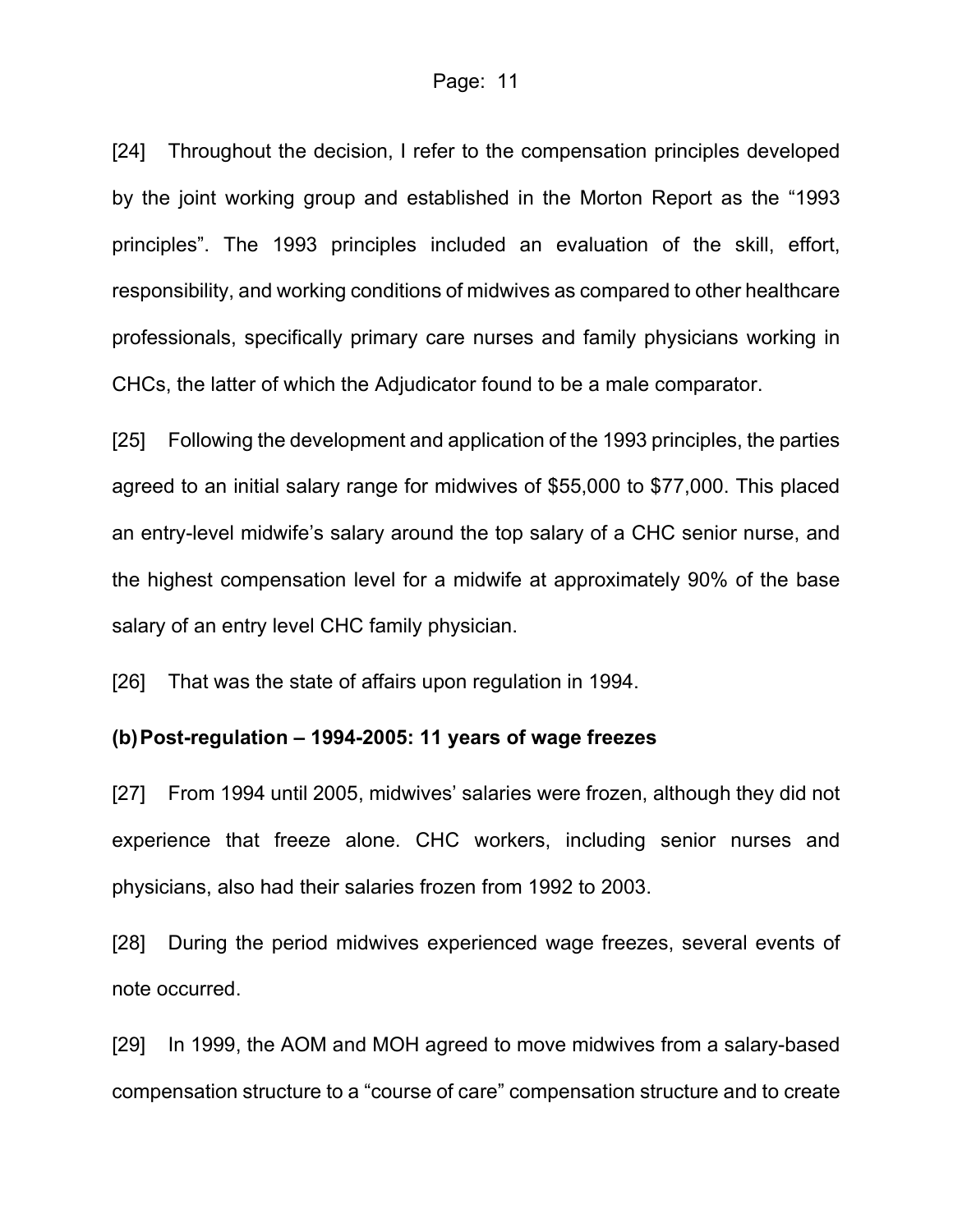[24] Throughout the decision, I refer to the compensation principles developed by the joint working group and established in the Morton Report as the "1993 principles". The 1993 principles included an evaluation of the skill, effort, responsibility, and working conditions of midwives as compared to other healthcare professionals, specifically primary care nurses and family physicians working in CHCs, the latter of which the Adjudicator found to be a male comparator.

[25] Following the development and application of the 1993 principles, the parties agreed to an initial salary range for midwives of $55,000 to $77,000. This placed an entry-level midwife's salary around the top salary of a CHC senior nurse, and the highest compensation level for a midwife at approximately 90% of the base salary of an entry level CHC family physician.

[26] That was the state of affairs upon regulation in 1994.

**(b) Post-regulation – 1994-2005: 11 years of wage freezes**

[27] From 1994 until 2005, midwives' salaries were frozen, although they did not experience that freeze alone. CHC workers, including senior nurses and physicians, also had their salaries frozen from 1992 to 2003.

[28] During the period midwives experienced wage freezes, several events of note occurred.

[29] In 1999, the AOM and MOH agreed to move midwives from a salary-based compensation structure to a "course of care" compensation structure and to create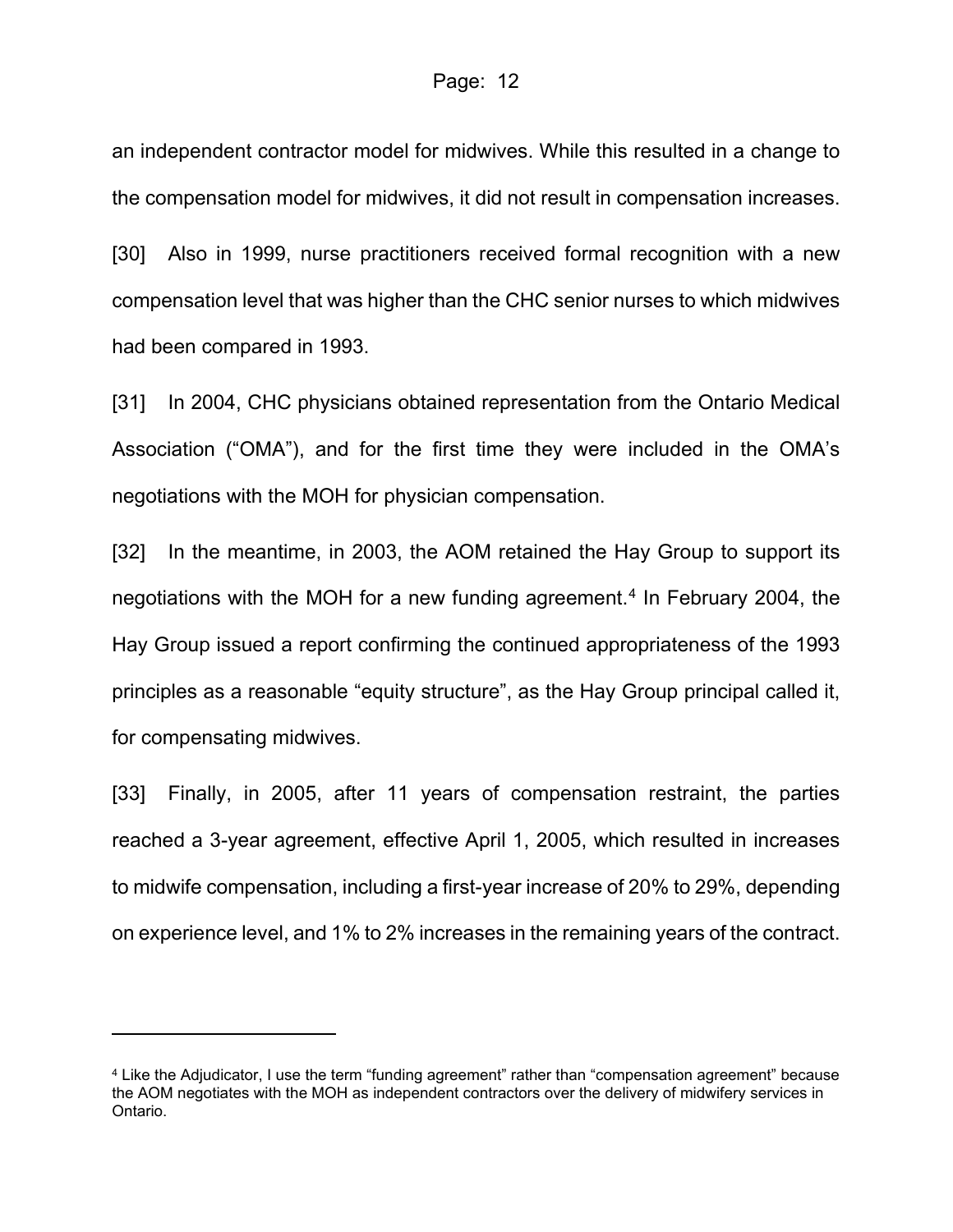an independent contractor model for midwives. While this resulted in a change to the compensation model for midwives, it did not result in compensation increases.

[30] Also in 1999, nurse practitioners received formal recognition with a new compensation level that was higher than the CHC senior nurses to which midwives had been compared in 1993.

[31] In 2004, CHC physicians obtained representation from the Ontario Medical Association ("OMA"), and for the first time they were included in the OMA's negotiations with the MOH for physician compensation.

[32] In the meantime, in 2003, the AOM retained the Hay Group to support its negotiations with the MOH for a new funding agreement.[4] In February 2004, the Hay Group issued a report confirming the continued appropriateness of the 1993 principles as a reasonable "equity structure", as the Hay Group principal called it, for compensating midwives.

[33] Finally, in 2005, after 11 years of compensation restraint, the parties reached a 3-year agreement, effective April 1, 2005, which resulted in increases to midwife compensation, including a first-year increase of 20% to 29%, depending on experience level, and 1% to 2% increases in the remaining years of the contract.

---

[4] Like the Adjudicator, I use the term "funding agreement" rather than "compensation agreement" because the AOM negotiates with the MOH as independent contractors over the delivery of midwifery services in Ontario.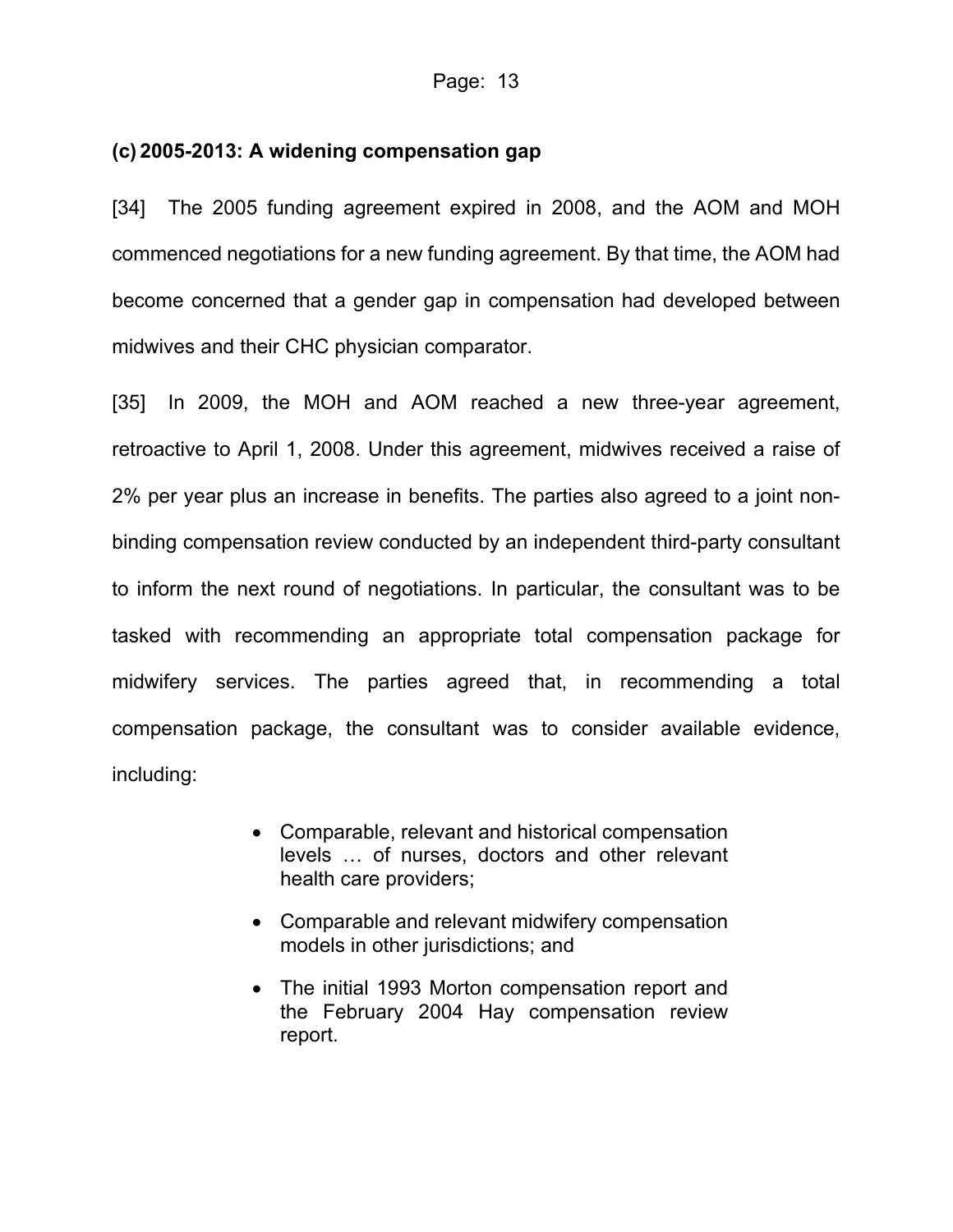### (c) 2005-2013: A widening compensation gap

[34] The 2005 funding agreement expired in 2008, and the AOM and MOH commenced negotiations for a new funding agreement. By that time, the AOM had become concerned that a gender gap in compensation had developed between midwives and their CHC physician comparator.

[35] In 2009, the MOH and AOM reached a new three-year agreement, retroactive to April 1, 2008. Under this agreement, midwives received a raise of 2% per year plus an increase in benefits. The parties also agreed to a joint non-binding compensation review conducted by an independent third-party consultant to inform the next round of negotiations. In particular, the consultant was to be tasked with recommending an appropriate total compensation package for midwifery services. The parties agreed that, in recommending a total compensation package, the consultant was to consider available evidence, including:

- Comparable, relevant and historical compensation levels … of nurses, doctors and other relevant health care providers;
- Comparable and relevant midwifery compensation models in other jurisdictions; and
- The initial 1993 Morton compensation report and the February 2004 Hay compensation review report.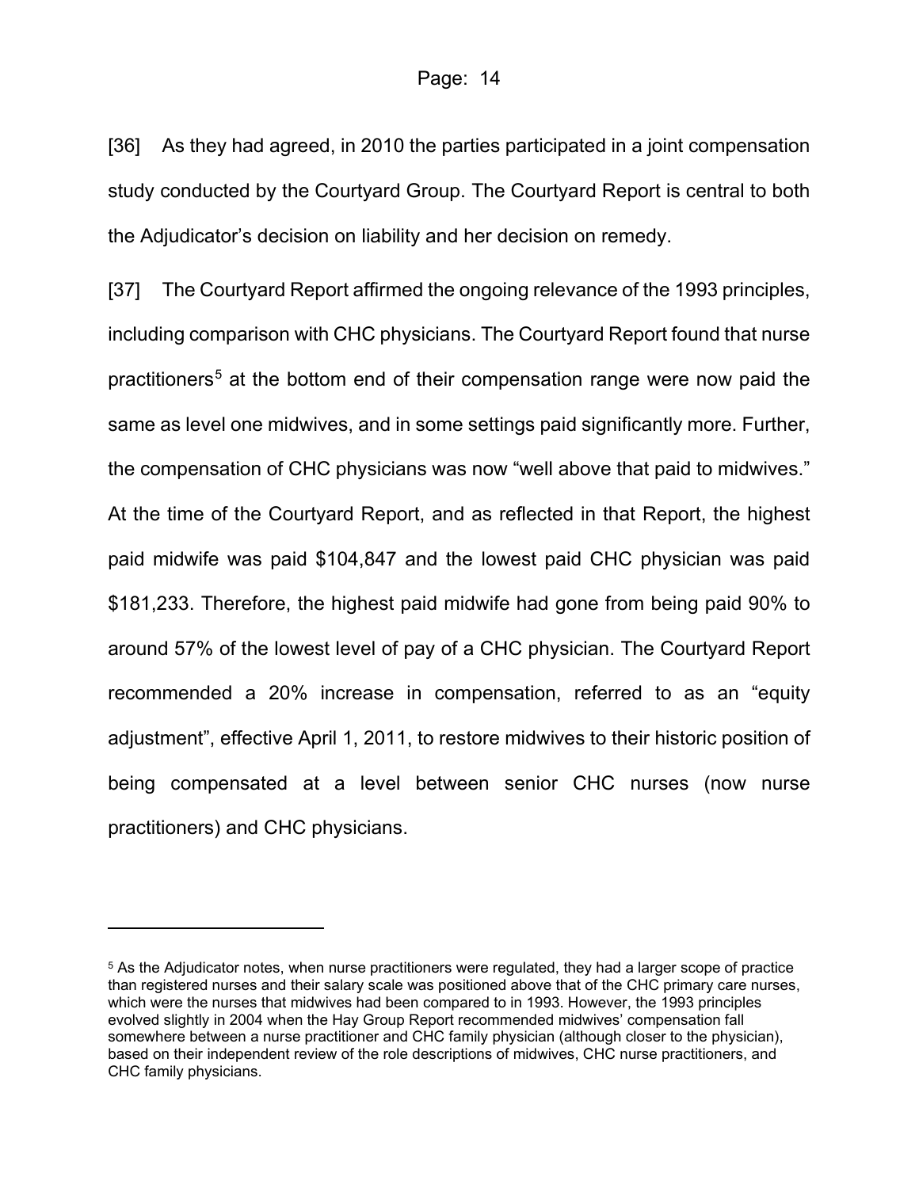[36] As they had agreed, in 2010 the parties participated in a joint compensation study conducted by the Courtyard Group. The Courtyard Report is central to both the Adjudicator's decision on liability and her decision on remedy.

[37] The Courtyard Report affirmed the ongoing relevance of the 1993 principles, including comparison with CHC physicians. The Courtyard Report found that nurse practitioners[5] at the bottom end of their compensation range were now paid the same as level one midwives, and in some settings paid significantly more. Further, the compensation of CHC physicians was now "well above that paid to midwives." At the time of the Courtyard Report, and as reflected in that Report, the highest paid midwife was paid $104,847 and the lowest paid CHC physician was paid $181,233. Therefore, the highest paid midwife had gone from being paid 90% to around 57% of the lowest level of pay of a CHC physician. The Courtyard Report recommended a 20% increase in compensation, referred to as an "equity adjustment", effective April 1, 2011, to restore midwives to their historic position of being compensated at a level between senior CHC nurses (now nurse practitioners) and CHC physicians.

---

[5] As the Adjudicator notes, when nurse practitioners were regulated, they had a larger scope of practice than registered nurses and their salary scale was positioned above that of the CHC primary care nurses, which were the nurses that midwives had been compared to in 1993. However, the 1993 principles evolved slightly in 2004 when the Hay Group Report recommended midwives' compensation fall somewhere between a nurse practitioner and CHC family physician (although closer to the physician), based on their independent review of the role descriptions of midwives, CHC nurse practitioners, and CHC family physicians.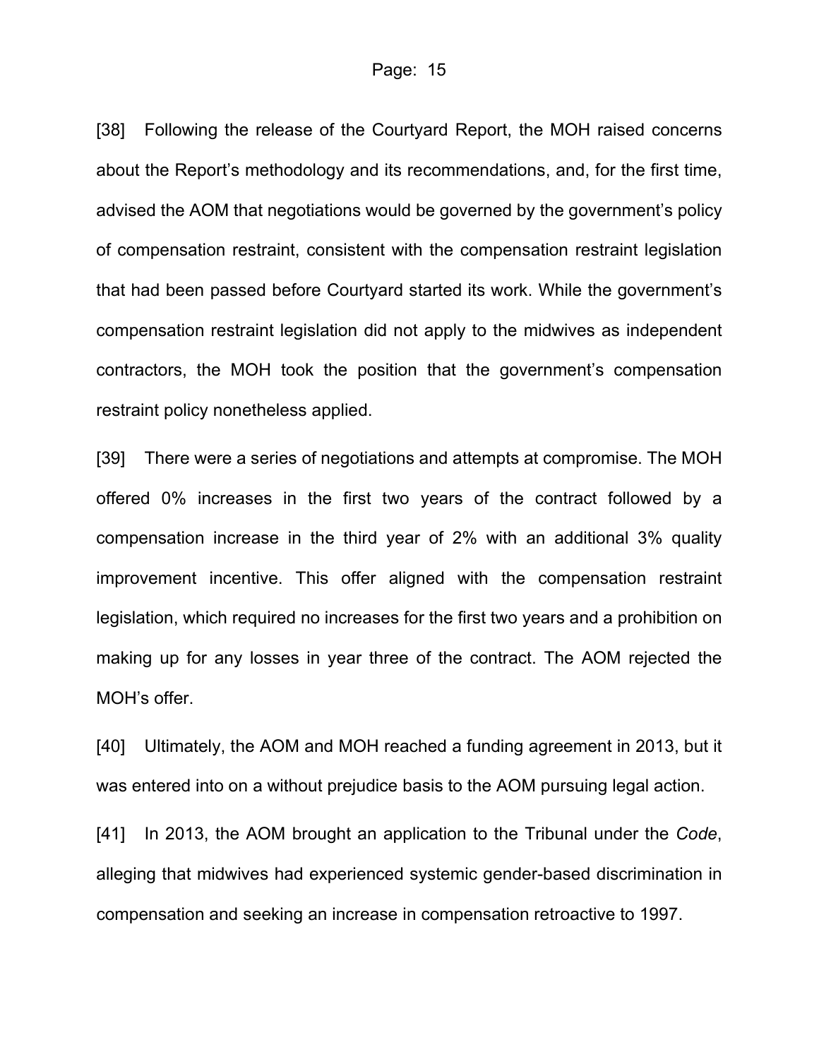[38] Following the release of the Courtyard Report, the MOH raised concerns about the Report's methodology and its recommendations, and, for the first time, advised the AOM that negotiations would be governed by the government's policy of compensation restraint, consistent with the compensation restraint legislation that had been passed before Courtyard started its work. While the government's compensation restraint legislation did not apply to the midwives as independent contractors, the MOH took the position that the government's compensation restraint policy nonetheless applied.

[39] There were a series of negotiations and attempts at compromise. The MOH offered 0% increases in the first two years of the contract followed by a compensation increase in the third year of 2% with an additional 3% quality improvement incentive. This offer aligned with the compensation restraint legislation, which required no increases for the first two years and a prohibition on making up for any losses in year three of the contract. The AOM rejected the MOH's offer.

[40] Ultimately, the AOM and MOH reached a funding agreement in 2013, but it was entered into on a without prejudice basis to the AOM pursuing legal action.

[41] In 2013, the AOM brought an application to the Tribunal under the *Code*, alleging that midwives had experienced systemic gender-based discrimination in compensation and seeking an increase in compensation retroactive to 1997.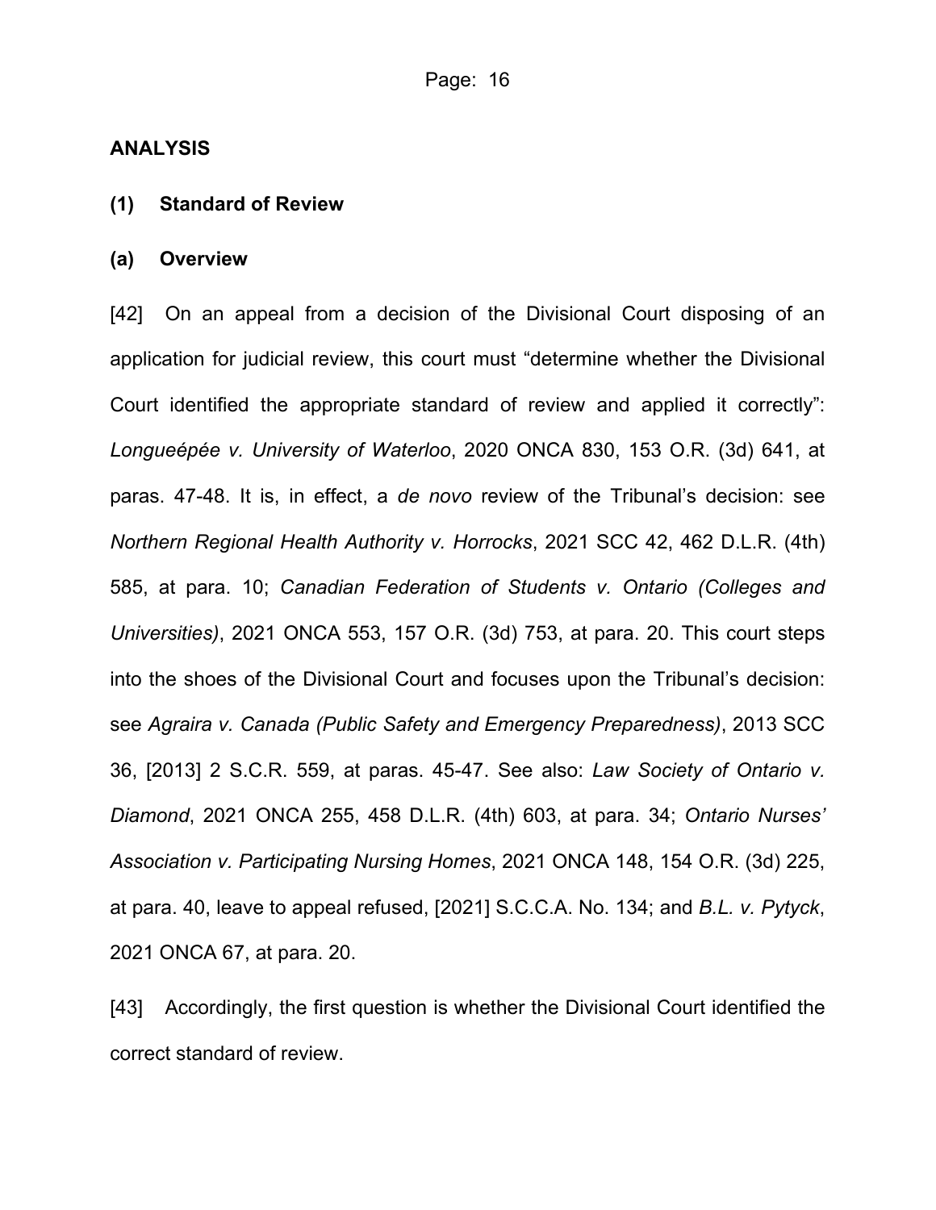## ANALYSIS

### (1) Standard of Review

#### (a) Overview

[42] On an appeal from a decision of the Divisional Court disposing of an application for judicial review, this court must "determine whether the Divisional Court identified the appropriate standard of review and applied it correctly": *Longueépée v. University of Waterloo*, 2020 ONCA 830, 153 O.R. (3d) 641, at paras. 47-48. It is, in effect, a *de novo* review of the Tribunal's decision: see *Northern Regional Health Authority v. Horrocks*, 2021 SCC 42, 462 D.L.R. (4th) 585, at para. 10; *Canadian Federation of Students v. Ontario (Colleges and Universities)*, 2021 ONCA 553, 157 O.R. (3d) 753, at para. 20. This court steps into the shoes of the Divisional Court and focuses upon the Tribunal's decision: see *Agraira v. Canada (Public Safety and Emergency Preparedness)*, 2013 SCC 36, [2013] 2 S.C.R. 559, at paras. 45-47. See also: *Law Society of Ontario v. Diamond*, 2021 ONCA 255, 458 D.L.R. (4th) 603, at para. 34; *Ontario Nurses' Association v. Participating Nursing Homes*, 2021 ONCA 148, 154 O.R. (3d) 225, at para. 40, leave to appeal refused, [2021] S.C.C.A. No. 134; and *B.L. v. Pytyck*, 2021 ONCA 67, at para. 20.

[43] Accordingly, the first question is whether the Divisional Court identified the correct standard of review.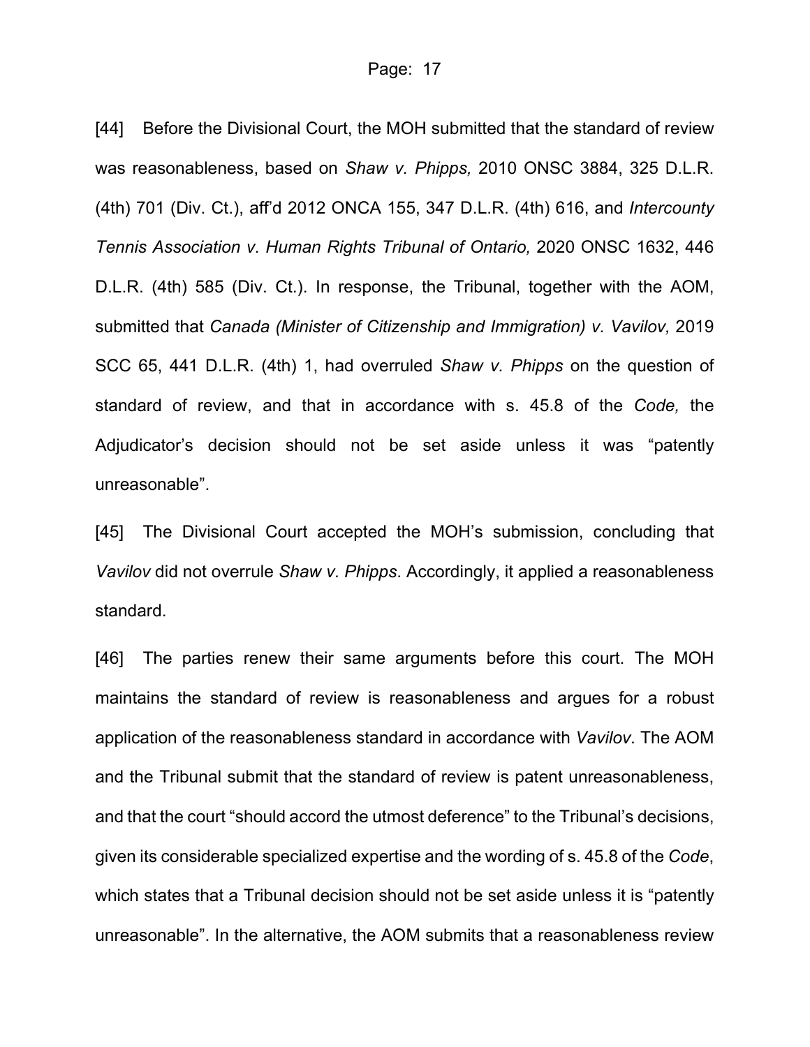[44] Before the Divisional Court, the MOH submitted that the standard of review was reasonableness, based on *Shaw v. Phipps,* 2010 ONSC 3884, 325 D.L.R. (4th) 701 (Div. Ct.), aff'd 2012 ONCA 155, 347 D.L.R. (4th) 616, and *Intercounty Tennis Association v. Human Rights Tribunal of Ontario,* 2020 ONSC 1632, 446 D.L.R. (4th) 585 (Div. Ct.). In response, the Tribunal, together with the AOM, submitted that *Canada (Minister of Citizenship and Immigration) v. Vavilov,* 2019 SCC 65, 441 D.L.R. (4th) 1, had overruled *Shaw v. Phipps* on the question of standard of review, and that in accordance with s. 45.8 of the *Code,* the Adjudicator's decision should not be set aside unless it was "patently unreasonable".

[45] The Divisional Court accepted the MOH's submission, concluding that *Vavilov* did not overrule *Shaw v. Phipps*. Accordingly, it applied a reasonableness standard.

[46] The parties renew their same arguments before this court. The MOH maintains the standard of review is reasonableness and argues for a robust application of the reasonableness standard in accordance with *Vavilov*. The AOM and the Tribunal submit that the standard of review is patent unreasonableness, and that the court "should accord the utmost deference" to the Tribunal's decisions, given its considerable specialized expertise and the wording of s. 45.8 of the *Code*, which states that a Tribunal decision should not be set aside unless it is "patently unreasonable". In the alternative, the AOM submits that a reasonableness review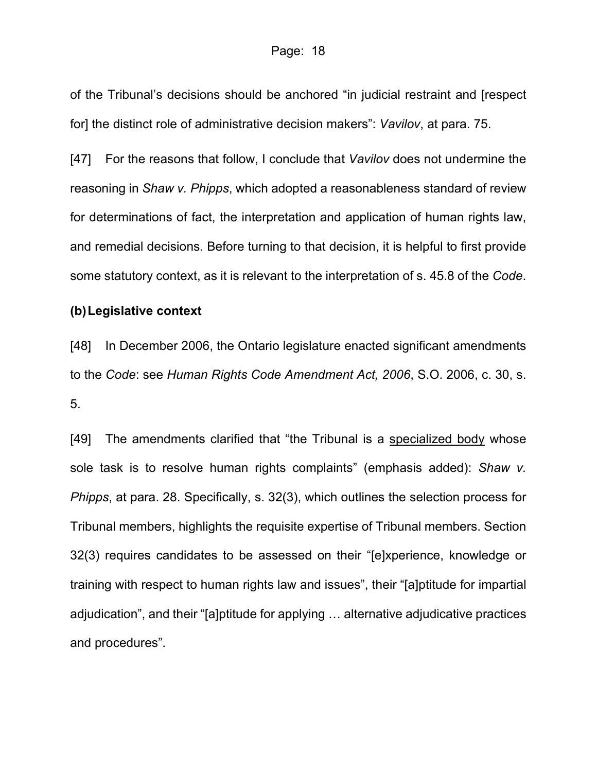of the Tribunal's decisions should be anchored "in judicial restraint and [respect for] the distinct role of administrative decision makers": *Vavilov*, at para. 75.

[47] For the reasons that follow, I conclude that *Vavilov* does not undermine the reasoning in *Shaw v. Phipps*, which adopted a reasonableness standard of review for determinations of fact, the interpretation and application of human rights law, and remedial decisions. Before turning to that decision, it is helpful to first provide some statutory context, as it is relevant to the interpretation of s. 45.8 of the *Code*.

**(b) Legislative context**

[48] In December 2006, the Ontario legislature enacted significant amendments to the *Code*: see *Human Rights Code Amendment Act, 2006*, S.O. 2006, c. 30, s. 5.

[49] The amendments clarified that "the Tribunal is a <u>specialized body</u> whose sole task is to resolve human rights complaints" (emphasis added): *Shaw v. Phipps*, at para. 28. Specifically, s. 32(3), which outlines the selection process for Tribunal members, highlights the requisite expertise of Tribunal members. Section 32(3) requires candidates to be assessed on their "[e]xperience, knowledge or training with respect to human rights law and issues", their "[a]ptitude for impartial adjudication", and their "[a]ptitude for applying … alternative adjudicative practices and procedures".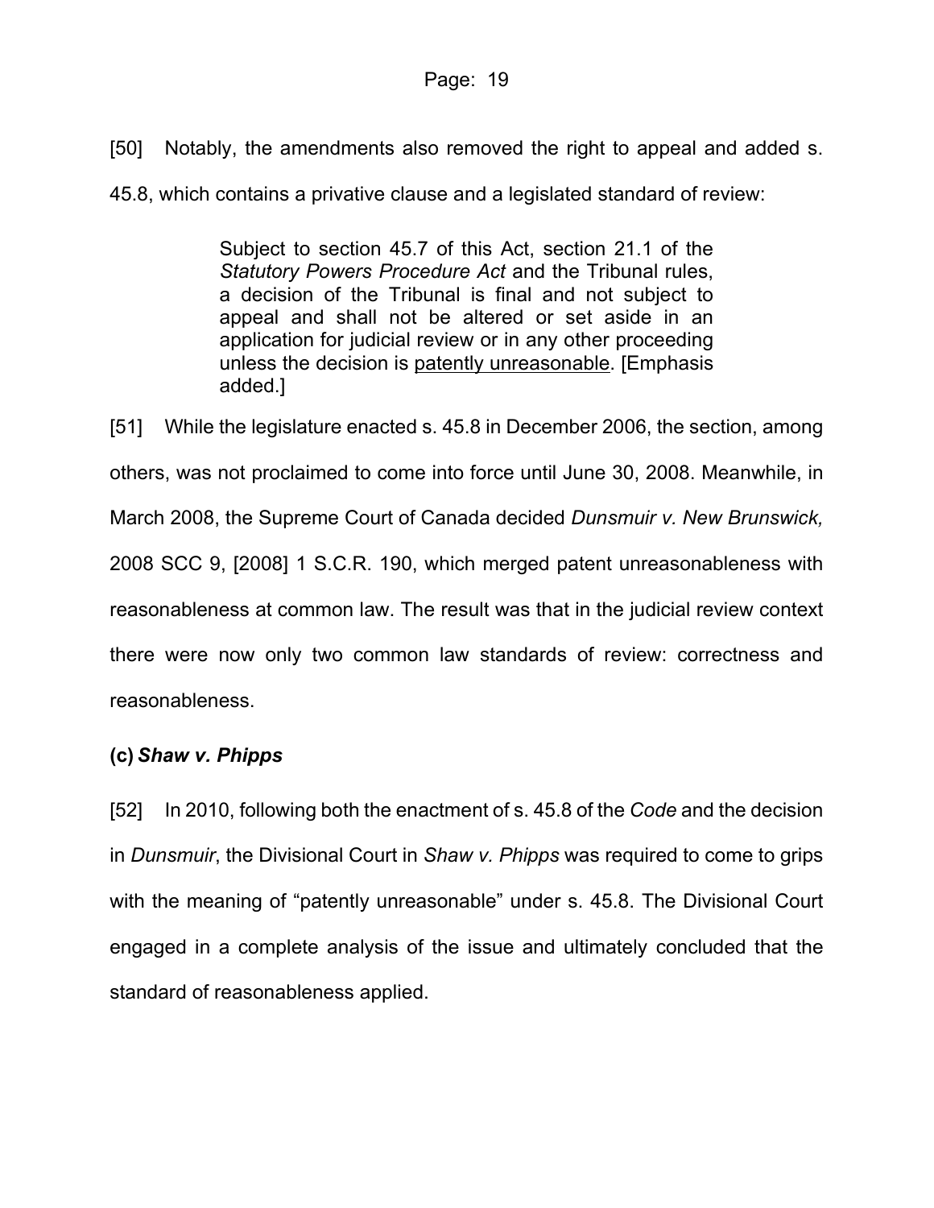[50] Notably, the amendments also removed the right to appeal and added s. 45.8, which contains a privative clause and a legislated standard of review:

> Subject to section 45.7 of this Act, section 21.1 of the *Statutory Powers Procedure Act* and the Tribunal rules, a decision of the Tribunal is final and not subject to appeal and shall not be altered or set aside in an application for judicial review or in any other proceeding unless the decision is <u>patently unreasonable</u>. [Emphasis added.]

[51] While the legislature enacted s. 45.8 in December 2006, the section, among others, was not proclaimed to come into force until June 30, 2008. Meanwhile, in March 2008, the Supreme Court of Canada decided *Dunsmuir v. New Brunswick,* 2008 SCC 9, [2008] 1 S.C.R. 190, which merged patent unreasonableness with reasonableness at common law. The result was that in the judicial review context there were now only two common law standards of review: correctness and reasonableness.

### (c) *Shaw v. Phipps*

[52] In 2010, following both the enactment of s. 45.8 of the *Code* and the decision in *Dunsmuir*, the Divisional Court in *Shaw v. Phipps* was required to come to grips with the meaning of "patently unreasonable" under s. 45.8. The Divisional Court engaged in a complete analysis of the issue and ultimately concluded that the standard of reasonableness applied.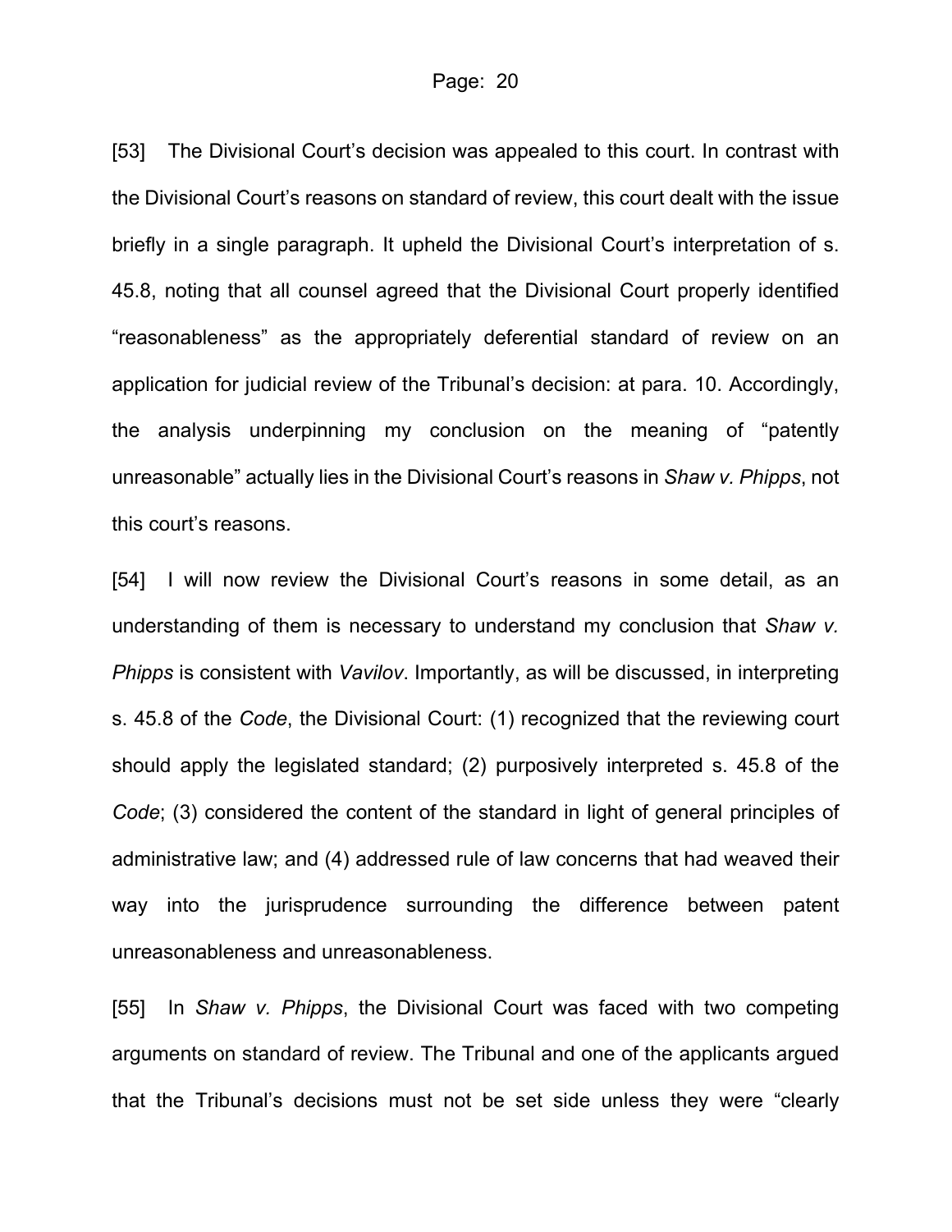[53] The Divisional Court's decision was appealed to this court. In contrast with the Divisional Court's reasons on standard of review, this court dealt with the issue briefly in a single paragraph. It upheld the Divisional Court's interpretation of s. 45.8, noting that all counsel agreed that the Divisional Court properly identified "reasonableness" as the appropriately deferential standard of review on an application for judicial review of the Tribunal's decision: at para. 10. Accordingly, the analysis underpinning my conclusion on the meaning of "patently unreasonable" actually lies in the Divisional Court's reasons in *Shaw v. Phipps*, not this court's reasons.

[54] I will now review the Divisional Court's reasons in some detail, as an understanding of them is necessary to understand my conclusion that *Shaw v. Phipps* is consistent with *Vavilov*. Importantly, as will be discussed, in interpreting s. 45.8 of the *Code*, the Divisional Court: (1) recognized that the reviewing court should apply the legislated standard; (2) purposively interpreted s. 45.8 of the *Code*; (3) considered the content of the standard in light of general principles of administrative law; and (4) addressed rule of law concerns that had weaved their way into the jurisprudence surrounding the difference between patent unreasonableness and unreasonableness.

[55] In *Shaw v. Phipps*, the Divisional Court was faced with two competing arguments on standard of review. The Tribunal and one of the applicants argued that the Tribunal's decisions must not be set side unless they were "clearly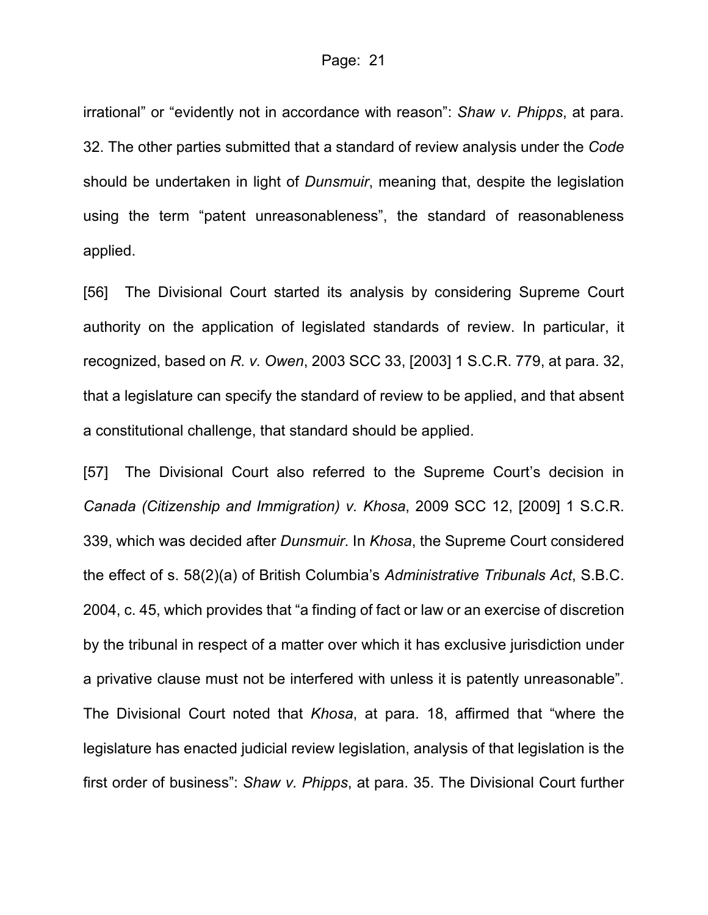irrational" or "evidently not in accordance with reason": *Shaw v. Phipps*, at para. 32. The other parties submitted that a standard of review analysis under the *Code* should be undertaken in light of *Dunsmuir*, meaning that, despite the legislation using the term "patent unreasonableness", the standard of reasonableness applied.

[56] The Divisional Court started its analysis by considering Supreme Court authority on the application of legislated standards of review. In particular, it recognized, based on *R. v. Owen*, 2003 SCC 33, [2003] 1 S.C.R. 779, at para. 32, that a legislature can specify the standard of review to be applied, and that absent a constitutional challenge, that standard should be applied.

[57] The Divisional Court also referred to the Supreme Court's decision in *Canada (Citizenship and Immigration) v. Khosa*, 2009 SCC 12, [2009] 1 S.C.R. 339, which was decided after *Dunsmuir*. In *Khosa*, the Supreme Court considered the effect of s. 58(2)(a) of British Columbia's *Administrative Tribunals Act*, S.B.C. 2004, c. 45, which provides that "a finding of fact or law or an exercise of discretion by the tribunal in respect of a matter over which it has exclusive jurisdiction under a privative clause must not be interfered with unless it is patently unreasonable". The Divisional Court noted that *Khosa*, at para. 18, affirmed that "where the legislature has enacted judicial review legislation, analysis of that legislation is the first order of business": *Shaw v. Phipps*, at para. 35. The Divisional Court further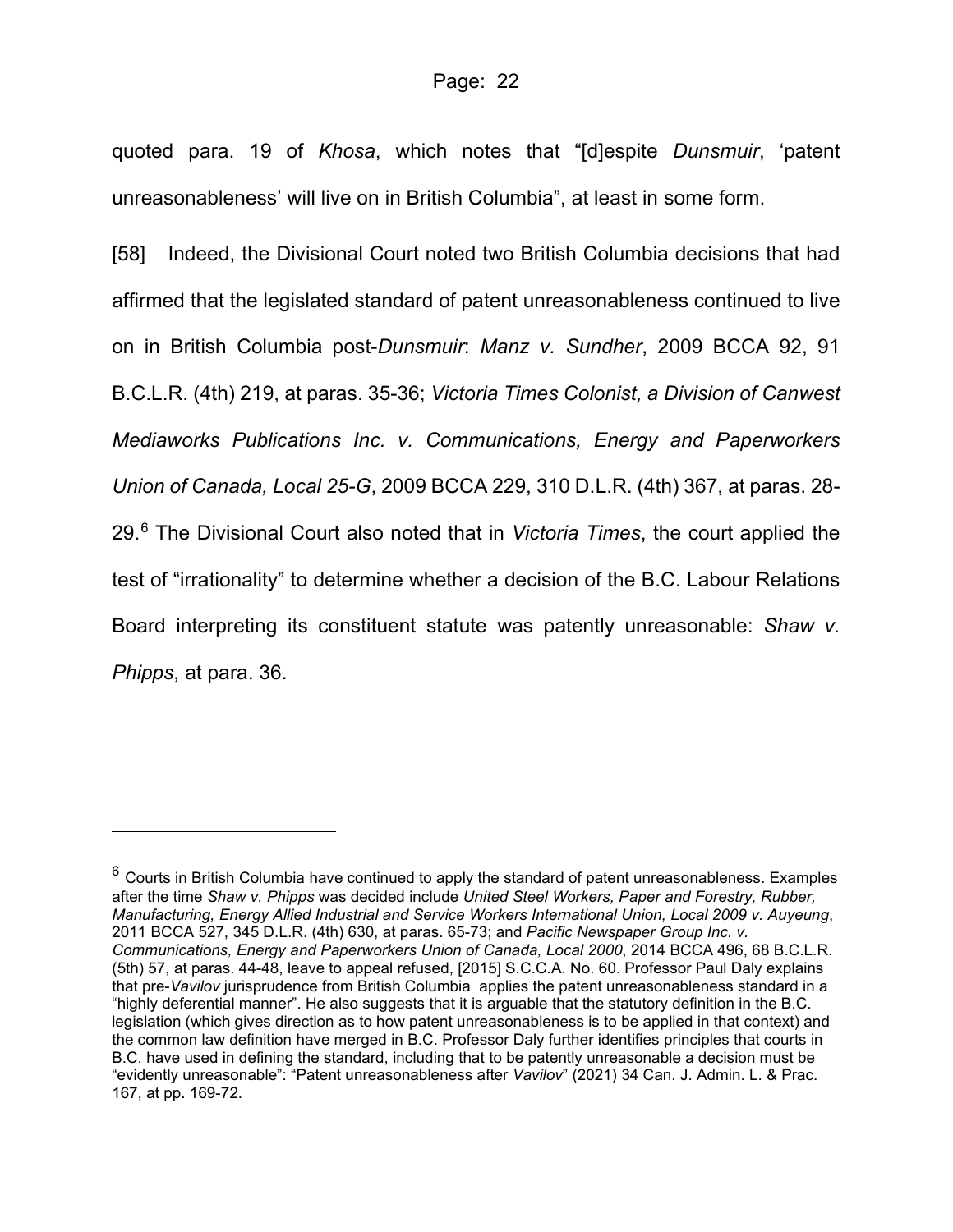quoted para. 19 of *Khosa*, which notes that "[d]espite *Dunsmuir*, 'patent unreasonableness' will live on in British Columbia", at least in some form.

[58] Indeed, the Divisional Court noted two British Columbia decisions that had affirmed that the legislated standard of patent unreasonableness continued to live on in British Columbia post-*Dunsmuir*: *Manz v. Sundher*, 2009 BCCA 92, 91 B.C.L.R. (4th) 219, at paras. 35-36; *Victoria Times Colonist, a Division of Canwest Mediaworks Publications Inc. v. Communications, Energy and Paperworkers Union of Canada, Local 25-G*, 2009 BCCA 229, 310 D.L.R. (4th) 367, at paras. 28-29.[6] The Divisional Court also noted that in *Victoria Times*, the court applied the test of "irrationality" to determine whether a decision of the B.C. Labour Relations Board interpreting its constituent statute was patently unreasonable: *Shaw v. Phipps*, at para. 36.

---

[6] Courts in British Columbia have continued to apply the standard of patent unreasonableness. Examples after the time *Shaw v. Phipps* was decided include *United Steel Workers, Paper and Forestry, Rubber, Manufacturing, Energy Allied Industrial and Service Workers International Union, Local 2009 v. Auyeung*, 2011 BCCA 527, 345 D.L.R. (4th) 630, at paras. 65-73; and *Pacific Newspaper Group Inc. v. Communications, Energy and Paperworkers Union of Canada, Local 2000*, 2014 BCCA 496, 68 B.C.L.R. (5th) 57, at paras. 44-48, leave to appeal refused, [2015] S.C.C.A. No. 60. Professor Paul Daly explains that pre-*Vavilov* jurisprudence from British Columbia applies the patent unreasonableness standard in a "highly deferential manner". He also suggests that it is arguable that the statutory definition in the B.C. legislation (which gives direction as to how patent unreasonableness is to be applied in that context) and the common law definition have merged in B.C. Professor Daly further identifies principles that courts in B.C. have used in defining the standard, including that to be patently unreasonable a decision must be "evidently unreasonable": "Patent unreasonableness after *Vavilov*" (2021) 34 Can. J. Admin. L. & Prac. 167, at pp. 169-72.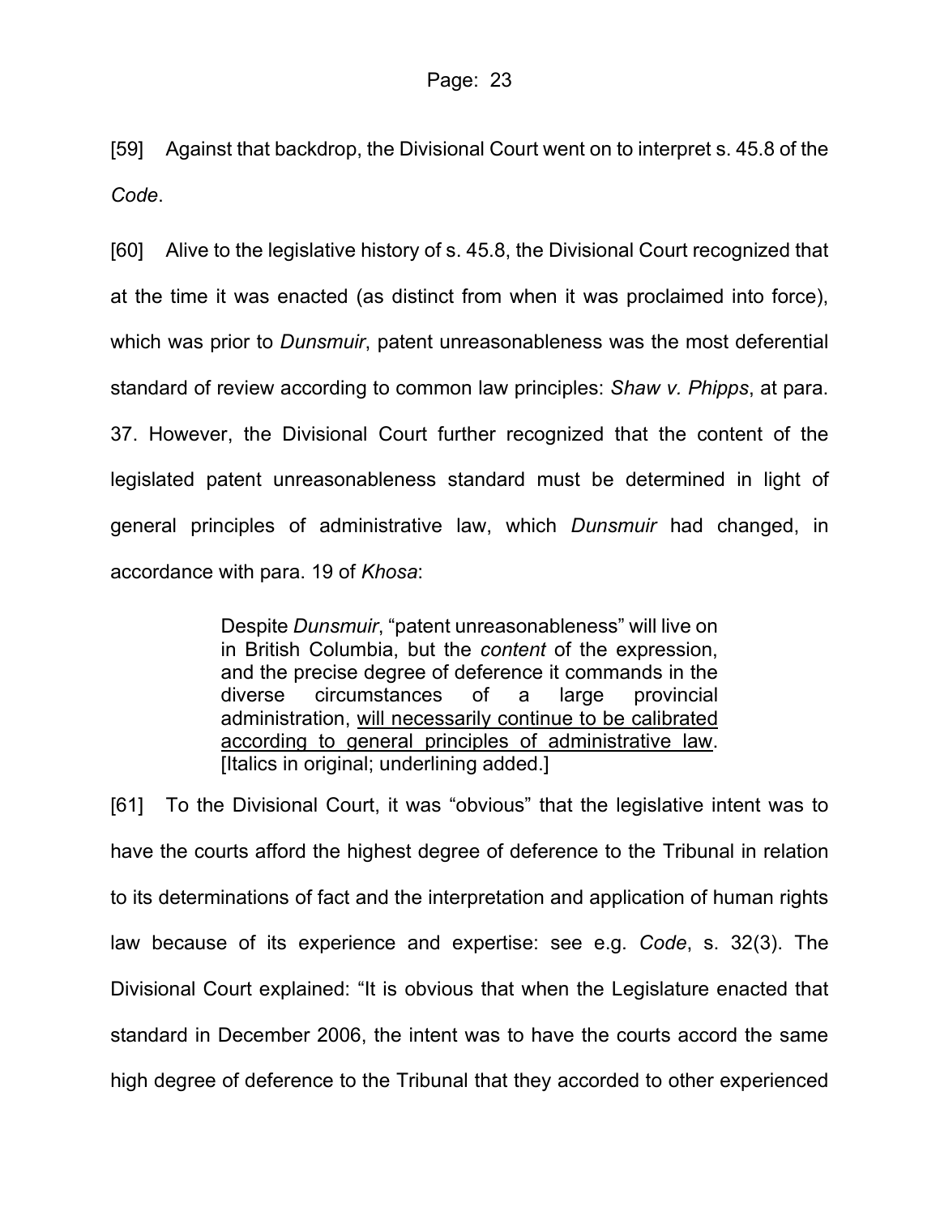[59] Against that backdrop, the Divisional Court went on to interpret s. 45.8 of the *Code*.

[60] Alive to the legislative history of s. 45.8, the Divisional Court recognized that at the time it was enacted (as distinct from when it was proclaimed into force), which was prior to *Dunsmuir*, patent unreasonableness was the most deferential standard of review according to common law principles: *Shaw v. Phipps*, at para. 37. However, the Divisional Court further recognized that the content of the legislated patent unreasonableness standard must be determined in light of general principles of administrative law, which *Dunsmuir* had changed, in accordance with para. 19 of *Khosa*:

> Despite *Dunsmuir*, "patent unreasonableness" will live on in British Columbia, but the *content* of the expression, and the precise degree of deference it commands in the diverse circumstances of a large provincial administration, <u>will necessarily continue to be calibrated according to general principles of administrative law</u>. [Italics in original; underlining added.]

[61] To the Divisional Court, it was "obvious" that the legislative intent was to have the courts afford the highest degree of deference to the Tribunal in relation to its determinations of fact and the interpretation and application of human rights law because of its experience and expertise: see e.g. *Code*, s. 32(3). The Divisional Court explained: "It is obvious that when the Legislature enacted that standard in December 2006, the intent was to have the courts accord the same high degree of deference to the Tribunal that they accorded to other experienced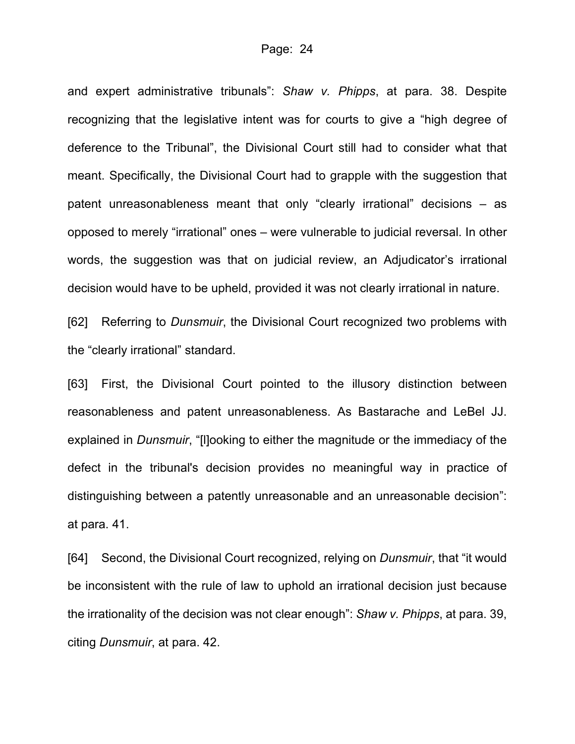and expert administrative tribunals": *Shaw v. Phipps*, at para. 38. Despite recognizing that the legislative intent was for courts to give a "high degree of deference to the Tribunal", the Divisional Court still had to consider what that meant. Specifically, the Divisional Court had to grapple with the suggestion that patent unreasonableness meant that only "clearly irrational" decisions – as opposed to merely "irrational" ones – were vulnerable to judicial reversal. In other words, the suggestion was that on judicial review, an Adjudicator's irrational decision would have to be upheld, provided it was not clearly irrational in nature.

[62] Referring to *Dunsmuir*, the Divisional Court recognized two problems with the "clearly irrational" standard.

[63] First, the Divisional Court pointed to the illusory distinction between reasonableness and patent unreasonableness. As Bastarache and LeBel JJ. explained in *Dunsmuir*, "[l]ooking to either the magnitude or the immediacy of the defect in the tribunal's decision provides no meaningful way in practice of distinguishing between a patently unreasonable and an unreasonable decision": at para. 41.

[64] Second, the Divisional Court recognized, relying on *Dunsmuir*, that "it would be inconsistent with the rule of law to uphold an irrational decision just because the irrationality of the decision was not clear enough": *Shaw v. Phipps*, at para. 39, citing *Dunsmuir*, at para. 42.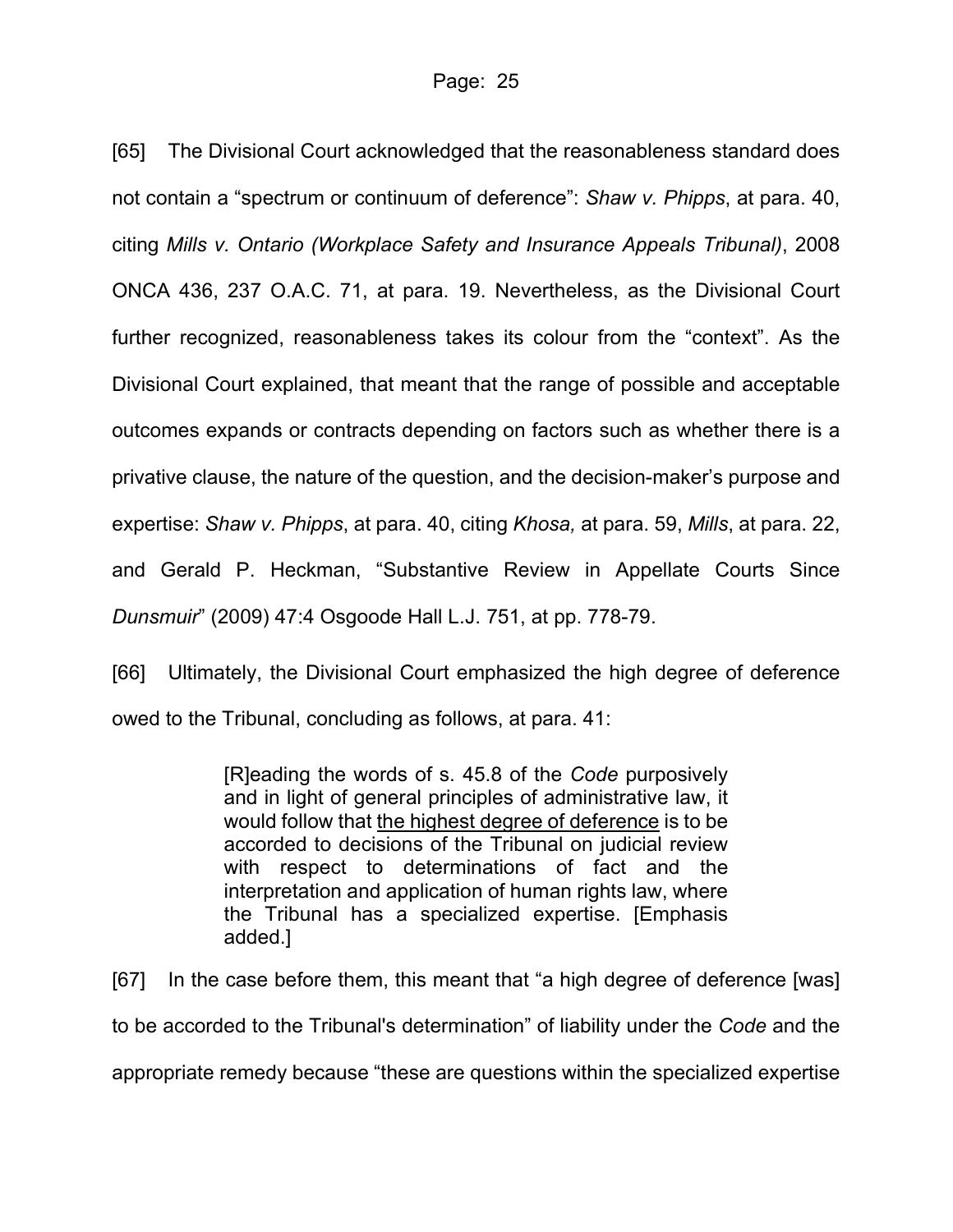[65] The Divisional Court acknowledged that the reasonableness standard does not contain a "spectrum or continuum of deference": *Shaw v. Phipps*, at para. 40, citing *Mills v. Ontario (Workplace Safety and Insurance Appeals Tribunal)*, 2008 ONCA 436, 237 O.A.C. 71, at para. 19. Nevertheless, as the Divisional Court further recognized, reasonableness takes its colour from the "context". As the Divisional Court explained, that meant that the range of possible and acceptable outcomes expands or contracts depending on factors such as whether there is a privative clause, the nature of the question, and the decision-maker's purpose and expertise: *Shaw v. Phipps*, at para. 40, citing *Khosa,* at para. 59, *Mills*, at para. 22, and Gerald P. Heckman, "Substantive Review in Appellate Courts Since *Dunsmuir*" (2009) 47:4 Osgoode Hall L.J. 751, at pp. 778-79.

[66] Ultimately, the Divisional Court emphasized the high degree of deference owed to the Tribunal, concluding as follows, at para. 41:

> [R]eading the words of s. 45.8 of the *Code* purposively and in light of general principles of administrative law, it would follow that <u>the highest degree of deference</u> is to be accorded to decisions of the Tribunal on judicial review with respect to determinations of fact and the interpretation and application of human rights law, where the Tribunal has a specialized expertise. [Emphasis added.]

[67] In the case before them, this meant that "a high degree of deference [was] to be accorded to the Tribunal's determination" of liability under the *Code* and the appropriate remedy because "these are questions within the specialized expertise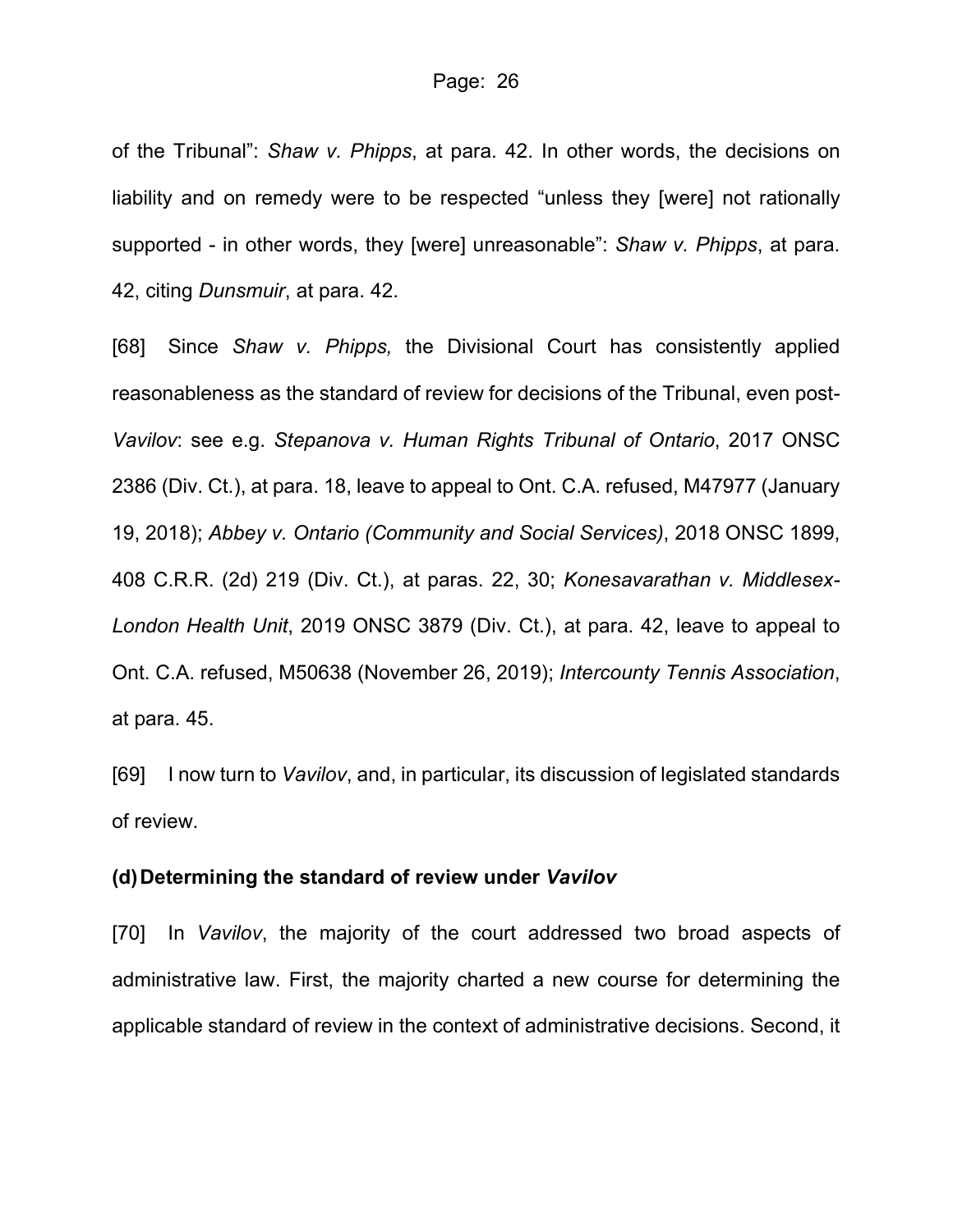of the Tribunal": *Shaw v. Phipps*, at para. 42. In other words, the decisions on liability and on remedy were to be respected "unless they [were] not rationally supported - in other words, they [were] unreasonable": *Shaw v. Phipps*, at para. 42, citing *Dunsmuir*, at para. 42.

[68] Since *Shaw v. Phipps,* the Divisional Court has consistently applied reasonableness as the standard of review for decisions of the Tribunal, even post-*Vavilov*: see e.g. *Stepanova v. Human Rights Tribunal of Ontario*, 2017 ONSC 2386 (Div. Ct.), at para. 18, leave to appeal to Ont. C.A. refused, M47977 (January 19, 2018); *Abbey v. Ontario (Community and Social Services)*, 2018 ONSC 1899, 408 C.R.R. (2d) 219 (Div. Ct.), at paras. 22, 30; *Konesavarathan v. Middlesex-London Health Unit*, 2019 ONSC 3879 (Div. Ct.), at para. 42, leave to appeal to Ont. C.A. refused, M50638 (November 26, 2019); *Intercounty Tennis Association*, at para. 45.

[69] I now turn to *Vavilov*, and, in particular, its discussion of legislated standards of review.

### (d) Determining the standard of review under *Vavilov*

[70] In *Vavilov*, the majority of the court addressed two broad aspects of administrative law. First, the majority charted a new course for determining the applicable standard of review in the context of administrative decisions. Second, it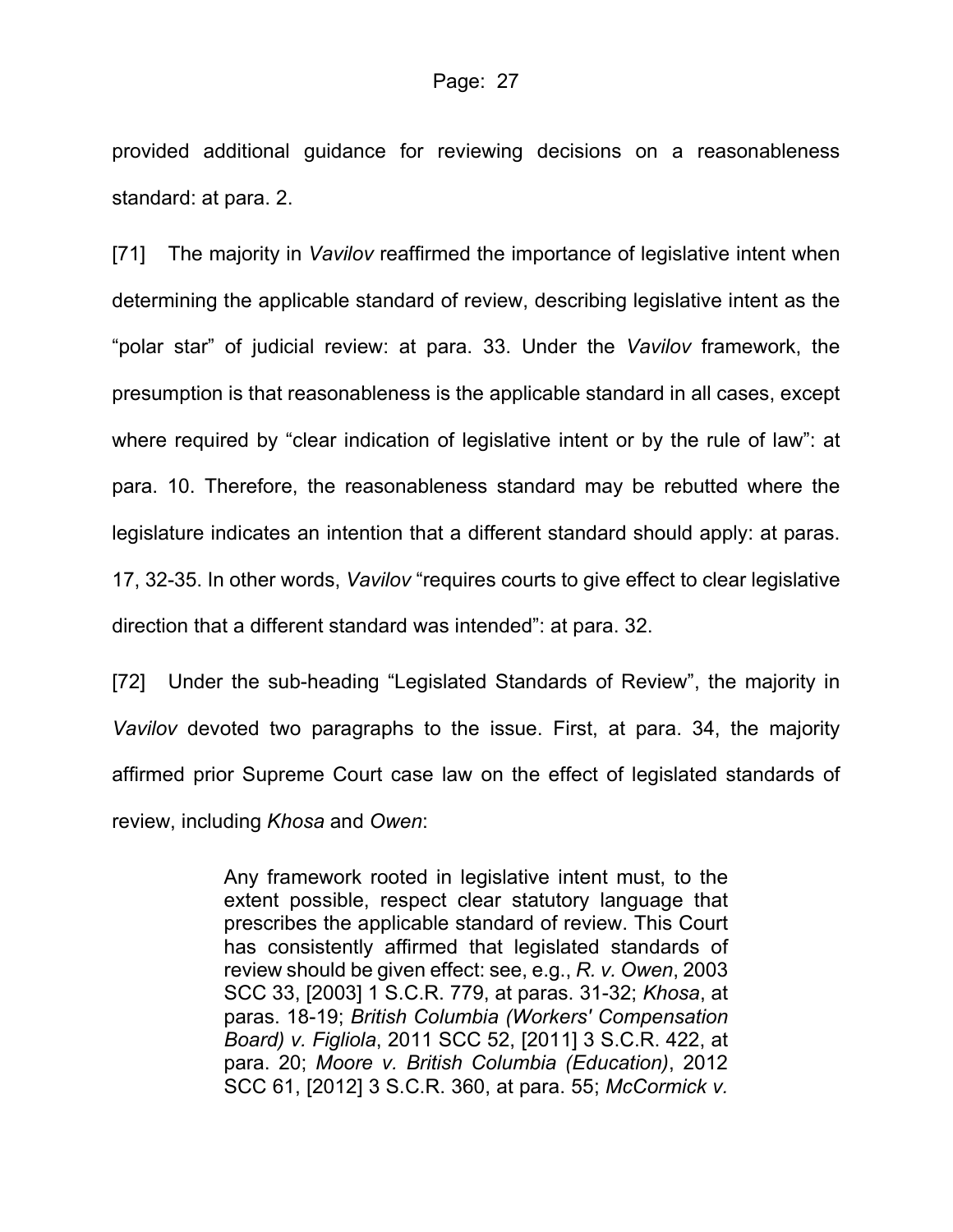provided additional guidance for reviewing decisions on a reasonableness standard: at para. 2.

[71] The majority in *Vavilov* reaffirmed the importance of legislative intent when determining the applicable standard of review, describing legislative intent as the "polar star" of judicial review: at para. 33. Under the *Vavilov* framework, the presumption is that reasonableness is the applicable standard in all cases, except where required by "clear indication of legislative intent or by the rule of law": at para. 10. Therefore, the reasonableness standard may be rebutted where the legislature indicates an intention that a different standard should apply: at paras. 17, 32-35. In other words, *Vavilov* "requires courts to give effect to clear legislative direction that a different standard was intended": at para. 32.

[72] Under the sub-heading "Legislated Standards of Review", the majority in *Vavilov* devoted two paragraphs to the issue. First, at para. 34, the majority affirmed prior Supreme Court case law on the effect of legislated standards of review, including *Khosa* and *Owen*:

> Any framework rooted in legislative intent must, to the extent possible, respect clear statutory language that prescribes the applicable standard of review. This Court has consistently affirmed that legislated standards of review should be given effect: see, e.g., *R. v. Owen*, 2003 SCC 33, [2003] 1 S.C.R. 779, at paras. 31-32; *Khosa*, at paras. 18-19; *British Columbia (Workers' Compensation Board) v. Figliola*, 2011 SCC 52, [2011] 3 S.C.R. 422, at para. 20; *Moore v. British Columbia (Education)*, 2012 SCC 61, [2012] 3 S.C.R. 360, at para. 55; *McCormick v.*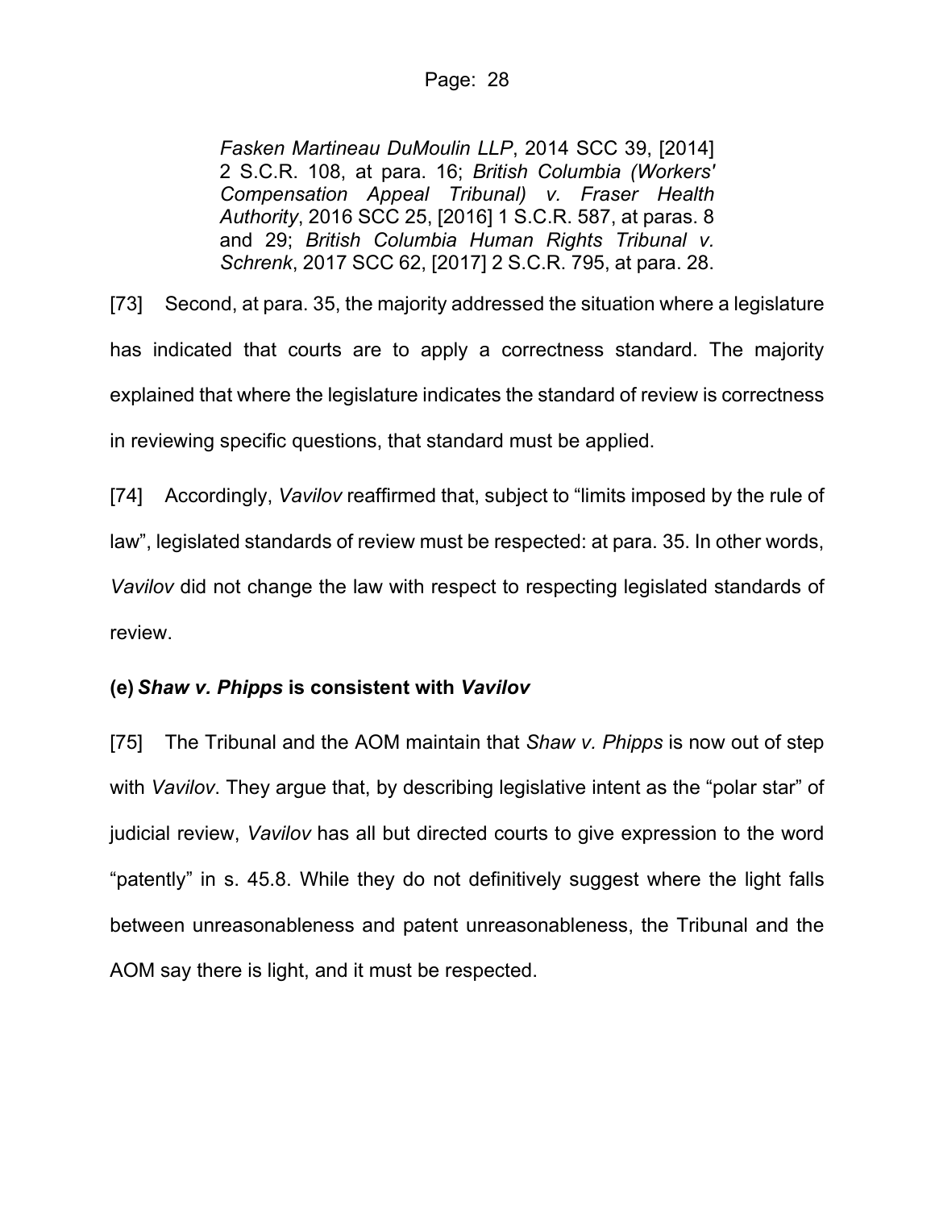*Fasken Martineau DuMoulin LLP*, 2014 SCC 39, [2014] 2 S.C.R. 108, at para. 16; *British Columbia (Workers' Compensation Appeal Tribunal) v. Fraser Health Authority*, 2016 SCC 25, [2016] 1 S.C.R. 587, at paras. 8 and 29; *British Columbia Human Rights Tribunal v. Schrenk*, 2017 SCC 62, [2017] 2 S.C.R. 795, at para. 28.

[73] Second, at para. 35, the majority addressed the situation where a legislature has indicated that courts are to apply a correctness standard. The majority explained that where the legislature indicates the standard of review is correctness in reviewing specific questions, that standard must be applied.

[74] Accordingly, *Vavilov* reaffirmed that, subject to "limits imposed by the rule of law", legislated standards of review must be respected: at para. 35. In other words, *Vavilov* did not change the law with respect to respecting legislated standards of review.

**(e) *Shaw v. Phipps* is consistent with *Vavilov***

[75] The Tribunal and the AOM maintain that *Shaw v. Phipps* is now out of step with *Vavilov*. They argue that, by describing legislative intent as the "polar star" of judicial review, *Vavilov* has all but directed courts to give expression to the word "patently" in s. 45.8. While they do not definitively suggest where the light falls between unreasonableness and patent unreasonableness, the Tribunal and the AOM say there is light, and it must be respected.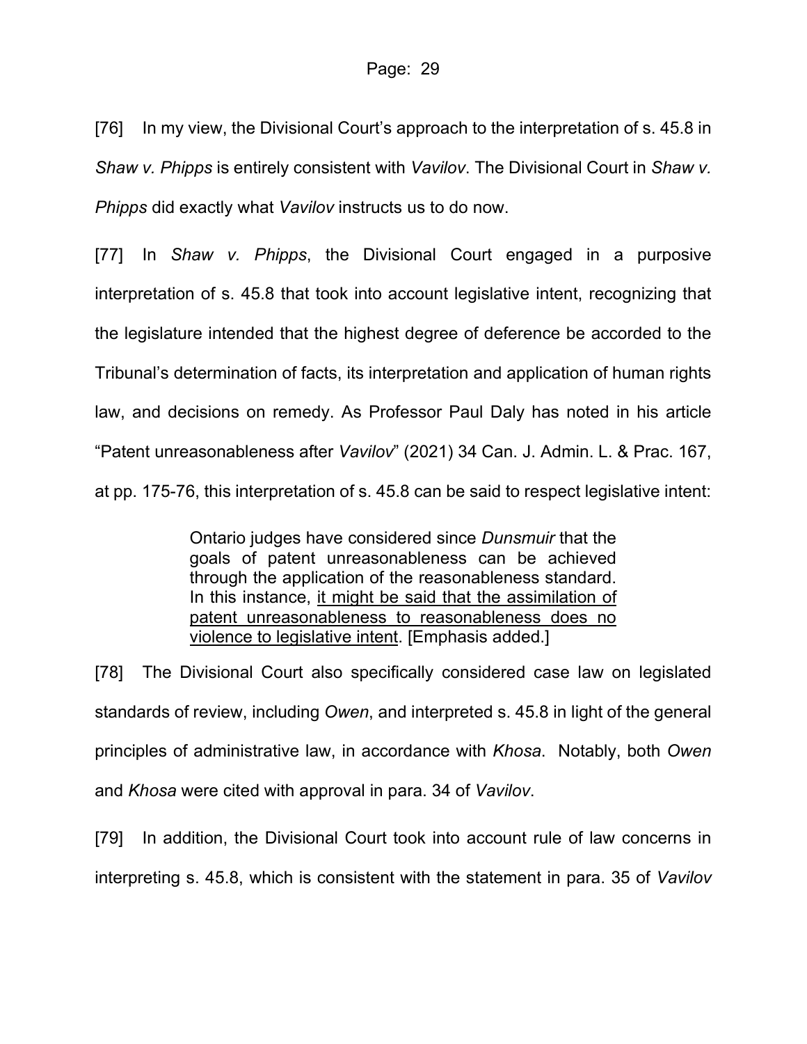[76] In my view, the Divisional Court's approach to the interpretation of s. 45.8 in *Shaw v. Phipps* is entirely consistent with *Vavilov*. The Divisional Court in *Shaw v. Phipps* did exactly what *Vavilov* instructs us to do now.

[77] In *Shaw v. Phipps*, the Divisional Court engaged in a purposive interpretation of s. 45.8 that took into account legislative intent, recognizing that the legislature intended that the highest degree of deference be accorded to the Tribunal's determination of facts, its interpretation and application of human rights law, and decisions on remedy. As Professor Paul Daly has noted in his article "Patent unreasonableness after *Vavilov*" (2021) 34 Can. J. Admin. L. & Prac. 167, at pp. 175-76, this interpretation of s. 45.8 can be said to respect legislative intent:

> Ontario judges have considered since *Dunsmuir* that the goals of patent unreasonableness can be achieved through the application of the reasonableness standard. In this instance, <u>it might be said that the assimilation of patent unreasonableness to reasonableness does no violence to legislative intent</u>. [Emphasis added.]

[78] The Divisional Court also specifically considered case law on legislated standards of review, including *Owen*, and interpreted s. 45.8 in light of the general principles of administrative law, in accordance with *Khosa*. Notably, both *Owen* and *Khosa* were cited with approval in para. 34 of *Vavilov*.

[79] In addition, the Divisional Court took into account rule of law concerns in interpreting s. 45.8, which is consistent with the statement in para. 35 of *Vavilov*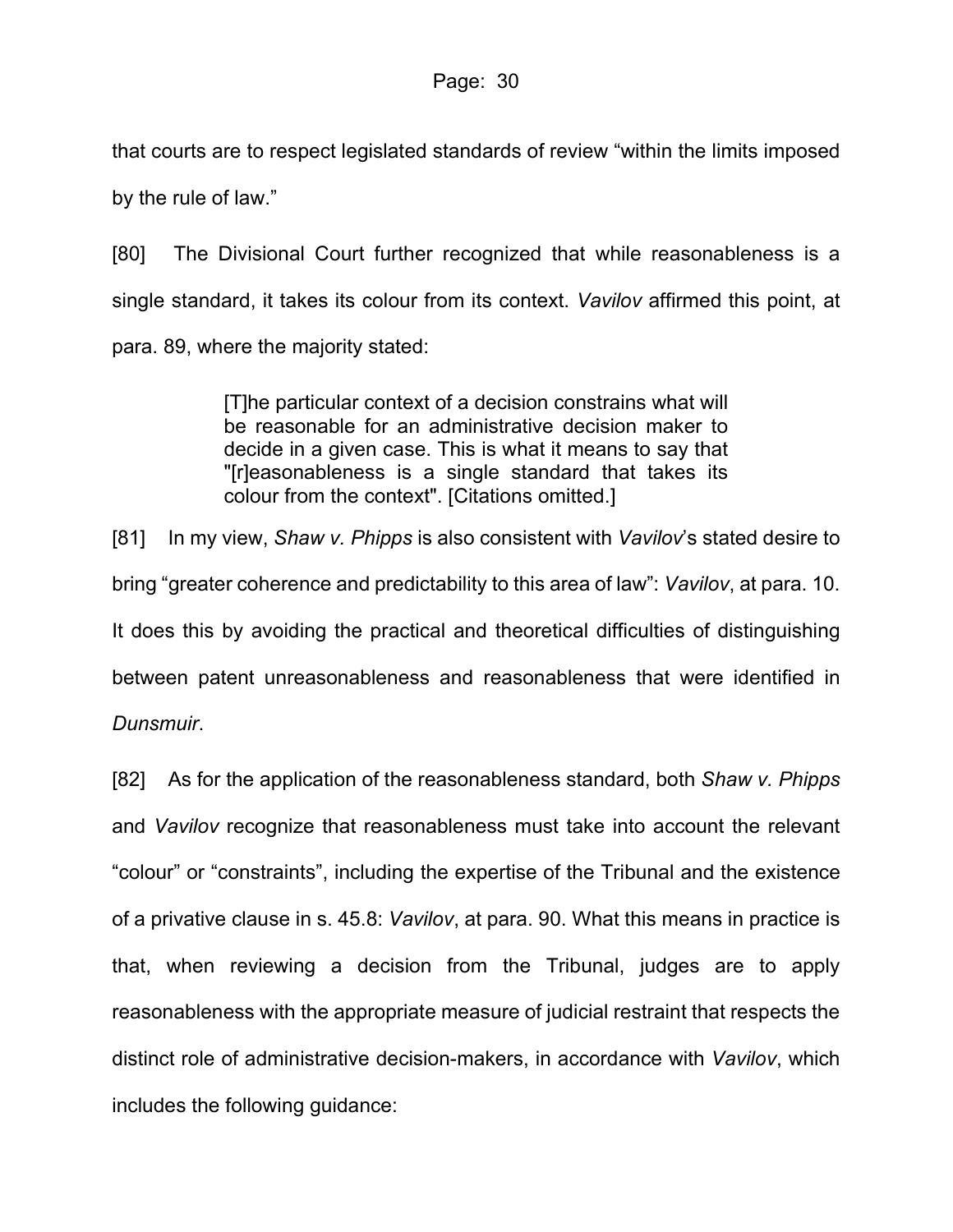that courts are to respect legislated standards of review "within the limits imposed by the rule of law."

[80] The Divisional Court further recognized that while reasonableness is a single standard, it takes its colour from its context. *Vavilov* affirmed this point, at para. 89, where the majority stated:

> [T]he particular context of a decision constrains what will be reasonable for an administrative decision maker to decide in a given case. This is what it means to say that "[r]easonableness is a single standard that takes its colour from the context". [Citations omitted.]

[81] In my view, *Shaw v. Phipps* is also consistent with *Vavilov*'s stated desire to bring "greater coherence and predictability to this area of law": *Vavilov*, at para. 10. It does this by avoiding the practical and theoretical difficulties of distinguishing between patent unreasonableness and reasonableness that were identified in *Dunsmuir*.

[82] As for the application of the reasonableness standard, both *Shaw v. Phipps* and *Vavilov* recognize that reasonableness must take into account the relevant "colour" or "constraints", including the expertise of the Tribunal and the existence of a privative clause in s. 45.8: *Vavilov*, at para. 90. What this means in practice is that, when reviewing a decision from the Tribunal, judges are to apply reasonableness with the appropriate measure of judicial restraint that respects the distinct role of administrative decision-makers, in accordance with *Vavilov*, which includes the following guidance: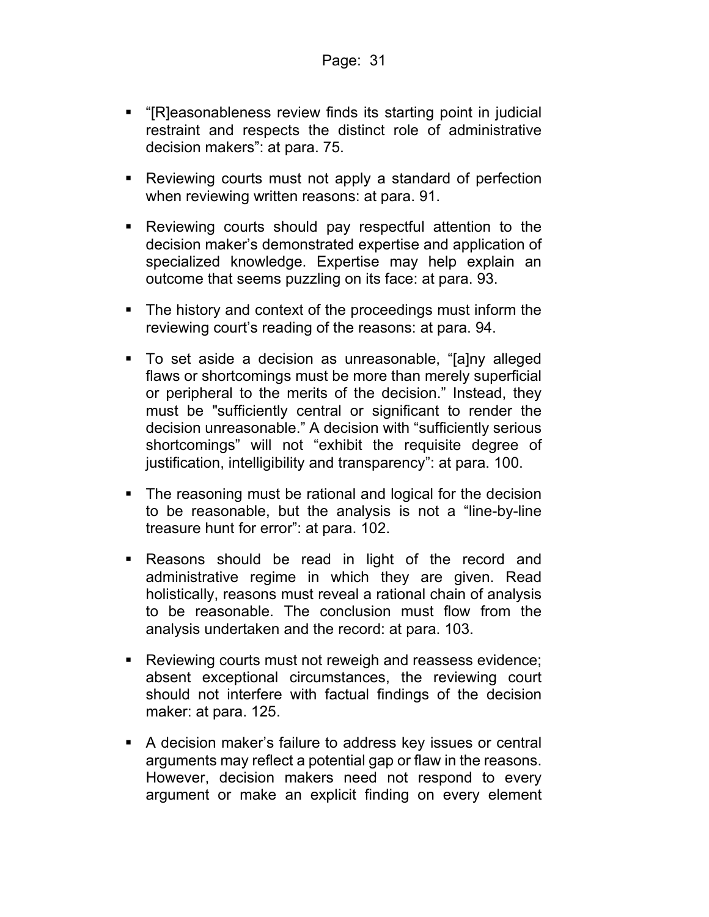- "[R]easonableness review finds its starting point in judicial restraint and respects the distinct role of administrative decision makers": at para. 75.

- Reviewing courts must not apply a standard of perfection when reviewing written reasons: at para. 91.

- Reviewing courts should pay respectful attention to the decision maker's demonstrated expertise and application of specialized knowledge. Expertise may help explain an outcome that seems puzzling on its face: at para. 93.

- The history and context of the proceedings must inform the reviewing court's reading of the reasons: at para. 94.

- To set aside a decision as unreasonable, "[a]ny alleged flaws or shortcomings must be more than merely superficial or peripheral to the merits of the decision." Instead, they must be "sufficiently central or significant to render the decision unreasonable." A decision with "sufficiently serious shortcomings" will not "exhibit the requisite degree of justification, intelligibility and transparency": at para. 100.

- The reasoning must be rational and logical for the decision to be reasonable, but the analysis is not a "line-by-line treasure hunt for error": at para. 102.

- Reasons should be read in light of the record and administrative regime in which they are given. Read holistically, reasons must reveal a rational chain of analysis to be reasonable. The conclusion must flow from the analysis undertaken and the record: at para. 103.

- Reviewing courts must not reweigh and reassess evidence; absent exceptional circumstances, the reviewing court should not interfere with factual findings of the decision maker: at para. 125.

- A decision maker's failure to address key issues or central arguments may reflect a potential gap or flaw in the reasons. However, decision makers need not respond to every argument or make an explicit finding on every element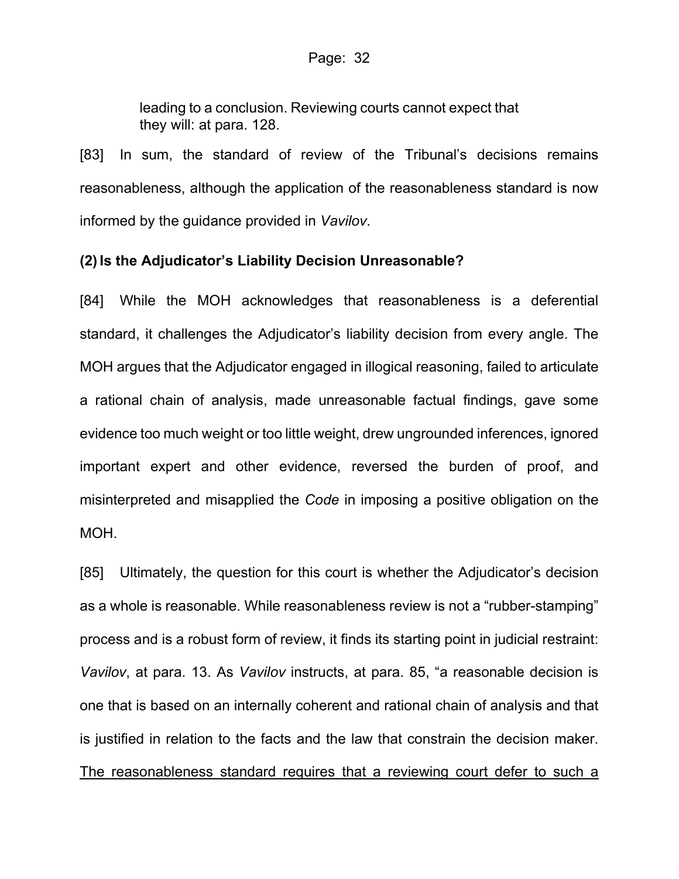> leading to a conclusion. Reviewing courts cannot expect that they will: at para. 128.

[83] In sum, the standard of review of the Tribunal's decisions remains reasonableness, although the application of the reasonableness standard is now informed by the guidance provided in *Vavilov*.

**(2) Is the Adjudicator's Liability Decision Unreasonable?**

[84] While the MOH acknowledges that reasonableness is a deferential standard, it challenges the Adjudicator's liability decision from every angle. The MOH argues that the Adjudicator engaged in illogical reasoning, failed to articulate a rational chain of analysis, made unreasonable factual findings, gave some evidence too much weight or too little weight, drew ungrounded inferences, ignored important expert and other evidence, reversed the burden of proof, and misinterpreted and misapplied the *Code* in imposing a positive obligation on the MOH.

[85] Ultimately, the question for this court is whether the Adjudicator's decision as a whole is reasonable. While reasonableness review is not a "rubber-stamping" process and is a robust form of review, it finds its starting point in judicial restraint: *Vavilov*, at para. 13. As *Vavilov* instructs, at para. 85, "a reasonable decision is one that is based on an internally coherent and rational chain of analysis and that is justified in relation to the facts and the law that constrain the decision maker. <u>The reasonableness standard requires that a reviewing court defer to such a</u>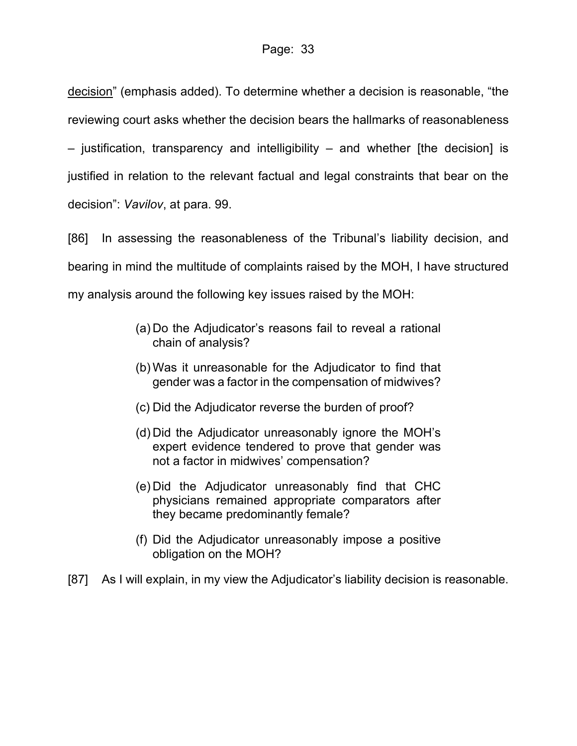decision" (emphasis added). To determine whether a decision is reasonable, "the reviewing court asks whether the decision bears the hallmarks of reasonableness – justification, transparency and intelligibility – and whether [the decision] is justified in relation to the relevant factual and legal constraints that bear on the decision": *Vavilov*, at para. 99.

[86] In assessing the reasonableness of the Tribunal's liability decision, and bearing in mind the multitude of complaints raised by the MOH, I have structured my analysis around the following key issues raised by the MOH:

> (a) Do the Adjudicator's reasons fail to reveal a rational chain of analysis?
>
> (b) Was it unreasonable for the Adjudicator to find that gender was a factor in the compensation of midwives?
>
> (c) Did the Adjudicator reverse the burden of proof?
>
> (d) Did the Adjudicator unreasonably ignore the MOH's expert evidence tendered to prove that gender was not a factor in midwives' compensation?
>
> (e) Did the Adjudicator unreasonably find that CHC physicians remained appropriate comparators after they became predominantly female?
>
> (f) Did the Adjudicator unreasonably impose a positive obligation on the MOH?

[87] As I will explain, in my view the Adjudicator's liability decision is reasonable.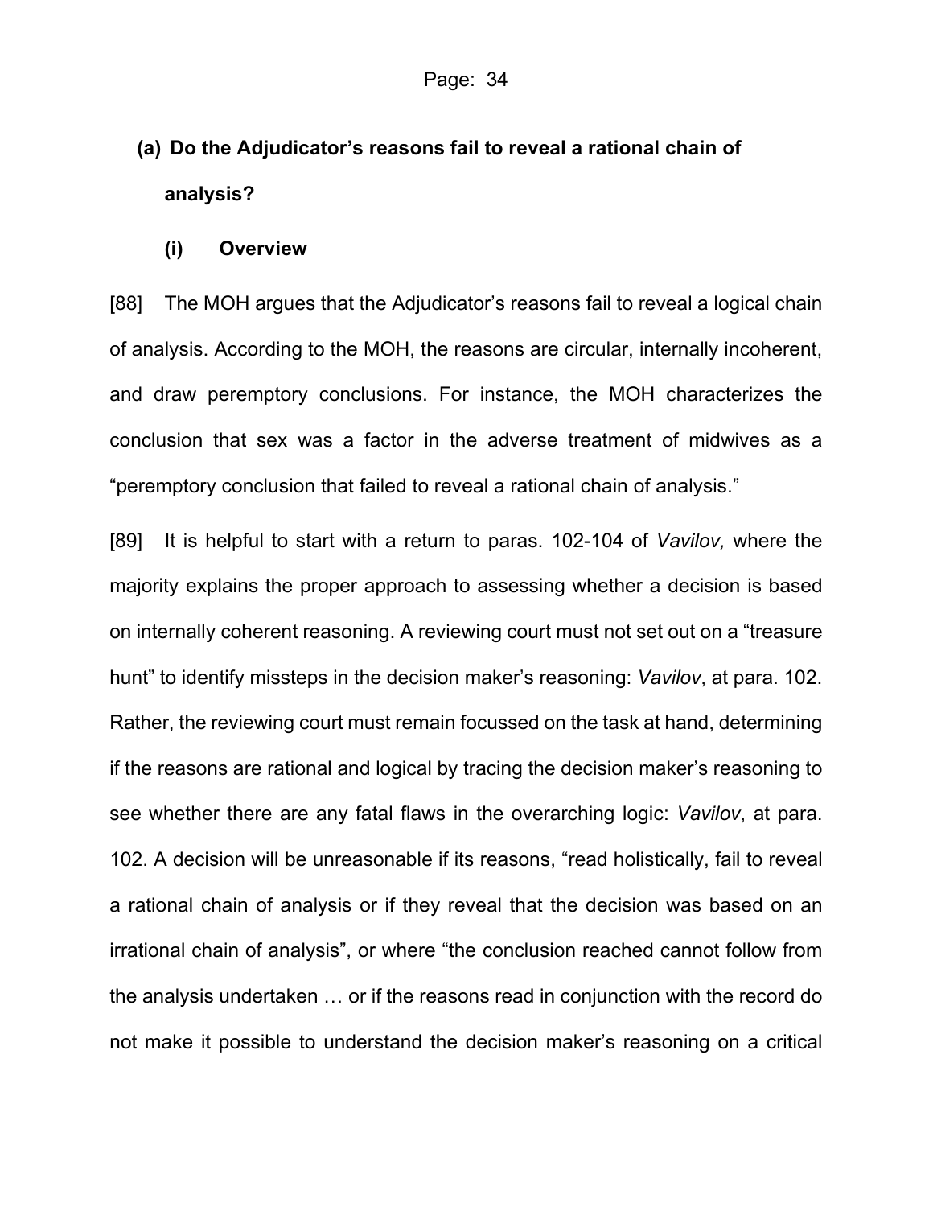### (a) Do the Adjudicator's reasons fail to reveal a rational chain of analysis?

#### (i) Overview

[88] The MOH argues that the Adjudicator's reasons fail to reveal a logical chain of analysis. According to the MOH, the reasons are circular, internally incoherent, and draw peremptory conclusions. For instance, the MOH characterizes the conclusion that sex was a factor in the adverse treatment of midwives as a "peremptory conclusion that failed to reveal a rational chain of analysis."

[89] It is helpful to start with a return to paras. 102-104 of *Vavilov,* where the majority explains the proper approach to assessing whether a decision is based on internally coherent reasoning. A reviewing court must not set out on a "treasure hunt" to identify missteps in the decision maker's reasoning: *Vavilov*, at para. 102. Rather, the reviewing court must remain focussed on the task at hand, determining if the reasons are rational and logical by tracing the decision maker's reasoning to see whether there are any fatal flaws in the overarching logic: *Vavilov*, at para. 102. A decision will be unreasonable if its reasons, "read holistically, fail to reveal a rational chain of analysis or if they reveal that the decision was based on an irrational chain of analysis", or where "the conclusion reached cannot follow from the analysis undertaken … or if the reasons read in conjunction with the record do not make it possible to understand the decision maker's reasoning on a critical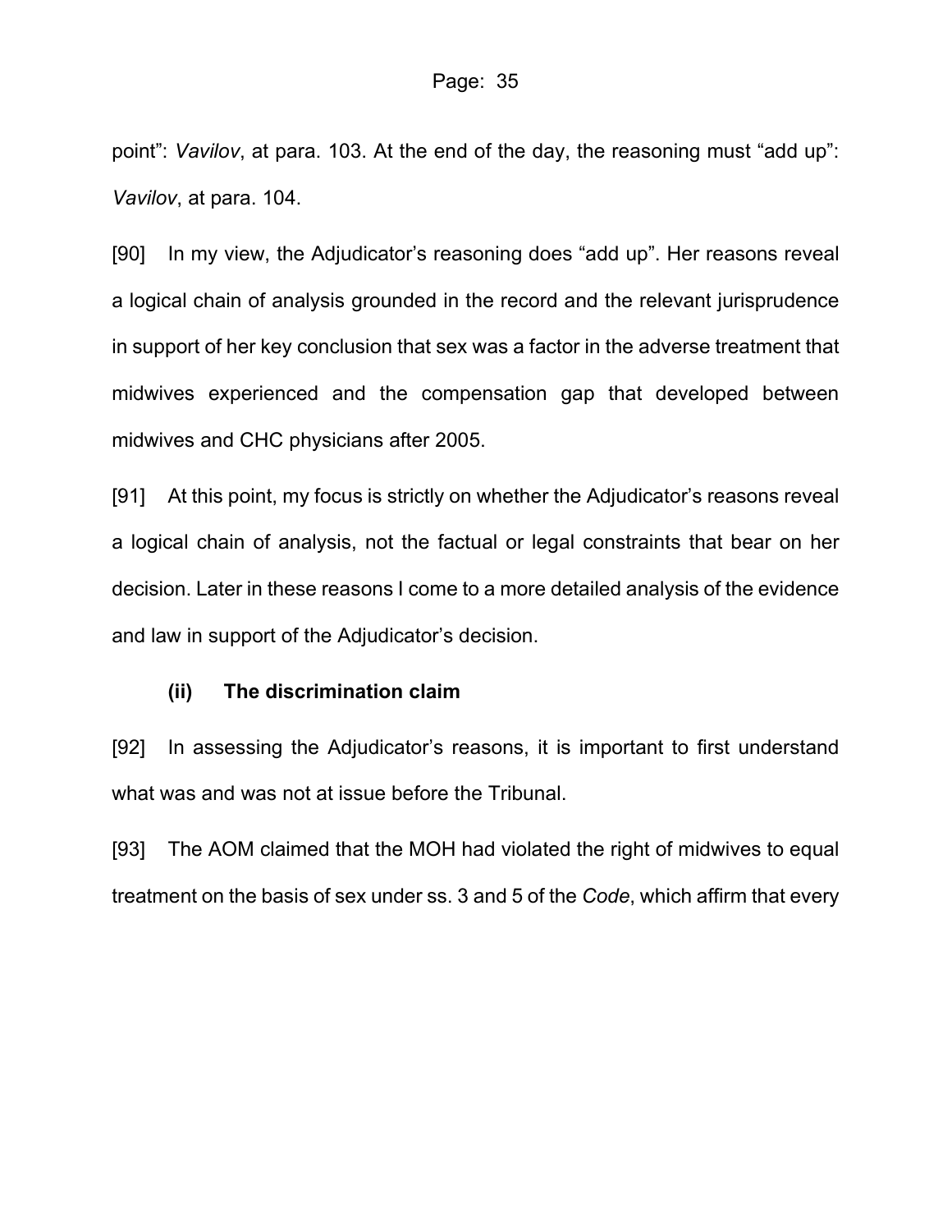point": *Vavilov*, at para. 103. At the end of the day, the reasoning must "add up": *Vavilov*, at para. 104.

[90] In my view, the Adjudicator's reasoning does "add up". Her reasons reveal a logical chain of analysis grounded in the record and the relevant jurisprudence in support of her key conclusion that sex was a factor in the adverse treatment that midwives experienced and the compensation gap that developed between midwives and CHC physicians after 2005.

[91] At this point, my focus is strictly on whether the Adjudicator's reasons reveal a logical chain of analysis, not the factual or legal constraints that bear on her decision. Later in these reasons I come to a more detailed analysis of the evidence and law in support of the Adjudicator's decision.

### (ii) The discrimination claim

[92] In assessing the Adjudicator's reasons, it is important to first understand what was and was not at issue before the Tribunal.

[93] The AOM claimed that the MOH had violated the right of midwives to equal treatment on the basis of sex under ss. 3 and 5 of the *Code*, which affirm that every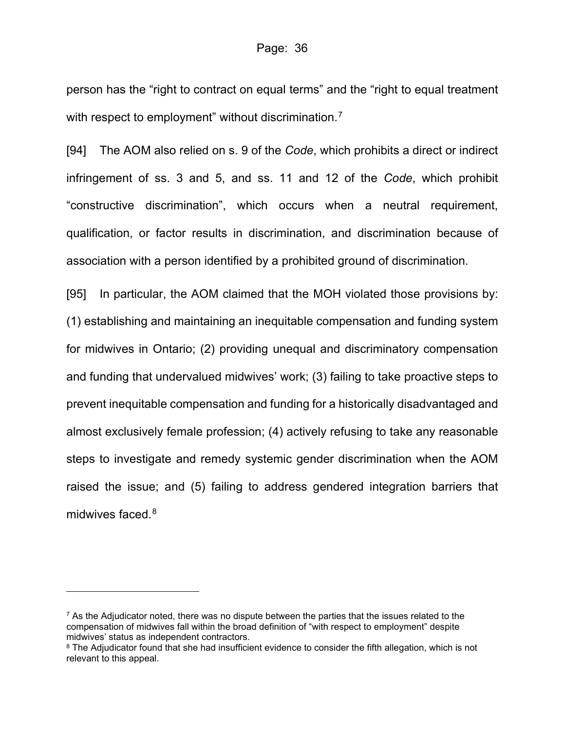person has the "right to contract on equal terms" and the "right to equal treatment with respect to employment" without discrimination.[7]

[94] The AOM also relied on s. 9 of the *Code*, which prohibits a direct or indirect infringement of ss. 3 and 5, and ss. 11 and 12 of the *Code*, which prohibit "constructive discrimination", which occurs when a neutral requirement, qualification, or factor results in discrimination, and discrimination because of association with a person identified by a prohibited ground of discrimination.

[95] In particular, the AOM claimed that the MOH violated those provisions by: (1) establishing and maintaining an inequitable compensation and funding system for midwives in Ontario; (2) providing unequal and discriminatory compensation and funding that undervalued midwives' work; (3) failing to take proactive steps to prevent inequitable compensation and funding for a historically disadvantaged and almost exclusively female profession; (4) actively refusing to take any reasonable steps to investigate and remedy systemic gender discrimination when the AOM raised the issue; and (5) failing to address gendered integration barriers that midwives faced.[8]

---

[7] As the Adjudicator noted, there was no dispute between the parties that the issues related to the compensation of midwives fall within the broad definition of "with respect to employment" despite midwives' status as independent contractors.

[8] The Adjudicator found that she had insufficient evidence to consider the fifth allegation, which is not relevant to this appeal.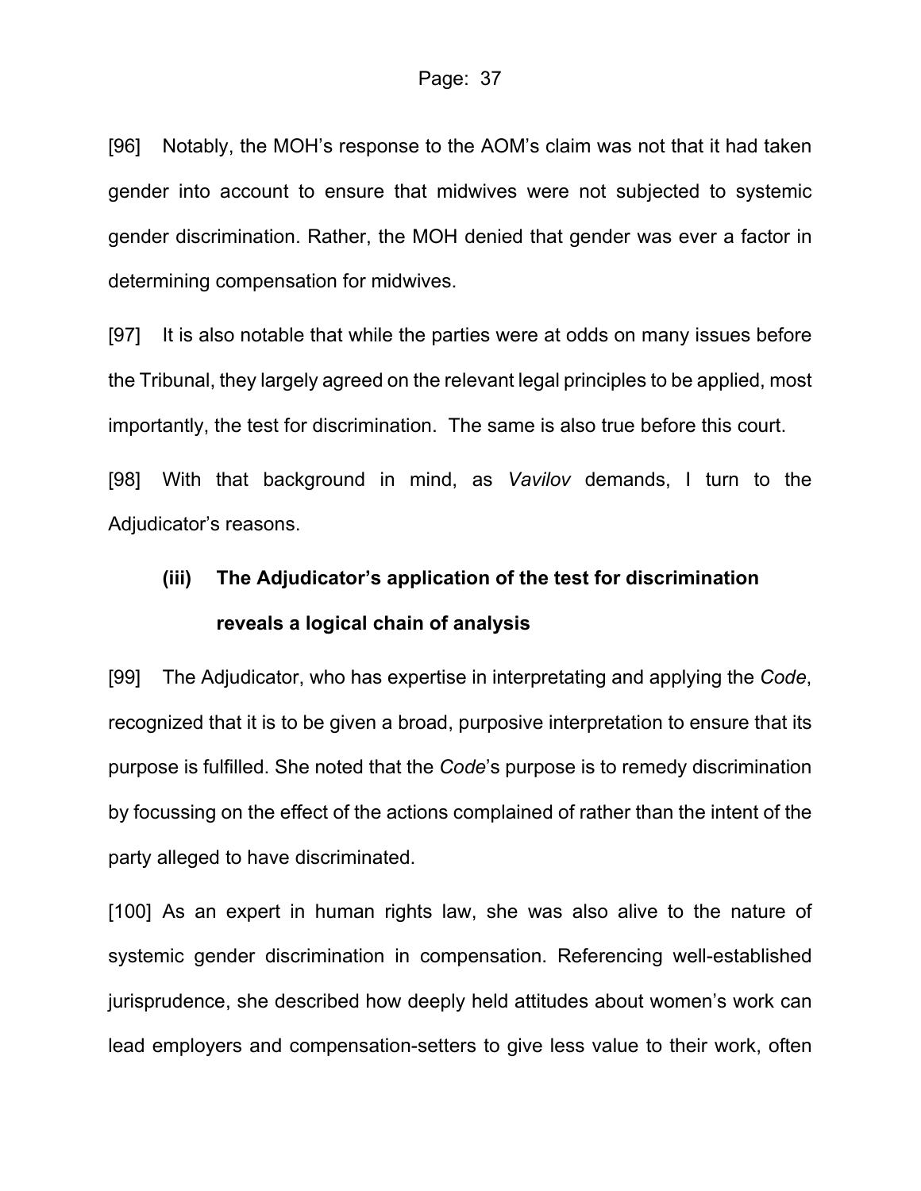[96] Notably, the MOH's response to the AOM's claim was not that it had taken gender into account to ensure that midwives were not subjected to systemic gender discrimination. Rather, the MOH denied that gender was ever a factor in determining compensation for midwives.

[97] It is also notable that while the parties were at odds on many issues before the Tribunal, they largely agreed on the relevant legal principles to be applied, most importantly, the test for discrimination. The same is also true before this court.

[98] With that background in mind, as *Vavilov* demands, I turn to the Adjudicator's reasons.

### (iii) The Adjudicator's application of the test for discrimination reveals a logical chain of analysis

[99] The Adjudicator, who has expertise in interpretating and applying the *Code*, recognized that it is to be given a broad, purposive interpretation to ensure that its purpose is fulfilled. She noted that the *Code*'s purpose is to remedy discrimination by focussing on the effect of the actions complained of rather than the intent of the party alleged to have discriminated.

[100] As an expert in human rights law, she was also alive to the nature of systemic gender discrimination in compensation. Referencing well-established jurisprudence, she described how deeply held attitudes about women's work can lead employers and compensation-setters to give less value to their work, often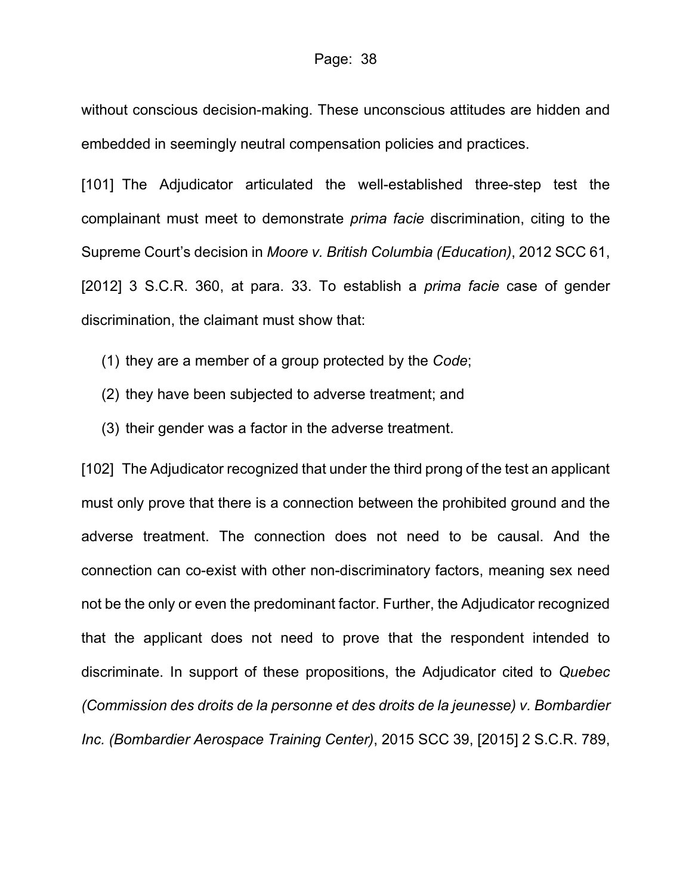without conscious decision-making. These unconscious attitudes are hidden and embedded in seemingly neutral compensation policies and practices.

[101] The Adjudicator articulated the well-established three-step test the complainant must meet to demonstrate *prima facie* discrimination, citing to the Supreme Court's decision in *Moore v. British Columbia (Education)*, 2012 SCC 61, [2012] 3 S.C.R. 360, at para. 33. To establish a *prima facie* case of gender discrimination, the claimant must show that:

(1) they are a member of a group protected by the *Code*;

(2) they have been subjected to adverse treatment; and

(3) their gender was a factor in the adverse treatment.

[102] The Adjudicator recognized that under the third prong of the test an applicant must only prove that there is a connection between the prohibited ground and the adverse treatment. The connection does not need to be causal. And the connection can co-exist with other non-discriminatory factors, meaning sex need not be the only or even the predominant factor. Further, the Adjudicator recognized that the applicant does not need to prove that the respondent intended to discriminate. In support of these propositions, the Adjudicator cited to *Quebec (Commission des droits de la personne et des droits de la jeunesse) v. Bombardier Inc. (Bombardier Aerospace Training Center)*, 2015 SCC 39, [2015] 2 S.C.R. 789,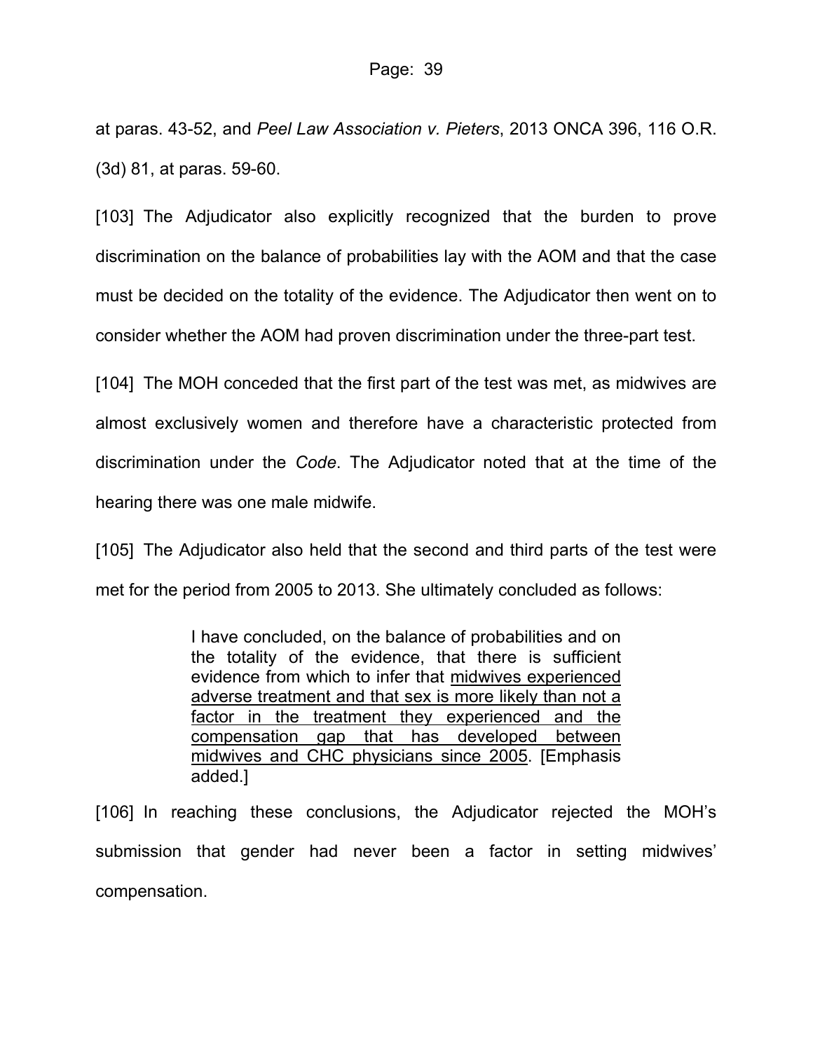at paras. 43-52, and *Peel Law Association v. Pieters*, 2013 ONCA 396, 116 O.R. (3d) 81, at paras. 59-60.

[103] The Adjudicator also explicitly recognized that the burden to prove discrimination on the balance of probabilities lay with the AOM and that the case must be decided on the totality of the evidence. The Adjudicator then went on to consider whether the AOM had proven discrimination under the three-part test.

[104] The MOH conceded that the first part of the test was met, as midwives are almost exclusively women and therefore have a characteristic protected from discrimination under the *Code*. The Adjudicator noted that at the time of the hearing there was one male midwife.

[105] The Adjudicator also held that the second and third parts of the test were met for the period from 2005 to 2013. She ultimately concluded as follows:

> I have concluded, on the balance of probabilities and on the totality of the evidence, that there is sufficient evidence from which to infer that <u>midwives experienced adverse treatment and that sex is more likely than not a factor in the treatment they experienced and the compensation gap that has developed between midwives and CHC physicians since 2005</u>. [Emphasis added.]

[106] In reaching these conclusions, the Adjudicator rejected the MOH's submission that gender had never been a factor in setting midwives' compensation.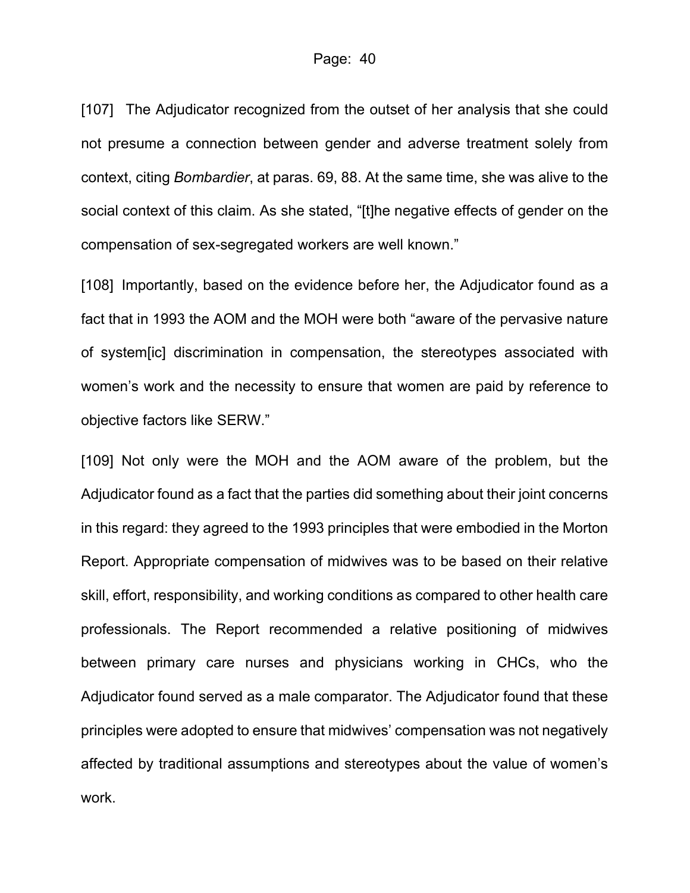[107] The Adjudicator recognized from the outset of her analysis that she could not presume a connection between gender and adverse treatment solely from context, citing *Bombardier*, at paras. 69, 88. At the same time, she was alive to the social context of this claim. As she stated, "[t]he negative effects of gender on the compensation of sex-segregated workers are well known."

[108] Importantly, based on the evidence before her, the Adjudicator found as a fact that in 1993 the AOM and the MOH were both "aware of the pervasive nature of system[ic] discrimination in compensation, the stereotypes associated with women's work and the necessity to ensure that women are paid by reference to objective factors like SERW."

[109] Not only were the MOH and the AOM aware of the problem, but the Adjudicator found as a fact that the parties did something about their joint concerns in this regard: they agreed to the 1993 principles that were embodied in the Morton Report. Appropriate compensation of midwives was to be based on their relative skill, effort, responsibility, and working conditions as compared to other health care professionals. The Report recommended a relative positioning of midwives between primary care nurses and physicians working in CHCs, who the Adjudicator found served as a male comparator. The Adjudicator found that these principles were adopted to ensure that midwives' compensation was not negatively affected by traditional assumptions and stereotypes about the value of women's work.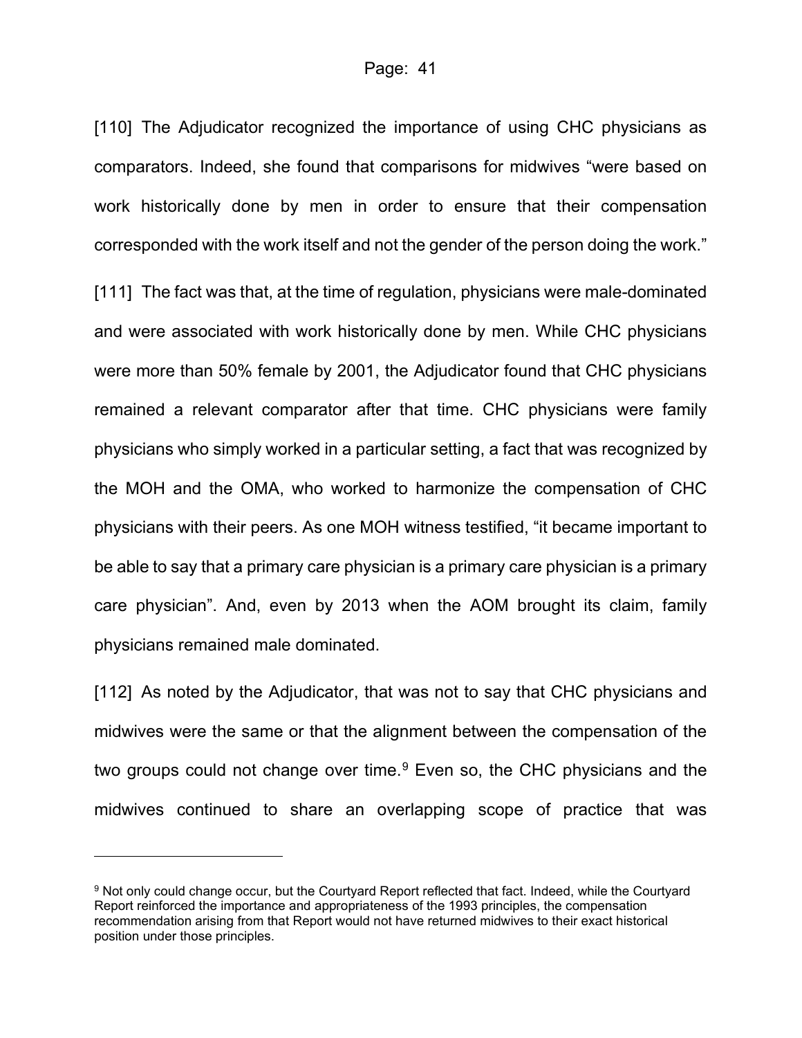[110] The Adjudicator recognized the importance of using CHC physicians as comparators. Indeed, she found that comparisons for midwives "were based on work historically done by men in order to ensure that their compensation corresponded with the work itself and not the gender of the person doing the work."

[111] The fact was that, at the time of regulation, physicians were male-dominated and were associated with work historically done by men. While CHC physicians were more than 50% female by 2001, the Adjudicator found that CHC physicians remained a relevant comparator after that time. CHC physicians were family physicians who simply worked in a particular setting, a fact that was recognized by the MOH and the OMA, who worked to harmonize the compensation of CHC physicians with their peers. As one MOH witness testified, "it became important to be able to say that a primary care physician is a primary care physician is a primary care physician". And, even by 2013 when the AOM brought its claim, family physicians remained male dominated.

[112] As noted by the Adjudicator, that was not to say that CHC physicians and midwives were the same or that the alignment between the compensation of the two groups could not change over time.[9] Even so, the CHC physicians and the midwives continued to share an overlapping scope of practice that was

---

[9] Not only could change occur, but the Courtyard Report reflected that fact. Indeed, while the Courtyard Report reinforced the importance and appropriateness of the 1993 principles, the compensation recommendation arising from that Report would not have returned midwives to their exact historical position under those principles.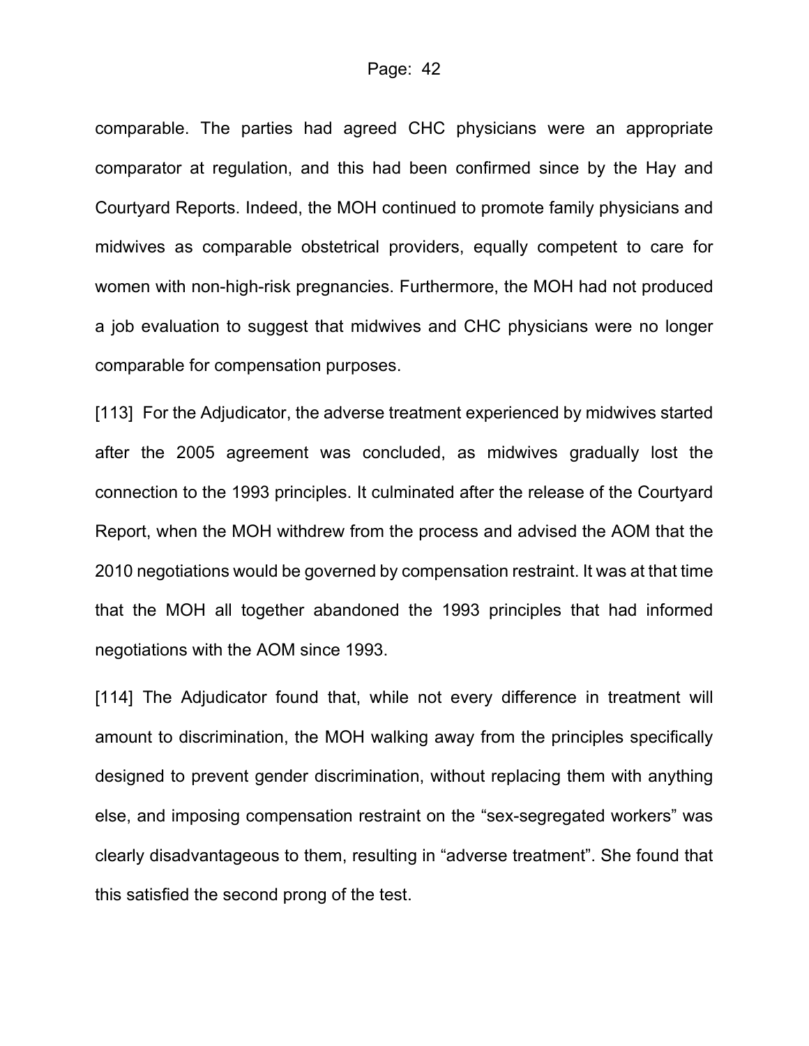comparable. The parties had agreed CHC physicians were an appropriate comparator at regulation, and this had been confirmed since by the Hay and Courtyard Reports. Indeed, the MOH continued to promote family physicians and midwives as comparable obstetrical providers, equally competent to care for women with non-high-risk pregnancies. Furthermore, the MOH had not produced a job evaluation to suggest that midwives and CHC physicians were no longer comparable for compensation purposes.

[113] For the Adjudicator, the adverse treatment experienced by midwives started after the 2005 agreement was concluded, as midwives gradually lost the connection to the 1993 principles. It culminated after the release of the Courtyard Report, when the MOH withdrew from the process and advised the AOM that the 2010 negotiations would be governed by compensation restraint. It was at that time that the MOH all together abandoned the 1993 principles that had informed negotiations with the AOM since 1993.

[114] The Adjudicator found that, while not every difference in treatment will amount to discrimination, the MOH walking away from the principles specifically designed to prevent gender discrimination, without replacing them with anything else, and imposing compensation restraint on the "sex-segregated workers" was clearly disadvantageous to them, resulting in "adverse treatment". She found that this satisfied the second prong of the test.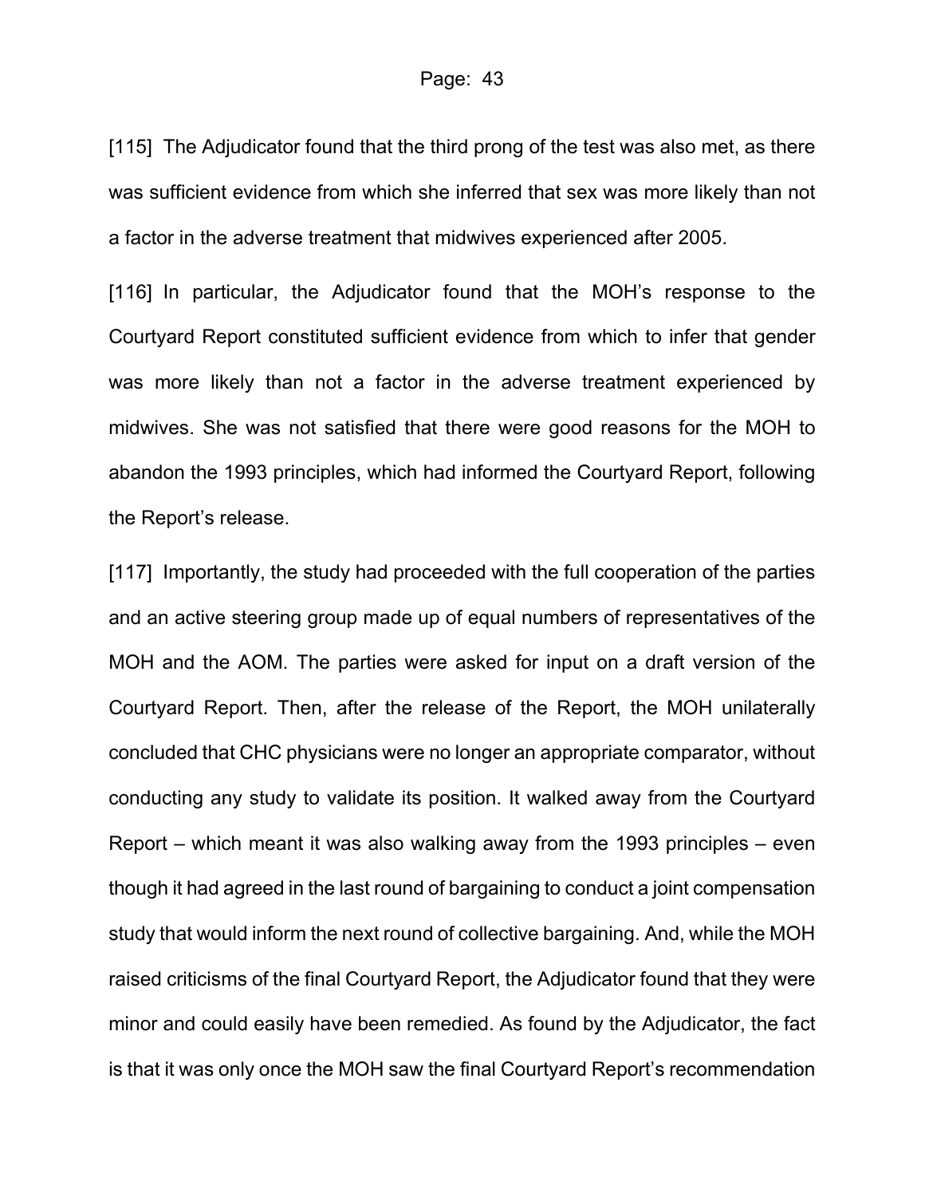[115] The Adjudicator found that the third prong of the test was also met, as there was sufficient evidence from which she inferred that sex was more likely than not a factor in the adverse treatment that midwives experienced after 2005.

[116] In particular, the Adjudicator found that the MOH's response to the Courtyard Report constituted sufficient evidence from which to infer that gender was more likely than not a factor in the adverse treatment experienced by midwives. She was not satisfied that there were good reasons for the MOH to abandon the 1993 principles, which had informed the Courtyard Report, following the Report's release.

[117] Importantly, the study had proceeded with the full cooperation of the parties and an active steering group made up of equal numbers of representatives of the MOH and the AOM. The parties were asked for input on a draft version of the Courtyard Report. Then, after the release of the Report, the MOH unilaterally concluded that CHC physicians were no longer an appropriate comparator, without conducting any study to validate its position. It walked away from the Courtyard Report – which meant it was also walking away from the 1993 principles – even though it had agreed in the last round of bargaining to conduct a joint compensation study that would inform the next round of collective bargaining. And, while the MOH raised criticisms of the final Courtyard Report, the Adjudicator found that they were minor and could easily have been remedied. As found by the Adjudicator, the fact is that it was only once the MOH saw the final Courtyard Report's recommendation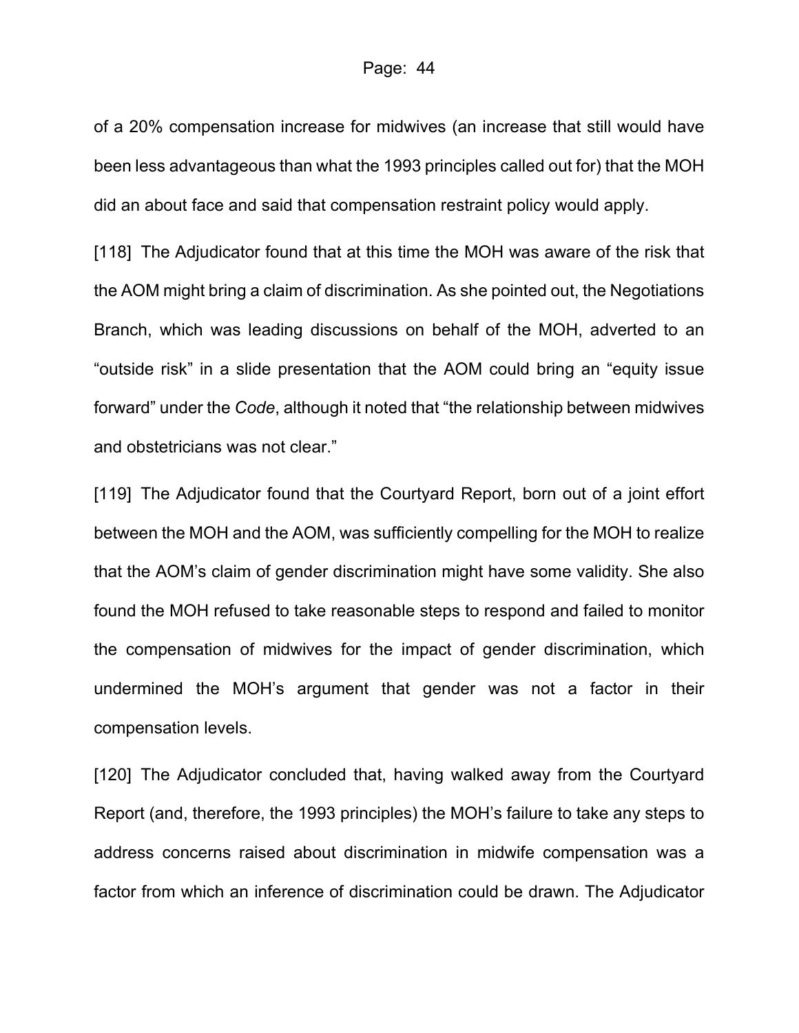of a 20% compensation increase for midwives (an increase that still would have been less advantageous than what the 1993 principles called out for) that the MOH did an about face and said that compensation restraint policy would apply.

[118] The Adjudicator found that at this time the MOH was aware of the risk that the AOM might bring a claim of discrimination. As she pointed out, the Negotiations Branch, which was leading discussions on behalf of the MOH, adverted to an "outside risk" in a slide presentation that the AOM could bring an "equity issue forward" under the *Code*, although it noted that "the relationship between midwives and obstetricians was not clear."

[119] The Adjudicator found that the Courtyard Report, born out of a joint effort between the MOH and the AOM, was sufficiently compelling for the MOH to realize that the AOM's claim of gender discrimination might have some validity. She also found the MOH refused to take reasonable steps to respond and failed to monitor the compensation of midwives for the impact of gender discrimination, which undermined the MOH's argument that gender was not a factor in their compensation levels.

[120] The Adjudicator concluded that, having walked away from the Courtyard Report (and, therefore, the 1993 principles) the MOH's failure to take any steps to address concerns raised about discrimination in midwife compensation was a factor from which an inference of discrimination could be drawn. The Adjudicator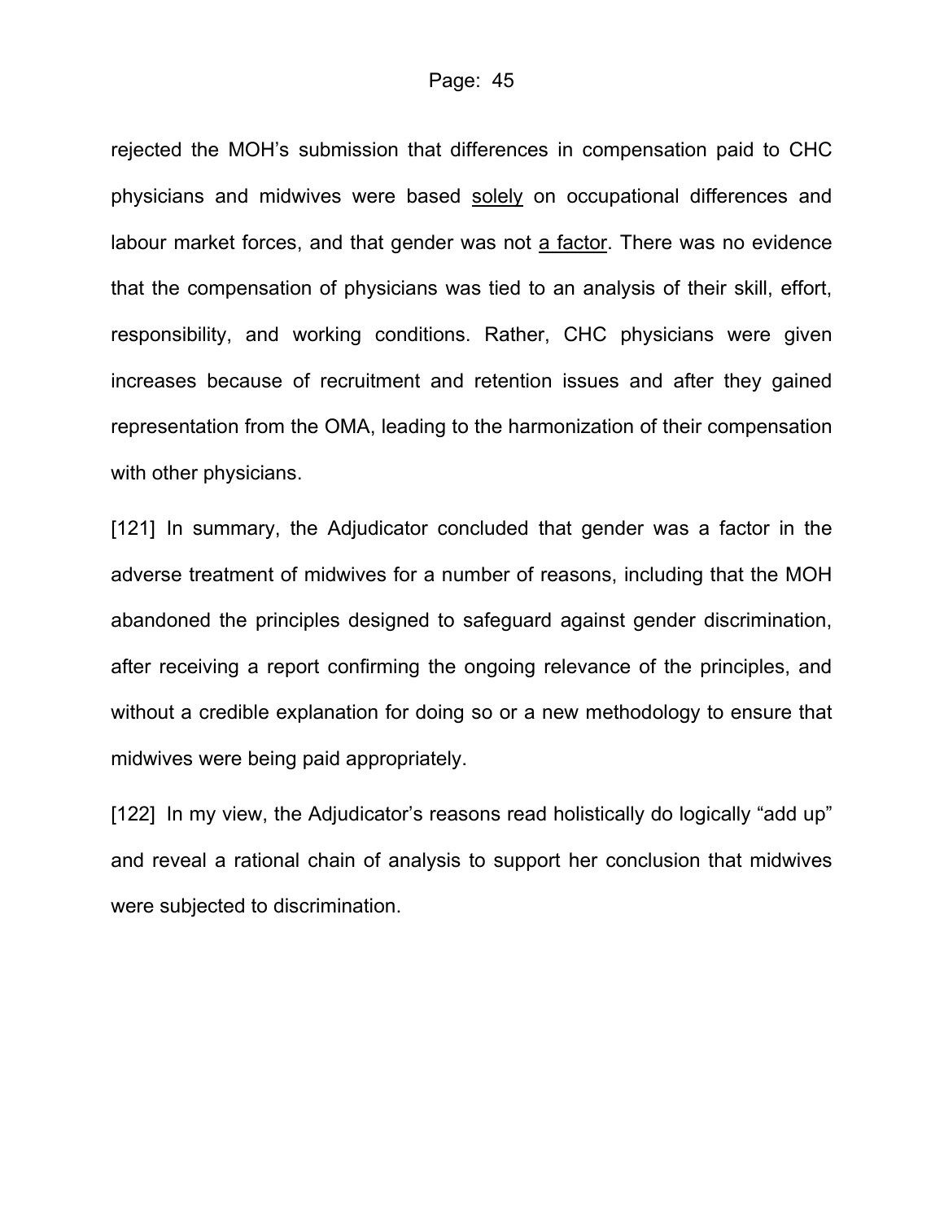rejected the MOH's submission that differences in compensation paid to CHC physicians and midwives were based <u>solely</u> on occupational differences and labour market forces, and that gender was not <u>a factor</u>. There was no evidence that the compensation of physicians was tied to an analysis of their skill, effort, responsibility, and working conditions. Rather, CHC physicians were given increases because of recruitment and retention issues and after they gained representation from the OMA, leading to the harmonization of their compensation with other physicians.

[121] In summary, the Adjudicator concluded that gender was a factor in the adverse treatment of midwives for a number of reasons, including that the MOH abandoned the principles designed to safeguard against gender discrimination, after receiving a report confirming the ongoing relevance of the principles, and without a credible explanation for doing so or a new methodology to ensure that midwives were being paid appropriately.

[122] In my view, the Adjudicator's reasons read holistically do logically "add up" and reveal a rational chain of analysis to support her conclusion that midwives were subjected to discrimination.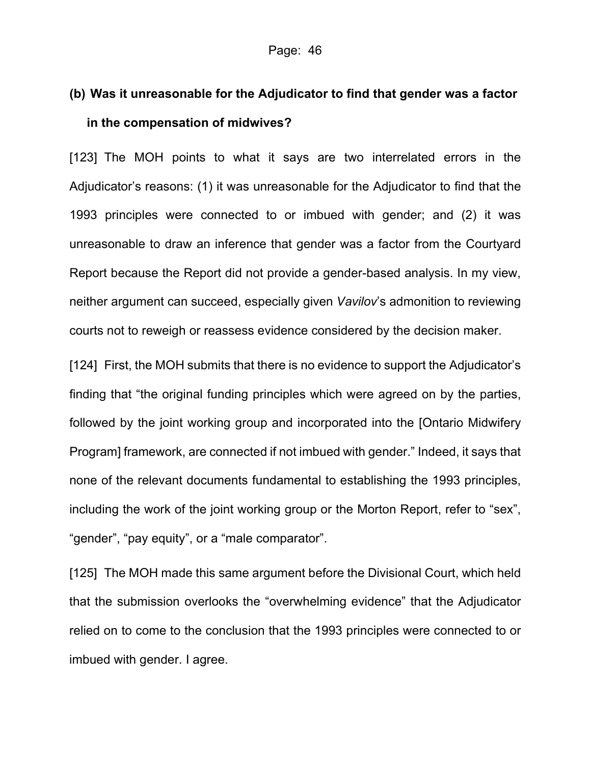### (b) Was it unreasonable for the Adjudicator to find that gender was a factor in the compensation of midwives?

[123] The MOH points to what it says are two interrelated errors in the Adjudicator's reasons: (1) it was unreasonable for the Adjudicator to find that the 1993 principles were connected to or imbued with gender; and (2) it was unreasonable to draw an inference that gender was a factor from the Courtyard Report because the Report did not provide a gender-based analysis. In my view, neither argument can succeed, especially given *Vavilov*'s admonition to reviewing courts not to reweigh or reassess evidence considered by the decision maker.

[124] First, the MOH submits that there is no evidence to support the Adjudicator's finding that "the original funding principles which were agreed on by the parties, followed by the joint working group and incorporated into the [Ontario Midwifery Program] framework, are connected if not imbued with gender." Indeed, it says that none of the relevant documents fundamental to establishing the 1993 principles, including the work of the joint working group or the Morton Report, refer to "sex", "gender", "pay equity", or a "male comparator".

[125] The MOH made this same argument before the Divisional Court, which held that the submission overlooks the "overwhelming evidence" that the Adjudicator relied on to come to the conclusion that the 1993 principles were connected to or imbued with gender. I agree.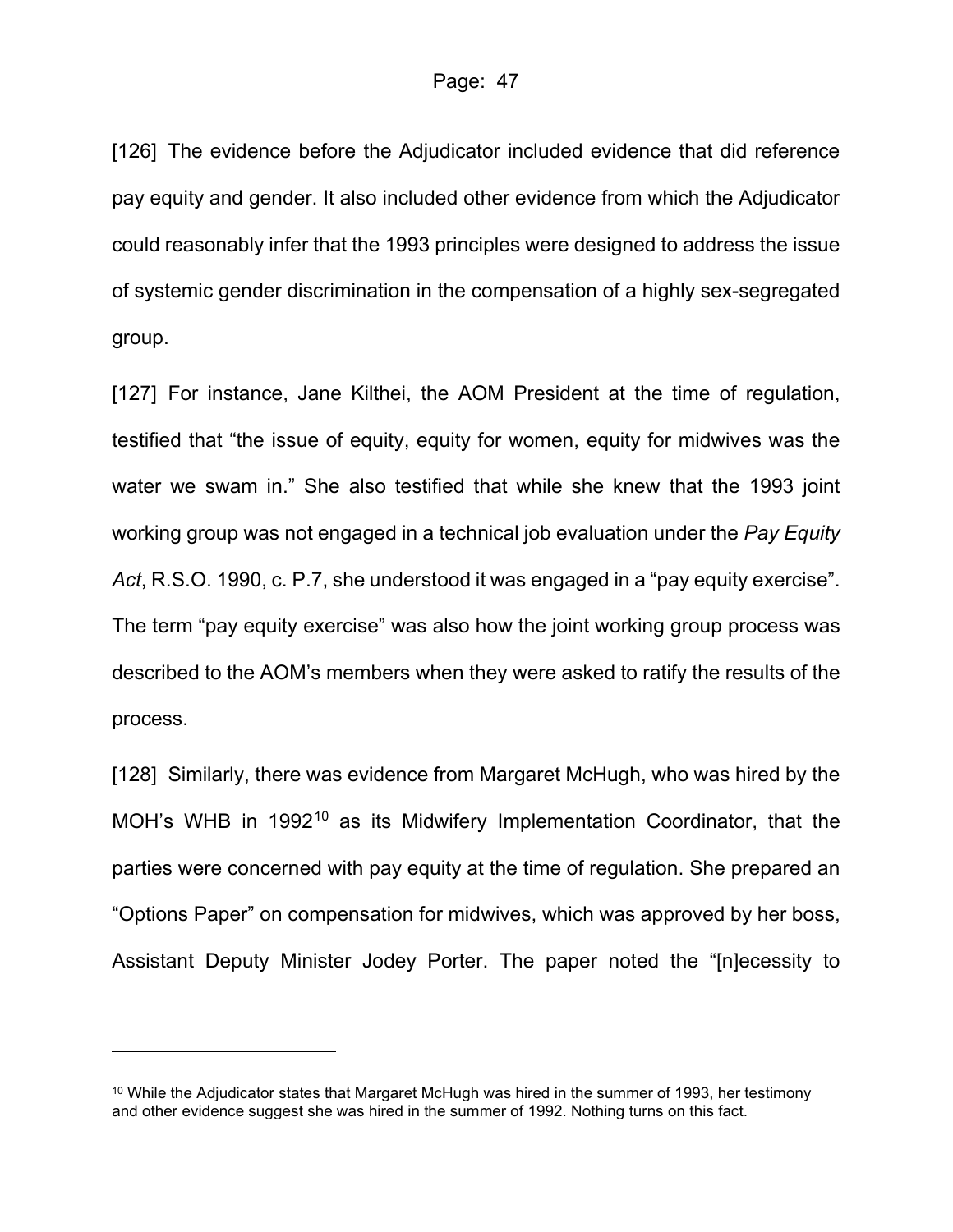[126] The evidence before the Adjudicator included evidence that did reference pay equity and gender. It also included other evidence from which the Adjudicator could reasonably infer that the 1993 principles were designed to address the issue of systemic gender discrimination in the compensation of a highly sex-segregated group.

[127] For instance, Jane Kilthei, the AOM President at the time of regulation, testified that "the issue of equity, equity for women, equity for midwives was the water we swam in." She also testified that while she knew that the 1993 joint working group was not engaged in a technical job evaluation under the *Pay Equity Act*, R.S.O. 1990, c. P.7, she understood it was engaged in a "pay equity exercise". The term "pay equity exercise" was also how the joint working group process was described to the AOM's members when they were asked to ratify the results of the process.

[128] Similarly, there was evidence from Margaret McHugh, who was hired by the MOH's WHB in 1992[10] as its Midwifery Implementation Coordinator, that the parties were concerned with pay equity at the time of regulation. She prepared an "Options Paper" on compensation for midwives, which was approved by her boss, Assistant Deputy Minister Jodey Porter. The paper noted the "[n]ecessity to

---

[10] While the Adjudicator states that Margaret McHugh was hired in the summer of 1993, her testimony and other evidence suggest she was hired in the summer of 1992. Nothing turns on this fact.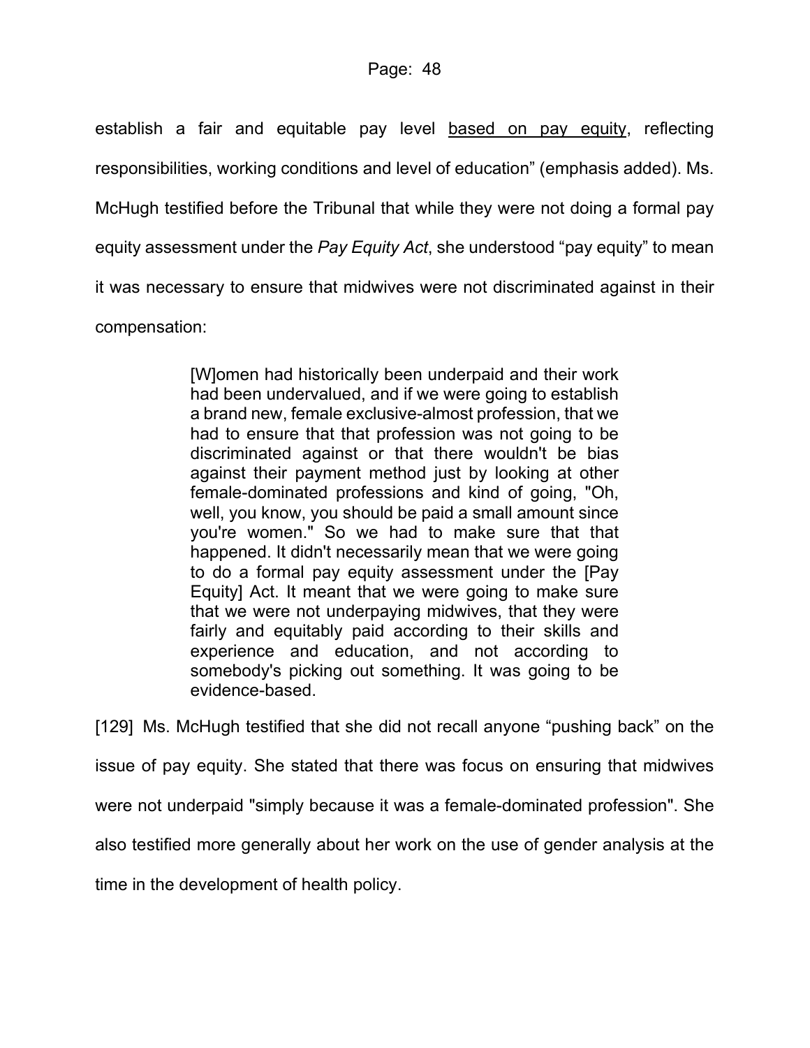establish a fair and equitable pay level <u>based on pay equity</u>, reflecting responsibilities, working conditions and level of education" (emphasis added). Ms. McHugh testified before the Tribunal that while they were not doing a formal pay equity assessment under the *Pay Equity Act*, she understood "pay equity" to mean it was necessary to ensure that midwives were not discriminated against in their compensation:

> [W]omen had historically been underpaid and their work had been undervalued, and if we were going to establish a brand new, female exclusive-almost profession, that we had to ensure that that profession was not going to be discriminated against or that there wouldn't be bias against their payment method just by looking at other female-dominated professions and kind of going, "Oh, well, you know, you should be paid a small amount since you're women." So we had to make sure that that happened. It didn't necessarily mean that we were going to do a formal pay equity assessment under the [Pay Equity] Act. It meant that we were going to make sure that we were not underpaying midwives, that they were fairly and equitably paid according to their skills and experience and education, and not according to somebody's picking out something. It was going to be evidence-based.

[129] Ms. McHugh testified that she did not recall anyone "pushing back" on the issue of pay equity. She stated that there was focus on ensuring that midwives were not underpaid "simply because it was a female-dominated profession". She also testified more generally about her work on the use of gender analysis at the time in the development of health policy.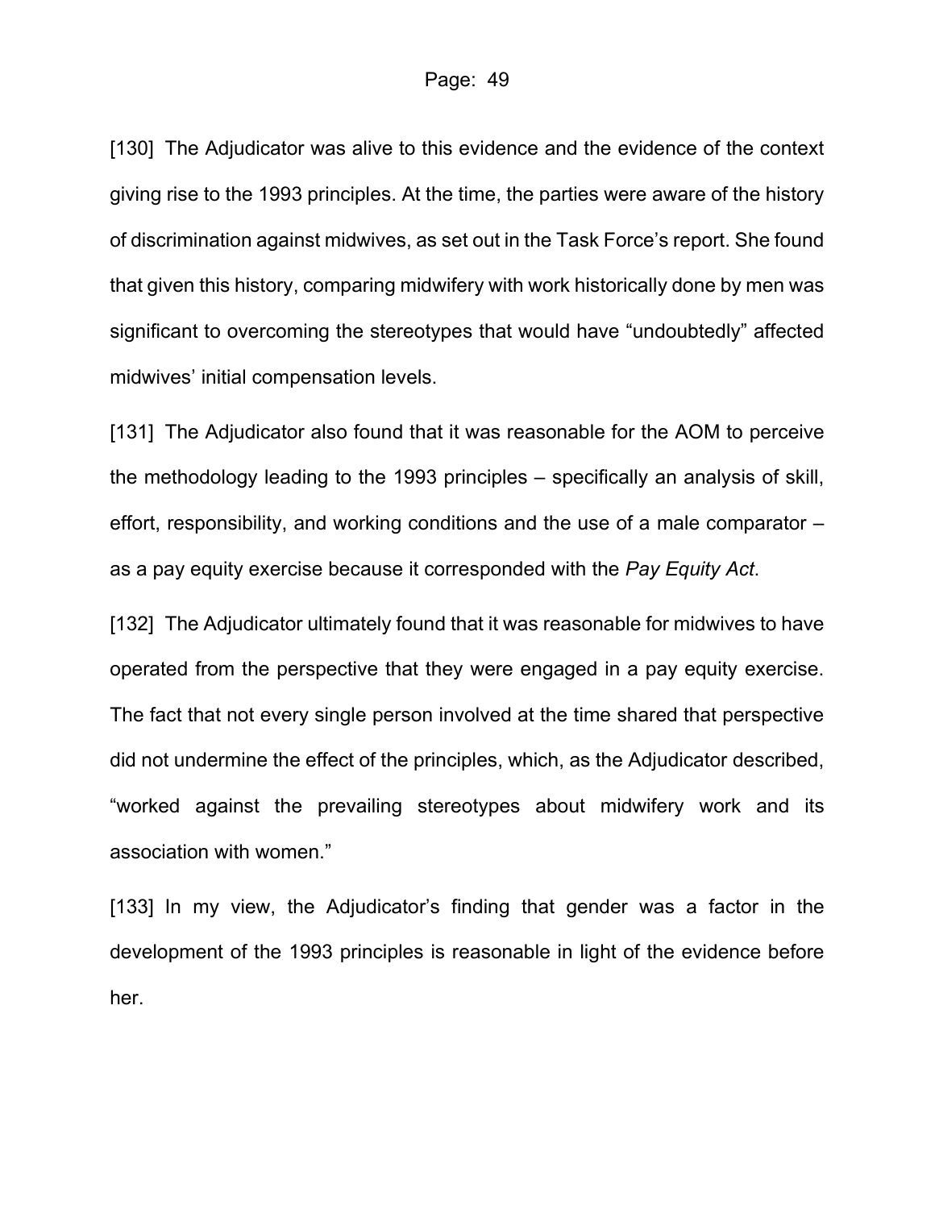[130] The Adjudicator was alive to this evidence and the evidence of the context giving rise to the 1993 principles. At the time, the parties were aware of the history of discrimination against midwives, as set out in the Task Force's report. She found that given this history, comparing midwifery with work historically done by men was significant to overcoming the stereotypes that would have "undoubtedly" affected midwives' initial compensation levels.

[131] The Adjudicator also found that it was reasonable for the AOM to perceive the methodology leading to the 1993 principles – specifically an analysis of skill, effort, responsibility, and working conditions and the use of a male comparator – as a pay equity exercise because it corresponded with the *Pay Equity Act*.

[132] The Adjudicator ultimately found that it was reasonable for midwives to have operated from the perspective that they were engaged in a pay equity exercise. The fact that not every single person involved at the time shared that perspective did not undermine the effect of the principles, which, as the Adjudicator described, "worked against the prevailing stereotypes about midwifery work and its association with women."

[133] In my view, the Adjudicator's finding that gender was a factor in the development of the 1993 principles is reasonable in light of the evidence before her.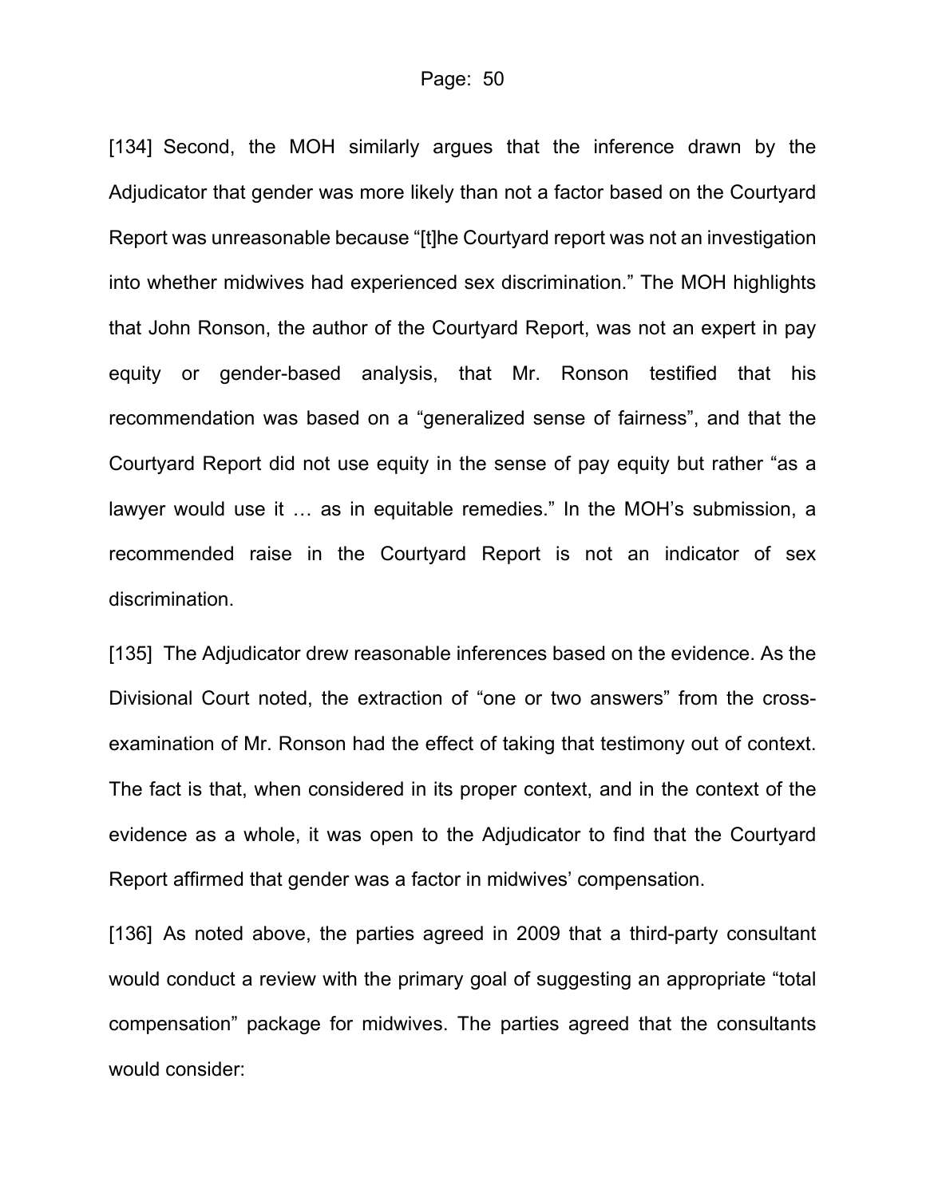[134] Second, the MOH similarly argues that the inference drawn by the Adjudicator that gender was more likely than not a factor based on the Courtyard Report was unreasonable because "[t]he Courtyard report was not an investigation into whether midwives had experienced sex discrimination." The MOH highlights that John Ronson, the author of the Courtyard Report, was not an expert in pay equity or gender-based analysis, that Mr. Ronson testified that his recommendation was based on a "generalized sense of fairness", and that the Courtyard Report did not use equity in the sense of pay equity but rather "as a lawyer would use it … as in equitable remedies." In the MOH's submission, a recommended raise in the Courtyard Report is not an indicator of sex discrimination.

[135] The Adjudicator drew reasonable inferences based on the evidence. As the Divisional Court noted, the extraction of "one or two answers" from the cross-examination of Mr. Ronson had the effect of taking that testimony out of context. The fact is that, when considered in its proper context, and in the context of the evidence as a whole, it was open to the Adjudicator to find that the Courtyard Report affirmed that gender was a factor in midwives' compensation.

[136] As noted above, the parties agreed in 2009 that a third-party consultant would conduct a review with the primary goal of suggesting an appropriate "total compensation" package for midwives. The parties agreed that the consultants would consider: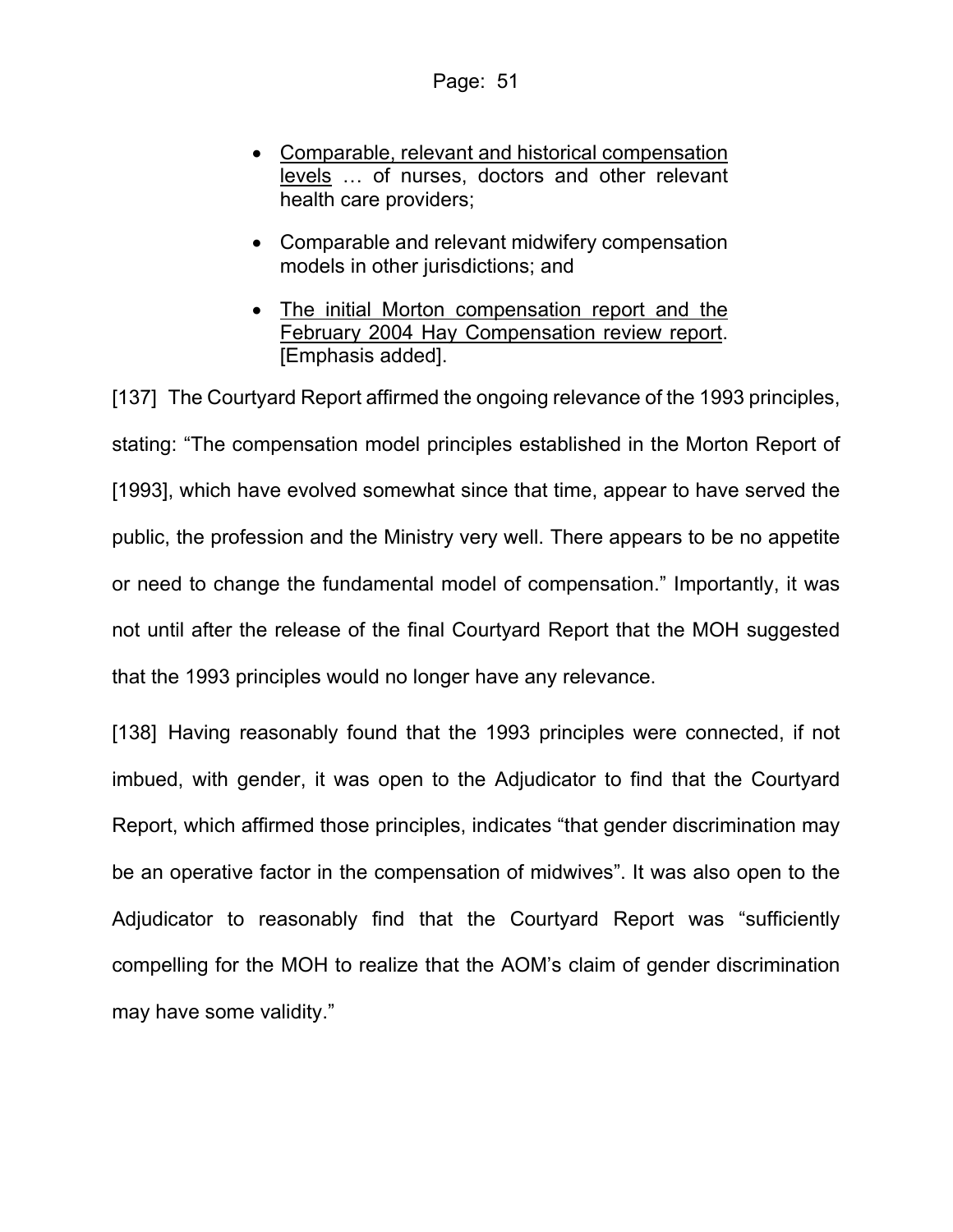- Comparable, relevant and historical compensation levels … of nurses, doctors and other relevant health care providers;
- Comparable and relevant midwifery compensation models in other jurisdictions; and
- The initial Morton compensation report and the February 2004 Hay Compensation review report. [Emphasis added].

[137] The Courtyard Report affirmed the ongoing relevance of the 1993 principles, stating: "The compensation model principles established in the Morton Report of [1993], which have evolved somewhat since that time, appear to have served the public, the profession and the Ministry very well. There appears to be no appetite or need to change the fundamental model of compensation." Importantly, it was not until after the release of the final Courtyard Report that the MOH suggested that the 1993 principles would no longer have any relevance.

[138] Having reasonably found that the 1993 principles were connected, if not imbued, with gender, it was open to the Adjudicator to find that the Courtyard Report, which affirmed those principles, indicates "that gender discrimination may be an operative factor in the compensation of midwives". It was also open to the Adjudicator to reasonably find that the Courtyard Report was "sufficiently compelling for the MOH to realize that the AOM's claim of gender discrimination may have some validity."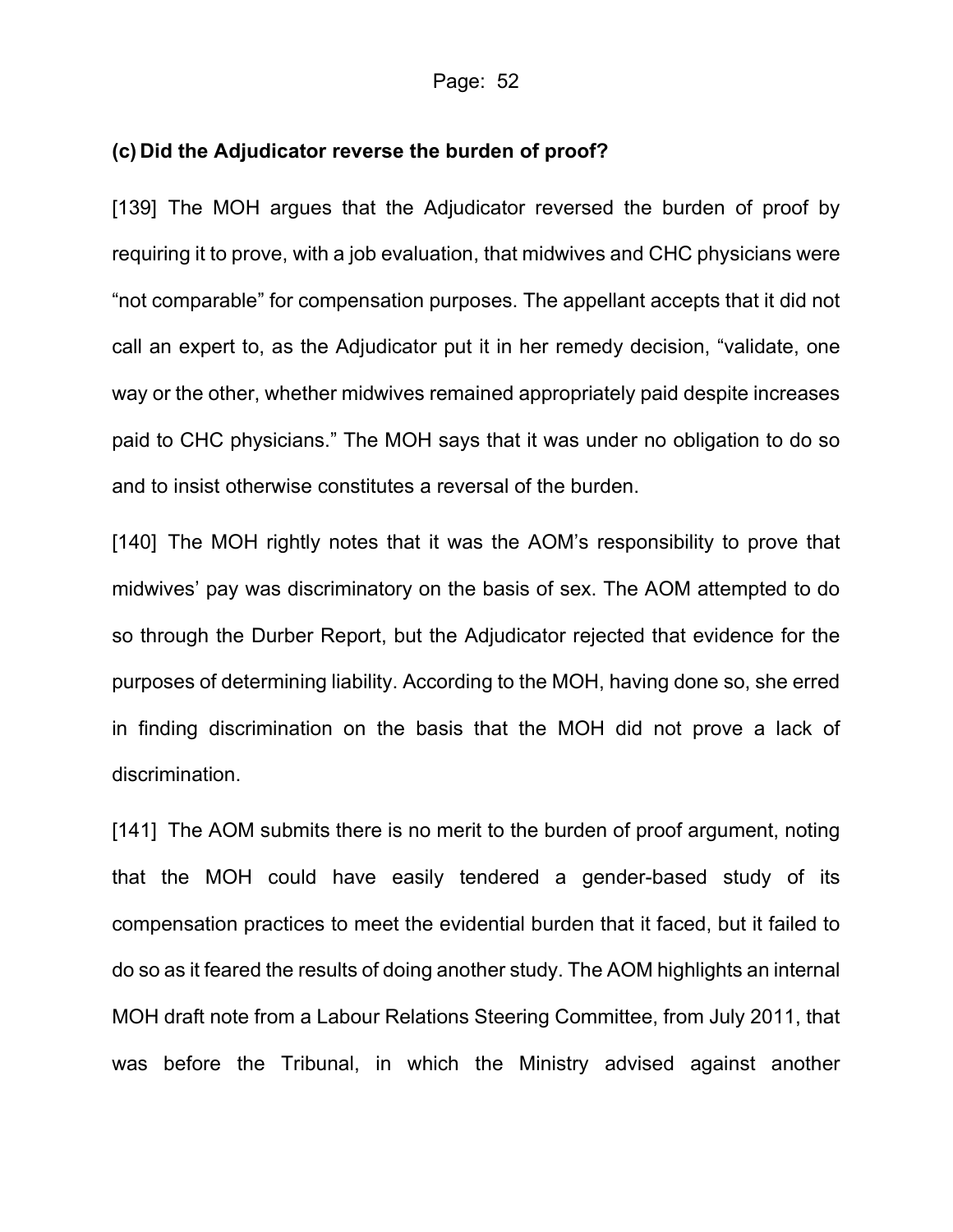### (c) Did the Adjudicator reverse the burden of proof?

[139] The MOH argues that the Adjudicator reversed the burden of proof by requiring it to prove, with a job evaluation, that midwives and CHC physicians were "not comparable" for compensation purposes. The appellant accepts that it did not call an expert to, as the Adjudicator put it in her remedy decision, "validate, one way or the other, whether midwives remained appropriately paid despite increases paid to CHC physicians." The MOH says that it was under no obligation to do so and to insist otherwise constitutes a reversal of the burden.

[140] The MOH rightly notes that it was the AOM's responsibility to prove that midwives' pay was discriminatory on the basis of sex. The AOM attempted to do so through the Durber Report, but the Adjudicator rejected that evidence for the purposes of determining liability. According to the MOH, having done so, she erred in finding discrimination on the basis that the MOH did not prove a lack of discrimination.

[141] The AOM submits there is no merit to the burden of proof argument, noting that the MOH could have easily tendered a gender-based study of its compensation practices to meet the evidential burden that it faced, but it failed to do so as it feared the results of doing another study. The AOM highlights an internal MOH draft note from a Labour Relations Steering Committee, from July 2011, that was before the Tribunal, in which the Ministry advised against another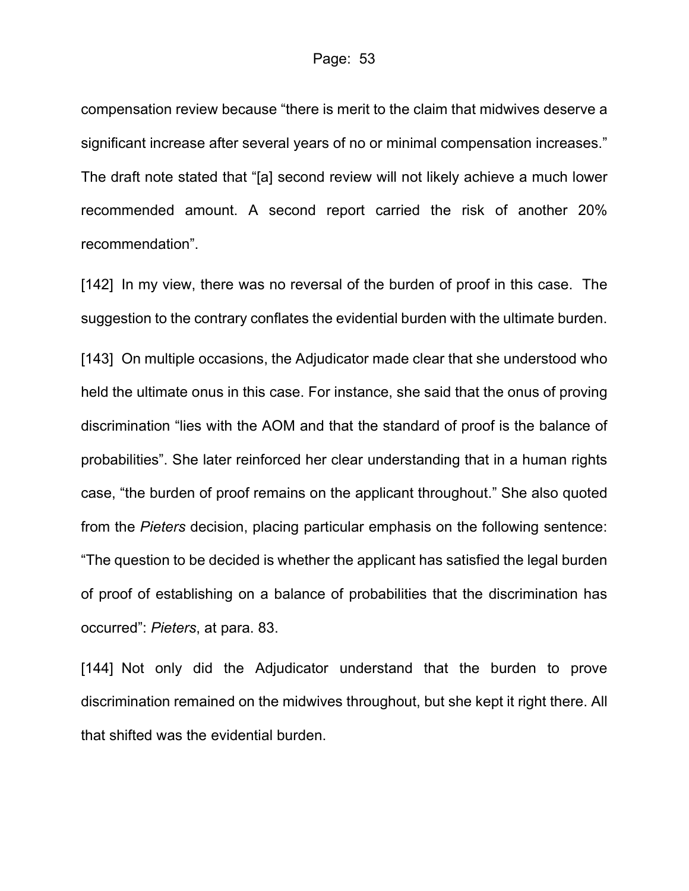compensation review because “there is merit to the claim that midwives deserve a significant increase after several years of no or minimal compensation increases.” The draft note stated that “[a] second review will not likely achieve a much lower recommended amount. A second report carried the risk of another 20% recommendation”.

[142] In my view, there was no reversal of the burden of proof in this case. The suggestion to the contrary conflates the evidential burden with the ultimate burden.

[143] On multiple occasions, the Adjudicator made clear that she understood who held the ultimate onus in this case. For instance, she said that the onus of proving discrimination “lies with the AOM and that the standard of proof is the balance of probabilities”. She later reinforced her clear understanding that in a human rights case, “the burden of proof remains on the applicant throughout.” She also quoted from the *Pieters* decision, placing particular emphasis on the following sentence: “The question to be decided is whether the applicant has satisfied the legal burden of proof of establishing on a balance of probabilities that the discrimination has occurred”: *Pieters*, at para. 83.

[144] Not only did the Adjudicator understand that the burden to prove discrimination remained on the midwives throughout, but she kept it right there. All that shifted was the evidential burden.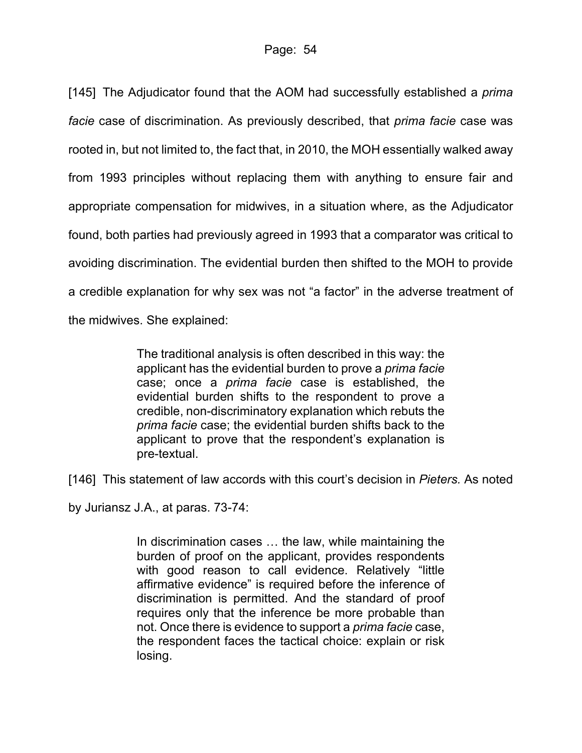[145] The Adjudicator found that the AOM had successfully established a *prima facie* case of discrimination. As previously described, that *prima facie* case was rooted in, but not limited to, the fact that, in 2010, the MOH essentially walked away from 1993 principles without replacing them with anything to ensure fair and appropriate compensation for midwives, in a situation where, as the Adjudicator found, both parties had previously agreed in 1993 that a comparator was critical to avoiding discrimination. The evidential burden then shifted to the MOH to provide a credible explanation for why sex was not "a factor" in the adverse treatment of the midwives. She explained:

> The traditional analysis is often described in this way: the applicant has the evidential burden to prove a *prima facie* case; once a *prima facie* case is established, the evidential burden shifts to the respondent to prove a credible, non-discriminatory explanation which rebuts the *prima facie* case; the evidential burden shifts back to the applicant to prove that the respondent's explanation is pre-textual.

[146] This statement of law accords with this court's decision in *Pieters.* As noted by Juriansz J.A., at paras. 73-74:

> In discrimination cases … the law, while maintaining the burden of proof on the applicant, provides respondents with good reason to call evidence. Relatively "little affirmative evidence" is required before the inference of discrimination is permitted. And the standard of proof requires only that the inference be more probable than not. Once there is evidence to support a *prima facie* case, the respondent faces the tactical choice: explain or risk losing.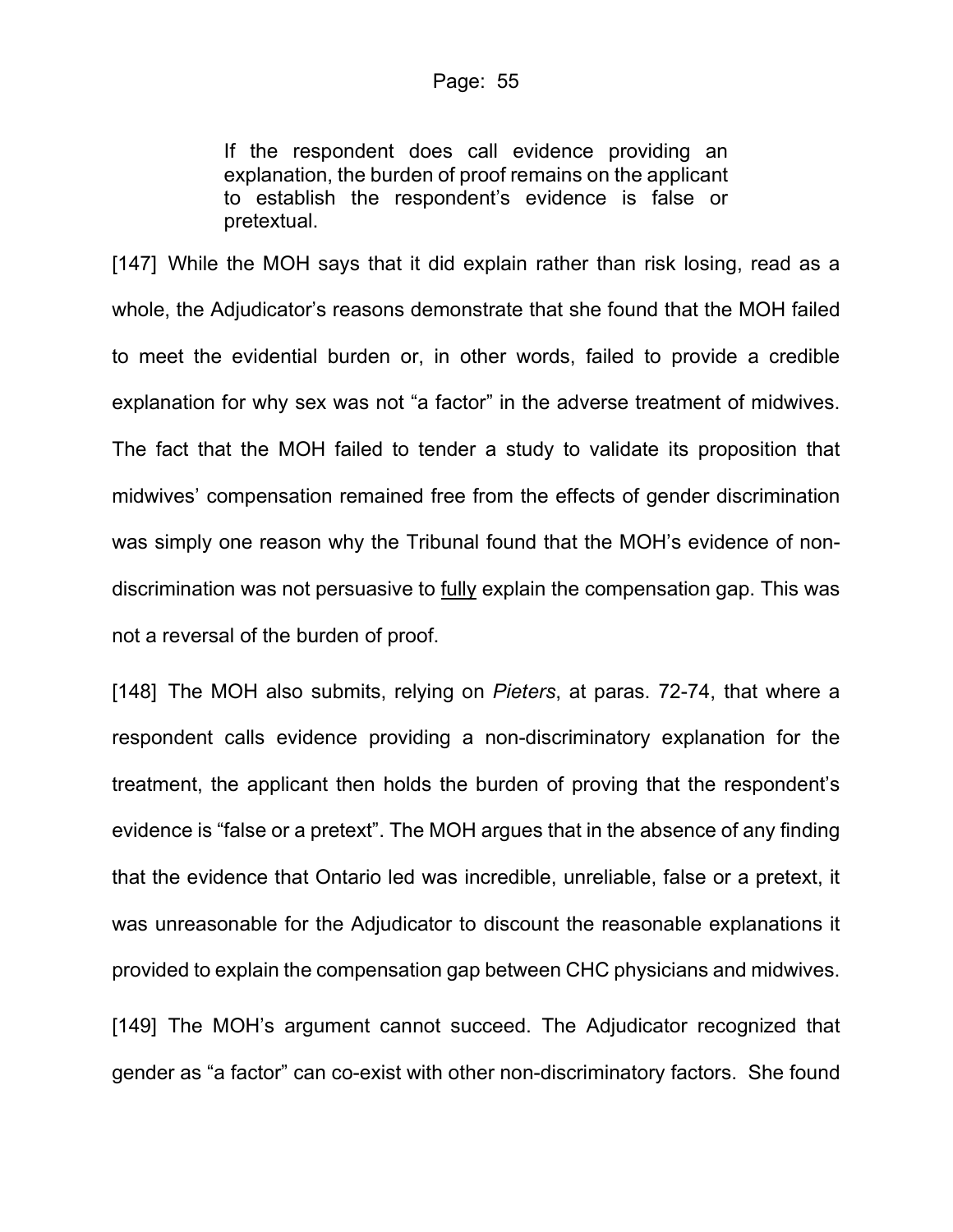> If the respondent does call evidence providing an explanation, the burden of proof remains on the applicant to establish the respondent's evidence is false or pretextual.

[147] While the MOH says that it did explain rather than risk losing, read as a whole, the Adjudicator's reasons demonstrate that she found that the MOH failed to meet the evidential burden or, in other words, failed to provide a credible explanation for why sex was not "a factor" in the adverse treatment of midwives. The fact that the MOH failed to tender a study to validate its proposition that midwives' compensation remained free from the effects of gender discrimination was simply one reason why the Tribunal found that the MOH's evidence of non-discrimination was not persuasive to <u>fully</u> explain the compensation gap. This was not a reversal of the burden of proof.

[148] The MOH also submits, relying on *Pieters*, at paras. 72-74, that where a respondent calls evidence providing a non-discriminatory explanation for the treatment, the applicant then holds the burden of proving that the respondent's evidence is "false or a pretext". The MOH argues that in the absence of any finding that the evidence that Ontario led was incredible, unreliable, false or a pretext, it was unreasonable for the Adjudicator to discount the reasonable explanations it provided to explain the compensation gap between CHC physicians and midwives.

[149] The MOH's argument cannot succeed. The Adjudicator recognized that gender as "a factor" can co-exist with other non-discriminatory factors. She found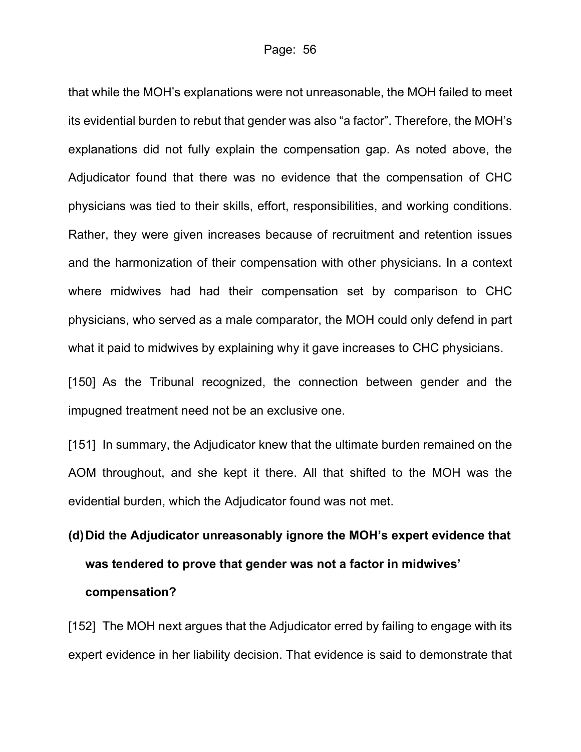that while the MOH's explanations were not unreasonable, the MOH failed to meet its evidential burden to rebut that gender was also "a factor". Therefore, the MOH's explanations did not fully explain the compensation gap. As noted above, the Adjudicator found that there was no evidence that the compensation of CHC physicians was tied to their skills, effort, responsibilities, and working conditions. Rather, they were given increases because of recruitment and retention issues and the harmonization of their compensation with other physicians. In a context where midwives had had their compensation set by comparison to CHC physicians, who served as a male comparator, the MOH could only defend in part what it paid to midwives by explaining why it gave increases to CHC physicians.

[150] As the Tribunal recognized, the connection between gender and the impugned treatment need not be an exclusive one.

[151] In summary, the Adjudicator knew that the ultimate burden remained on the AOM throughout, and she kept it there. All that shifted to the MOH was the evidential burden, which the Adjudicator found was not met.

**(d) Did the Adjudicator unreasonably ignore the MOH's expert evidence that was tendered to prove that gender was not a factor in midwives' compensation?**

[152] The MOH next argues that the Adjudicator erred by failing to engage with its expert evidence in her liability decision. That evidence is said to demonstrate that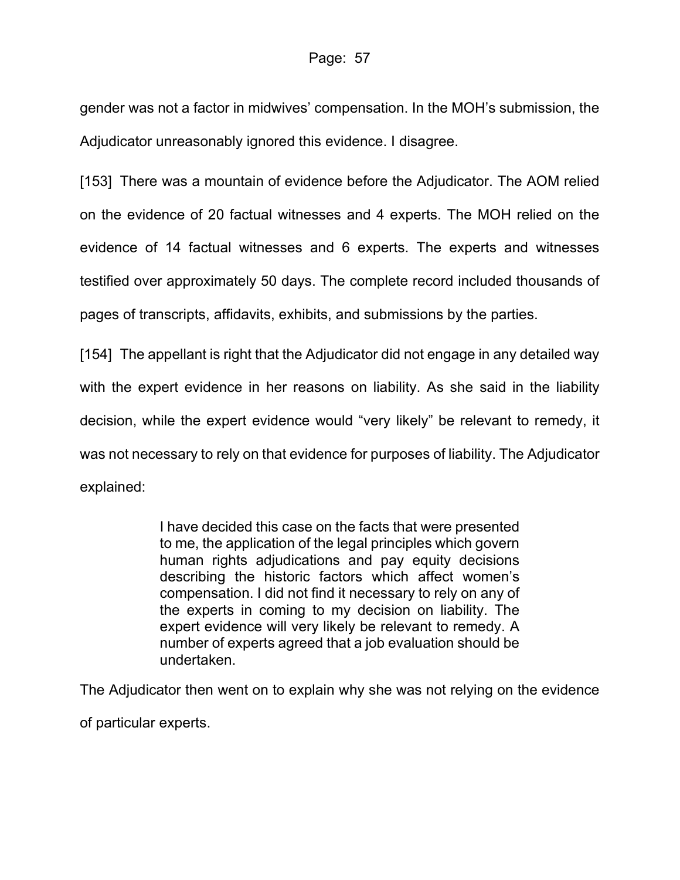gender was not a factor in midwives' compensation. In the MOH's submission, the Adjudicator unreasonably ignored this evidence. I disagree.

[153] There was a mountain of evidence before the Adjudicator. The AOM relied on the evidence of 20 factual witnesses and 4 experts. The MOH relied on the evidence of 14 factual witnesses and 6 experts. The experts and witnesses testified over approximately 50 days. The complete record included thousands of pages of transcripts, affidavits, exhibits, and submissions by the parties.

[154] The appellant is right that the Adjudicator did not engage in any detailed way with the expert evidence in her reasons on liability. As she said in the liability decision, while the expert evidence would "very likely" be relevant to remedy, it was not necessary to rely on that evidence for purposes of liability. The Adjudicator explained:

> I have decided this case on the facts that were presented to me, the application of the legal principles which govern human rights adjudications and pay equity decisions describing the historic factors which affect women's compensation. I did not find it necessary to rely on any of the experts in coming to my decision on liability. The expert evidence will very likely be relevant to remedy. A number of experts agreed that a job evaluation should be undertaken.

The Adjudicator then went on to explain why she was not relying on the evidence of particular experts.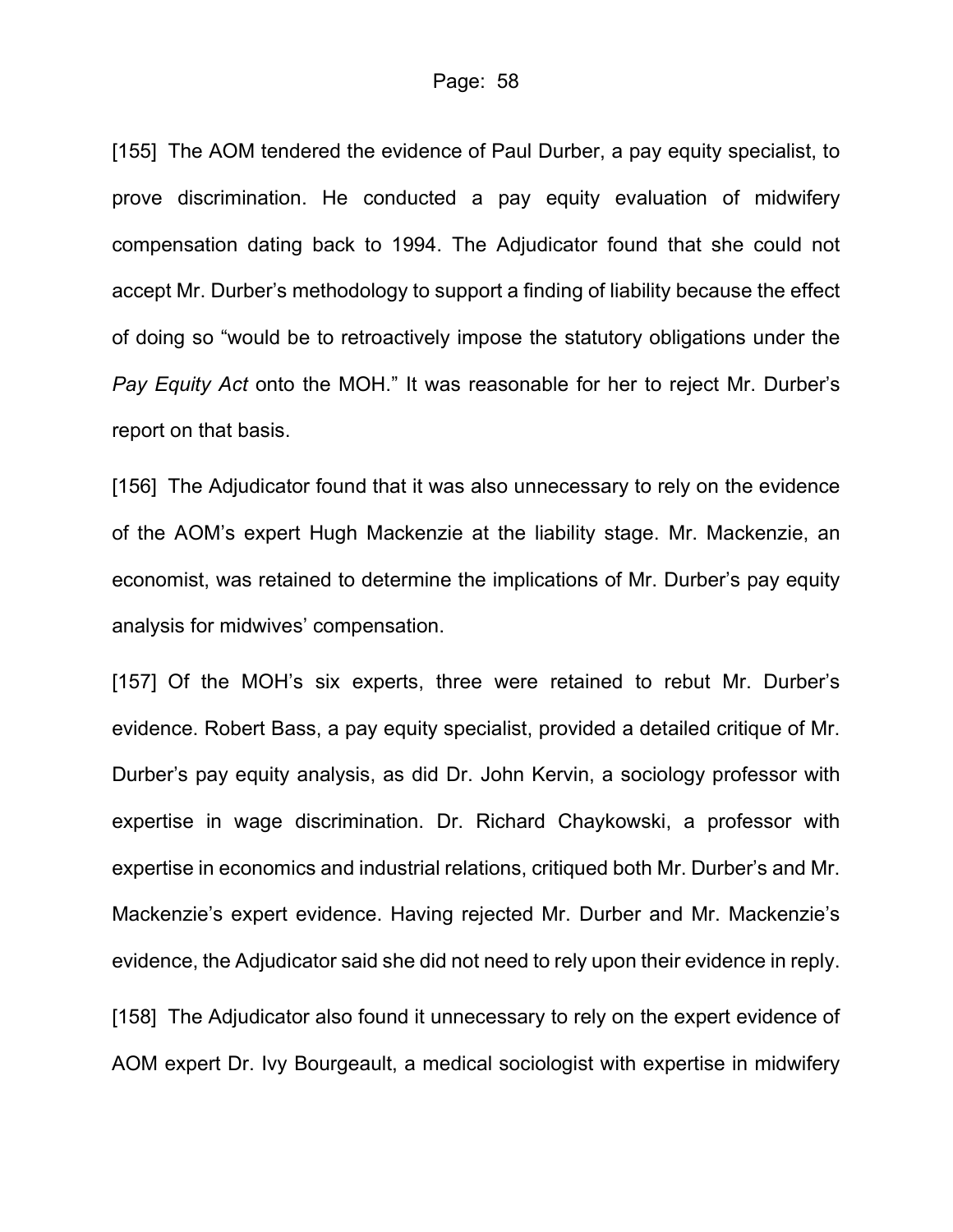[155] The AOM tendered the evidence of Paul Durber, a pay equity specialist, to prove discrimination. He conducted a pay equity evaluation of midwifery compensation dating back to 1994. The Adjudicator found that she could not accept Mr. Durber's methodology to support a finding of liability because the effect of doing so "would be to retroactively impose the statutory obligations under the *Pay Equity Act* onto the MOH." It was reasonable for her to reject Mr. Durber's report on that basis.

[156] The Adjudicator found that it was also unnecessary to rely on the evidence of the AOM's expert Hugh Mackenzie at the liability stage. Mr. Mackenzie, an economist, was retained to determine the implications of Mr. Durber's pay equity analysis for midwives' compensation.

[157] Of the MOH's six experts, three were retained to rebut Mr. Durber's evidence. Robert Bass, a pay equity specialist, provided a detailed critique of Mr. Durber's pay equity analysis, as did Dr. John Kervin, a sociology professor with expertise in wage discrimination. Dr. Richard Chaykowski, a professor with expertise in economics and industrial relations, critiqued both Mr. Durber's and Mr. Mackenzie's expert evidence. Having rejected Mr. Durber and Mr. Mackenzie's evidence, the Adjudicator said she did not need to rely upon their evidence in reply.

[158] The Adjudicator also found it unnecessary to rely on the expert evidence of AOM expert Dr. Ivy Bourgeault, a medical sociologist with expertise in midwifery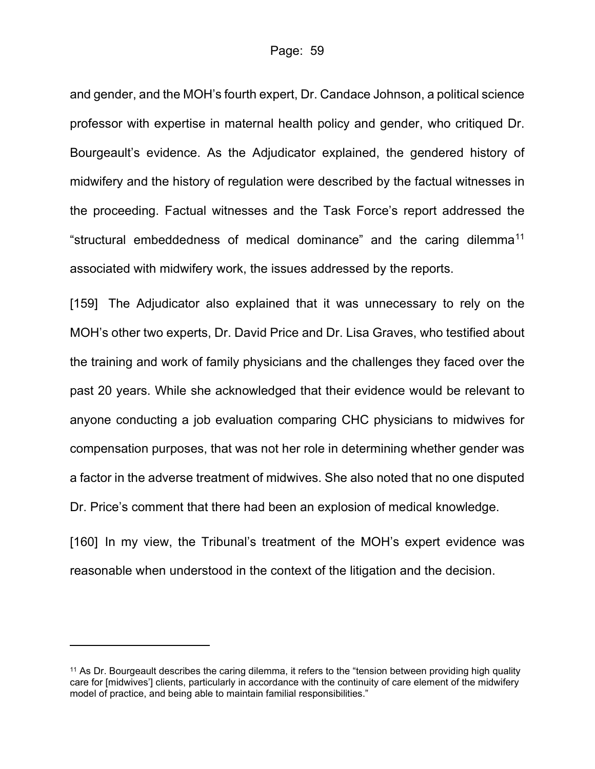and gender, and the MOH's fourth expert, Dr. Candace Johnson, a political science professor with expertise in maternal health policy and gender, who critiqued Dr. Bourgeault's evidence. As the Adjudicator explained, the gendered history of midwifery and the history of regulation were described by the factual witnesses in the proceeding. Factual witnesses and the Task Force's report addressed the "structural embeddedness of medical dominance" and the caring dilemma[11] associated with midwifery work, the issues addressed by the reports.

[159] The Adjudicator also explained that it was unnecessary to rely on the MOH's other two experts, Dr. David Price and Dr. Lisa Graves, who testified about the training and work of family physicians and the challenges they faced over the past 20 years. While she acknowledged that their evidence would be relevant to anyone conducting a job evaluation comparing CHC physicians to midwives for compensation purposes, that was not her role in determining whether gender was a factor in the adverse treatment of midwives. She also noted that no one disputed Dr. Price's comment that there had been an explosion of medical knowledge.

[160] In my view, the Tribunal's treatment of the MOH's expert evidence was reasonable when understood in the context of the litigation and the decision.

---

[11] As Dr. Bourgeault describes the caring dilemma, it refers to the "tension between providing high quality care for [midwives'] clients, particularly in accordance with the continuity of care element of the midwifery model of practice, and being able to maintain familial responsibilities."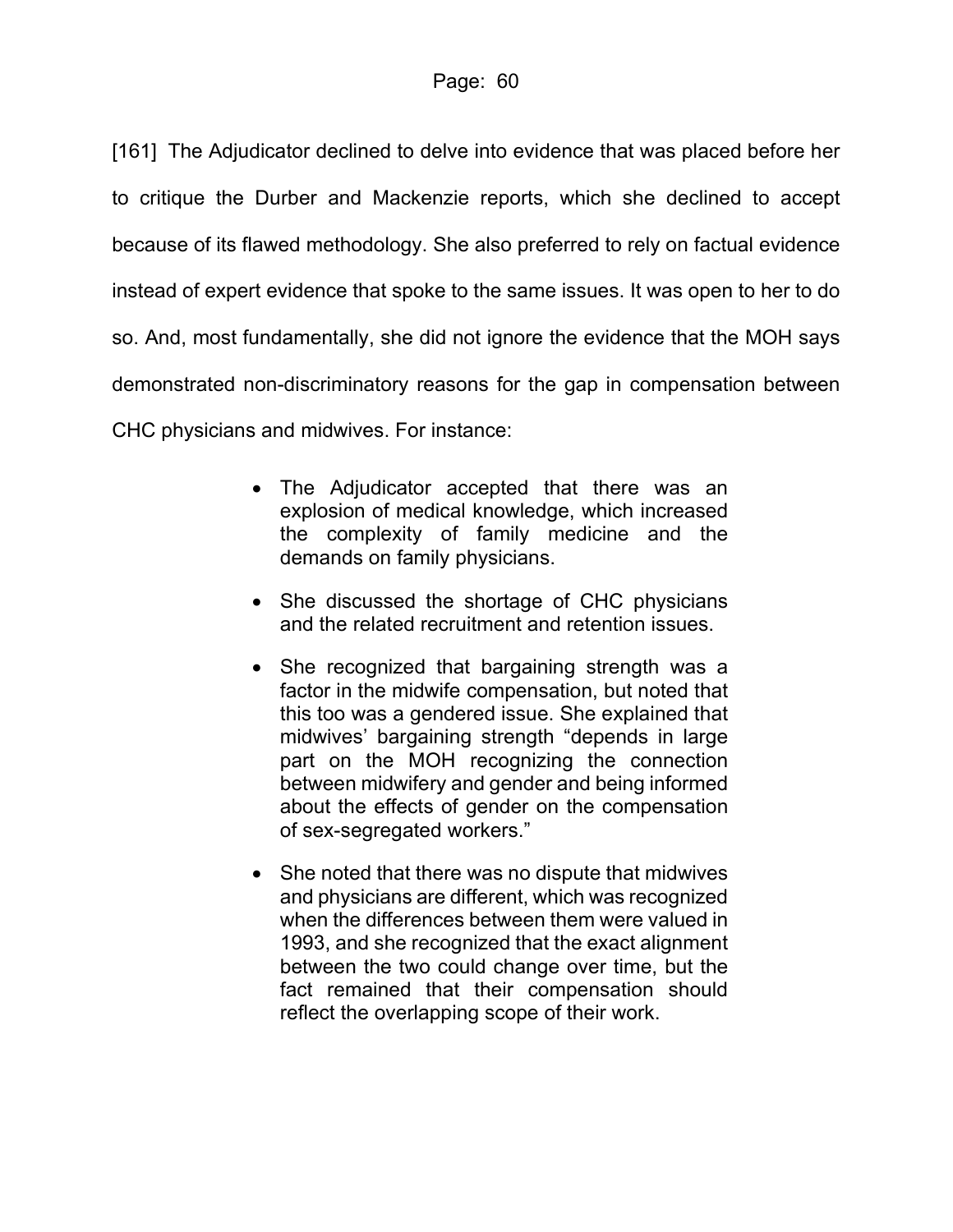[161] The Adjudicator declined to delve into evidence that was placed before her to critique the Durber and Mackenzie reports, which she declined to accept because of its flawed methodology. She also preferred to rely on factual evidence instead of expert evidence that spoke to the same issues. It was open to her to do so. And, most fundamentally, she did not ignore the evidence that the MOH says demonstrated non-discriminatory reasons for the gap in compensation between CHC physicians and midwives. For instance:

- The Adjudicator accepted that there was an explosion of medical knowledge, which increased the complexity of family medicine and the demands on family physicians.
- She discussed the shortage of CHC physicians and the related recruitment and retention issues.
- She recognized that bargaining strength was a factor in the midwife compensation, but noted that this too was a gendered issue. She explained that midwives' bargaining strength "depends in large part on the MOH recognizing the connection between midwifery and gender and being informed about the effects of gender on the compensation of sex-segregated workers."
- She noted that there was no dispute that midwives and physicians are different, which was recognized when the differences between them were valued in 1993, and she recognized that the exact alignment between the two could change over time, but the fact remained that their compensation should reflect the overlapping scope of their work.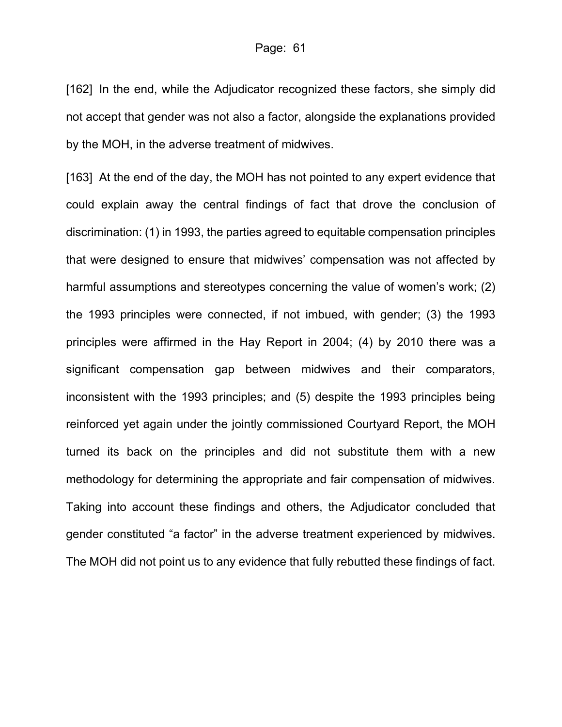[162] In the end, while the Adjudicator recognized these factors, she simply did not accept that gender was not also a factor, alongside the explanations provided by the MOH, in the adverse treatment of midwives.

[163] At the end of the day, the MOH has not pointed to any expert evidence that could explain away the central findings of fact that drove the conclusion of discrimination: (1) in 1993, the parties agreed to equitable compensation principles that were designed to ensure that midwives' compensation was not affected by harmful assumptions and stereotypes concerning the value of women's work; (2) the 1993 principles were connected, if not imbued, with gender; (3) the 1993 principles were affirmed in the Hay Report in 2004; (4) by 2010 there was a significant compensation gap between midwives and their comparators, inconsistent with the 1993 principles; and (5) despite the 1993 principles being reinforced yet again under the jointly commissioned Courtyard Report, the MOH turned its back on the principles and did not substitute them with a new methodology for determining the appropriate and fair compensation of midwives. Taking into account these findings and others, the Adjudicator concluded that gender constituted "a factor" in the adverse treatment experienced by midwives. The MOH did not point us to any evidence that fully rebutted these findings of fact.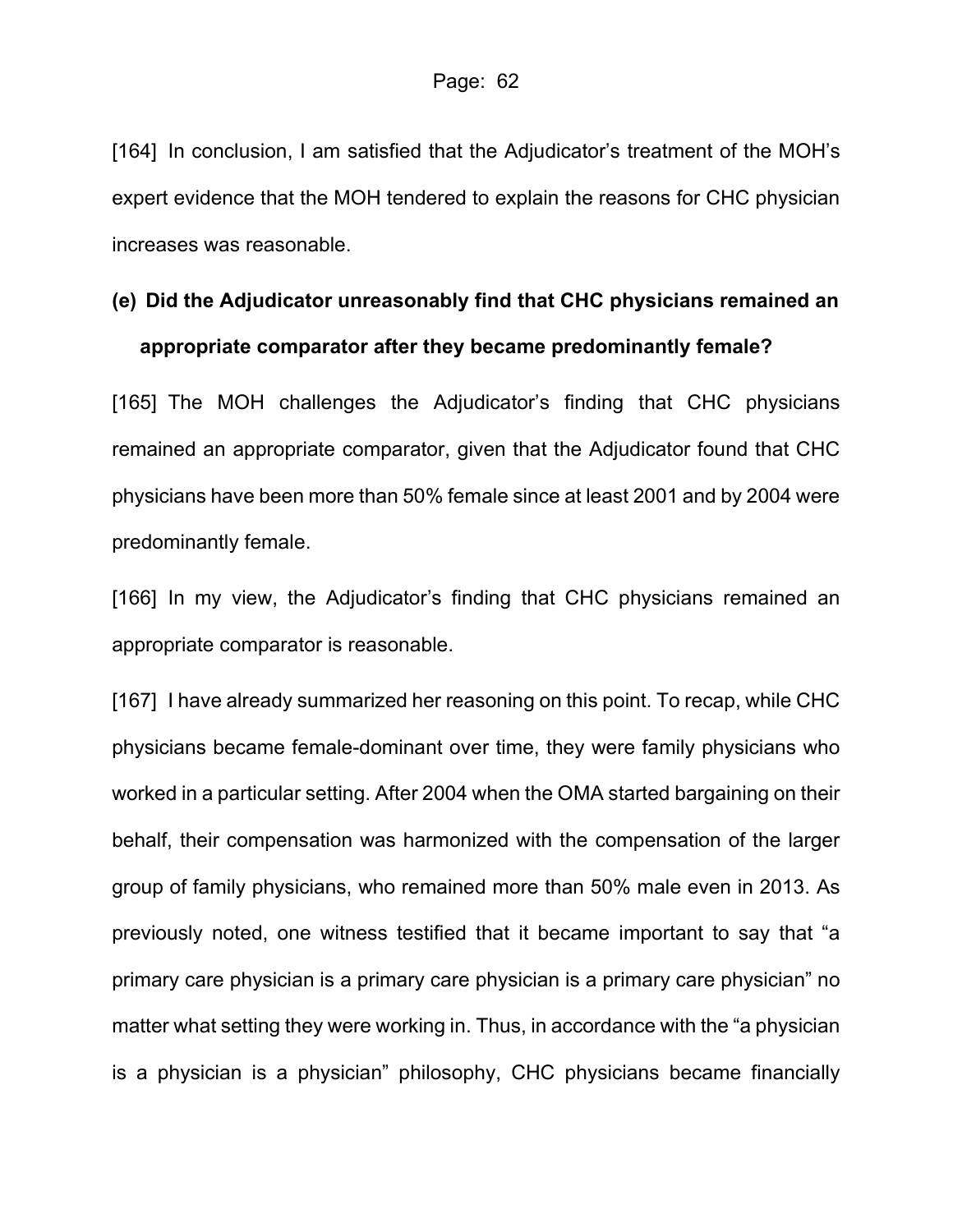[164] In conclusion, I am satisfied that the Adjudicator's treatment of the MOH's expert evidence that the MOH tendered to explain the reasons for CHC physician increases was reasonable.

**(e) Did the Adjudicator unreasonably find that CHC physicians remained an appropriate comparator after they became predominantly female?**

[165] The MOH challenges the Adjudicator's finding that CHC physicians remained an appropriate comparator, given that the Adjudicator found that CHC physicians have been more than 50% female since at least 2001 and by 2004 were predominantly female.

[166] In my view, the Adjudicator's finding that CHC physicians remained an appropriate comparator is reasonable.

[167] I have already summarized her reasoning on this point. To recap, while CHC physicians became female-dominant over time, they were family physicians who worked in a particular setting. After 2004 when the OMA started bargaining on their behalf, their compensation was harmonized with the compensation of the larger group of family physicians, who remained more than 50% male even in 2013. As previously noted, one witness testified that it became important to say that "a primary care physician is a primary care physician is a primary care physician" no matter what setting they were working in. Thus, in accordance with the "a physician is a physician is a physician" philosophy, CHC physicians became financially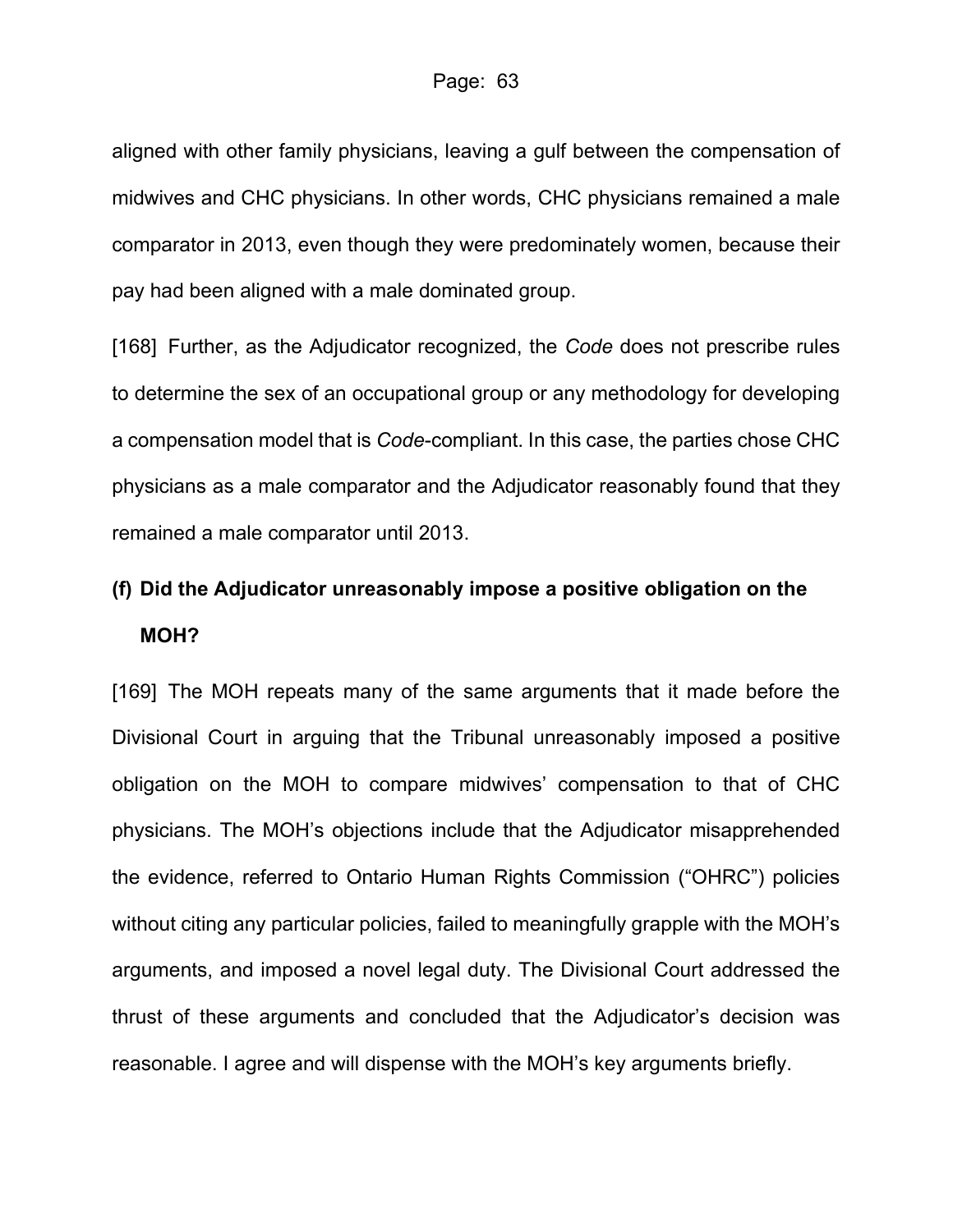aligned with other family physicians, leaving a gulf between the compensation of midwives and CHC physicians. In other words, CHC physicians remained a male comparator in 2013, even though they were predominately women, because their pay had been aligned with a male dominated group.

[168] Further, as the Adjudicator recognized, the *Code* does not prescribe rules to determine the sex of an occupational group or any methodology for developing a compensation model that is *Code*-compliant. In this case, the parties chose CHC physicians as a male comparator and the Adjudicator reasonably found that they remained a male comparator until 2013.

**(f) Did the Adjudicator unreasonably impose a positive obligation on the MOH?**

[169] The MOH repeats many of the same arguments that it made before the Divisional Court in arguing that the Tribunal unreasonably imposed a positive obligation on the MOH to compare midwives' compensation to that of CHC physicians. The MOH's objections include that the Adjudicator misapprehended the evidence, referred to Ontario Human Rights Commission ("OHRC") policies without citing any particular policies, failed to meaningfully grapple with the MOH's arguments, and imposed a novel legal duty. The Divisional Court addressed the thrust of these arguments and concluded that the Adjudicator's decision was reasonable. I agree and will dispense with the MOH's key arguments briefly.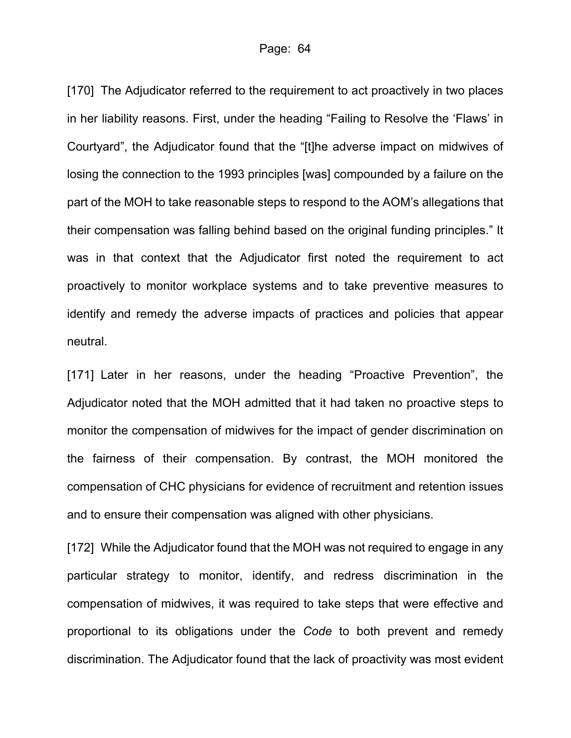[170] The Adjudicator referred to the requirement to act proactively in two places in her liability reasons. First, under the heading "Failing to Resolve the 'Flaws' in Courtyard", the Adjudicator found that the "[t]he adverse impact on midwives of losing the connection to the 1993 principles [was] compounded by a failure on the part of the MOH to take reasonable steps to respond to the AOM's allegations that their compensation was falling behind based on the original funding principles." It was in that context that the Adjudicator first noted the requirement to act proactively to monitor workplace systems and to take preventive measures to identify and remedy the adverse impacts of practices and policies that appear neutral.

[171] Later in her reasons, under the heading "Proactive Prevention", the Adjudicator noted that the MOH admitted that it had taken no proactive steps to monitor the compensation of midwives for the impact of gender discrimination on the fairness of their compensation. By contrast, the MOH monitored the compensation of CHC physicians for evidence of recruitment and retention issues and to ensure their compensation was aligned with other physicians.

[172] While the Adjudicator found that the MOH was not required to engage in any particular strategy to monitor, identify, and redress discrimination in the compensation of midwives, it was required to take steps that were effective and proportional to its obligations under the *Code* to both prevent and remedy discrimination. The Adjudicator found that the lack of proactivity was most evident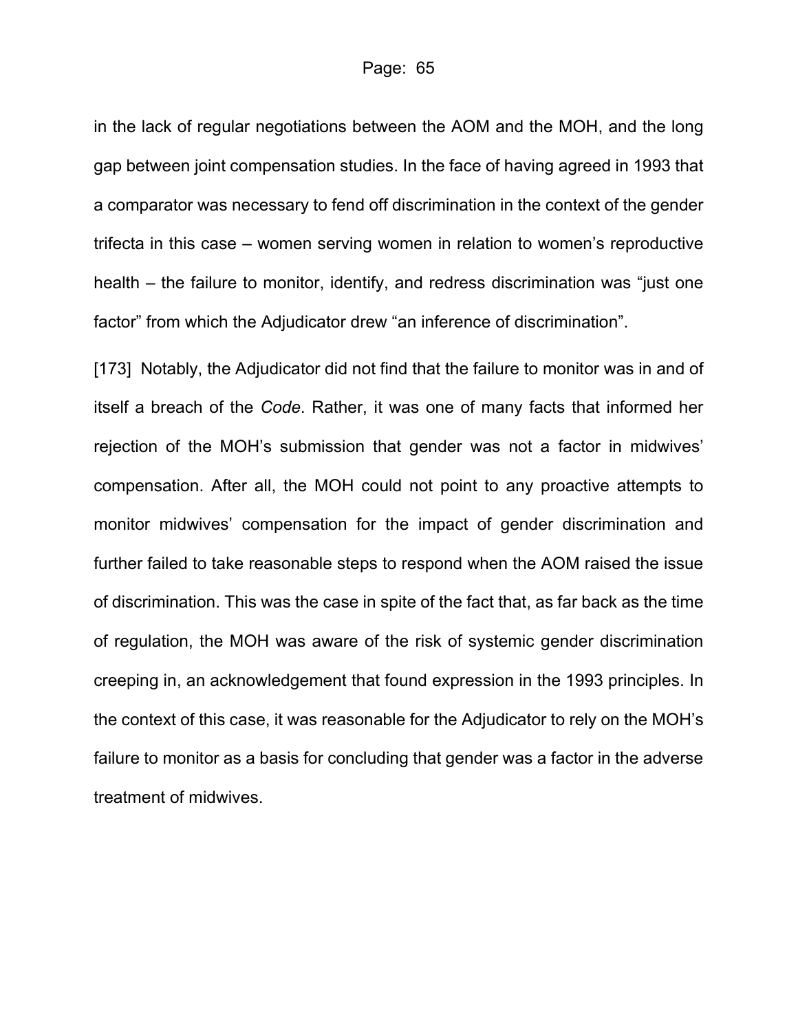in the lack of regular negotiations between the AOM and the MOH, and the long gap between joint compensation studies. In the face of having agreed in 1993 that a comparator was necessary to fend off discrimination in the context of the gender trifecta in this case – women serving women in relation to women's reproductive health – the failure to monitor, identify, and redress discrimination was "just one factor" from which the Adjudicator drew "an inference of discrimination".

[173] Notably, the Adjudicator did not find that the failure to monitor was in and of itself a breach of the *Code*. Rather, it was one of many facts that informed her rejection of the MOH's submission that gender was not a factor in midwives' compensation. After all, the MOH could not point to any proactive attempts to monitor midwives' compensation for the impact of gender discrimination and further failed to take reasonable steps to respond when the AOM raised the issue of discrimination. This was the case in spite of the fact that, as far back as the time of regulation, the MOH was aware of the risk of systemic gender discrimination creeping in, an acknowledgement that found expression in the 1993 principles. In the context of this case, it was reasonable for the Adjudicator to rely on the MOH's failure to monitor as a basis for concluding that gender was a factor in the adverse treatment of midwives.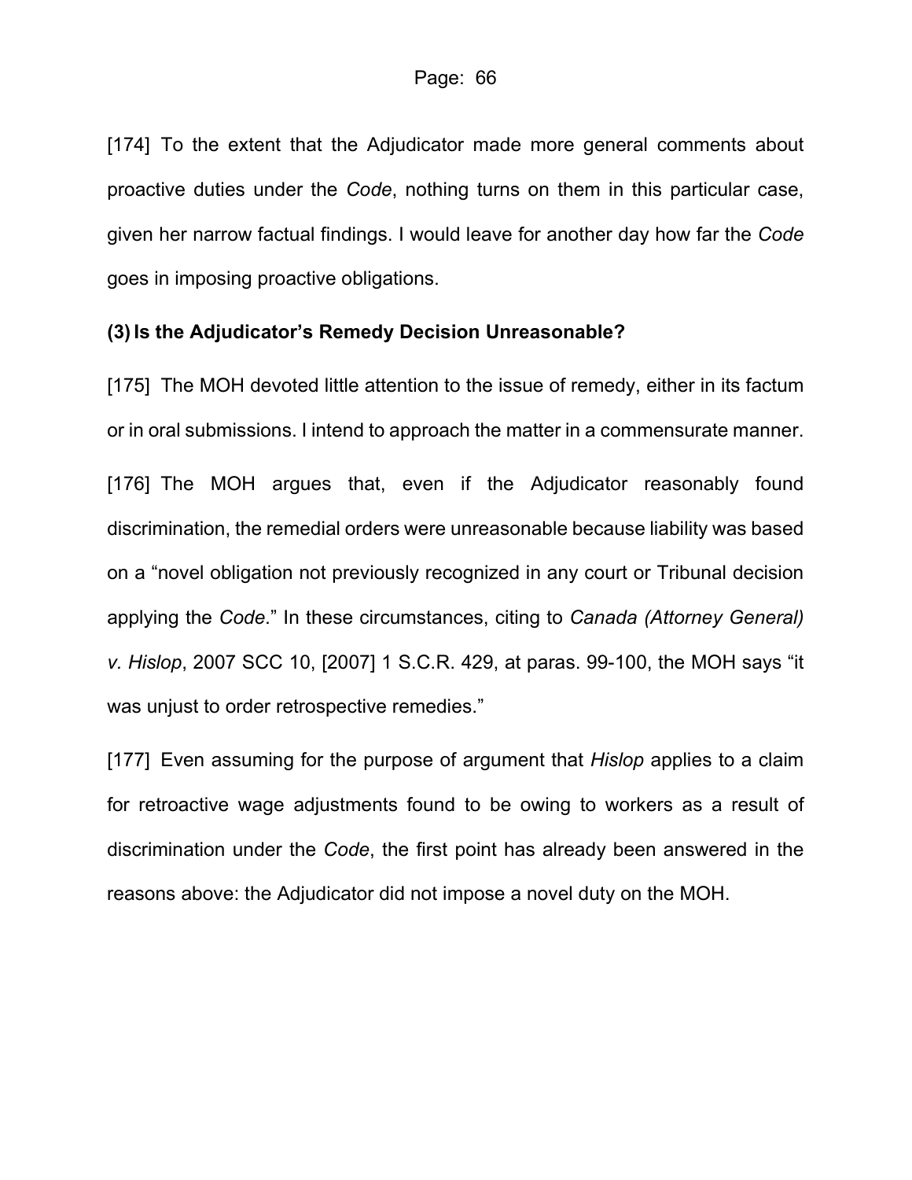[174] To the extent that the Adjudicator made more general comments about proactive duties under the *Code*, nothing turns on them in this particular case, given her narrow factual findings. I would leave for another day how far the *Code* goes in imposing proactive obligations.

### (3) Is the Adjudicator's Remedy Decision Unreasonable?

[175] The MOH devoted little attention to the issue of remedy, either in its factum or in oral submissions. I intend to approach the matter in a commensurate manner.

[176] The MOH argues that, even if the Adjudicator reasonably found discrimination, the remedial orders were unreasonable because liability was based on a "novel obligation not previously recognized in any court or Tribunal decision applying the *Code*." In these circumstances, citing to *Canada (Attorney General) v. Hislop*, 2007 SCC 10, [2007] 1 S.C.R. 429, at paras. 99-100, the MOH says "it was unjust to order retrospective remedies."

[177] Even assuming for the purpose of argument that *Hislop* applies to a claim for retroactive wage adjustments found to be owing to workers as a result of discrimination under the *Code*, the first point has already been answered in the reasons above: the Adjudicator did not impose a novel duty on the MOH.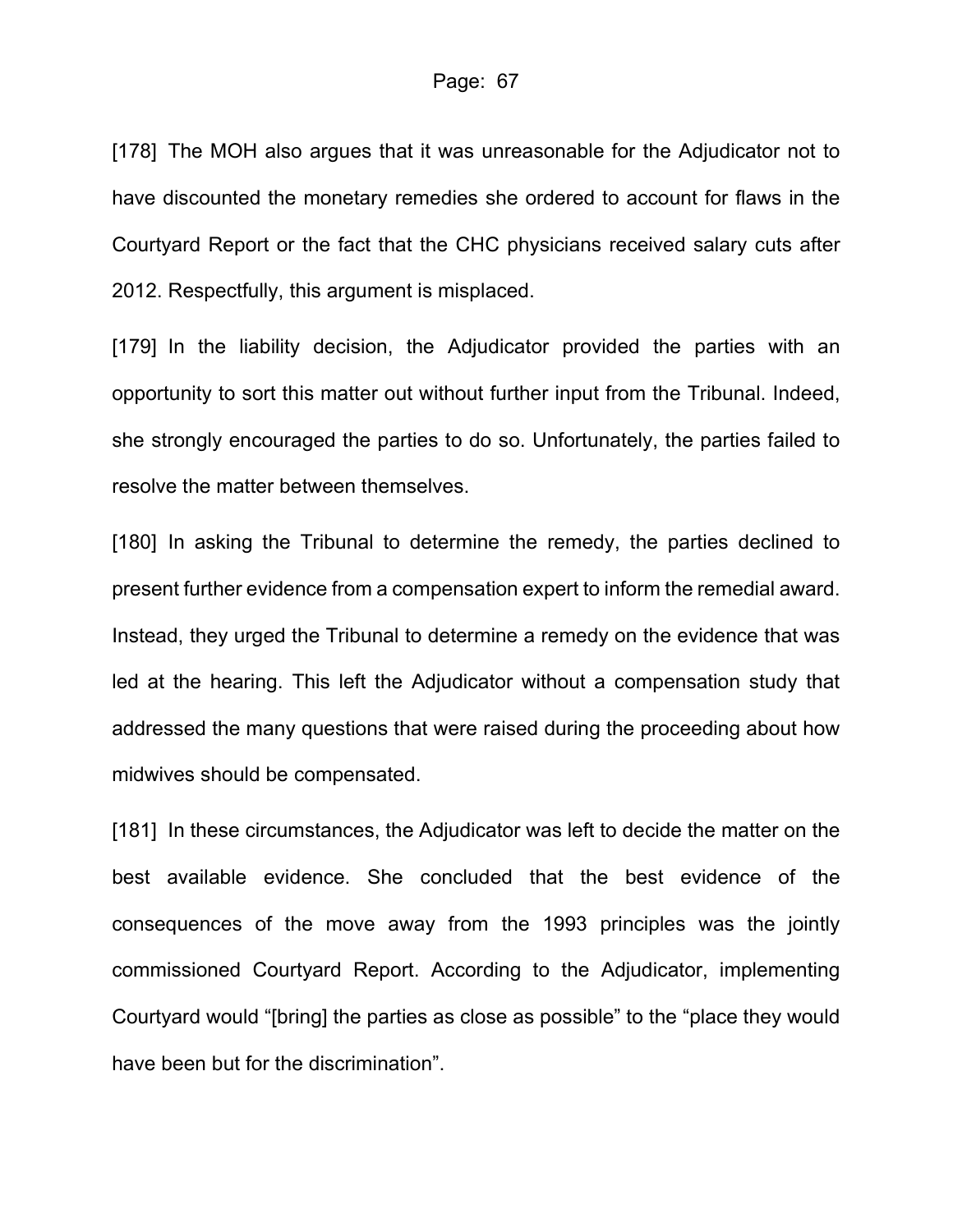[178] The MOH also argues that it was unreasonable for the Adjudicator not to have discounted the monetary remedies she ordered to account for flaws in the Courtyard Report or the fact that the CHC physicians received salary cuts after 2012. Respectfully, this argument is misplaced.

[179] In the liability decision, the Adjudicator provided the parties with an opportunity to sort this matter out without further input from the Tribunal. Indeed, she strongly encouraged the parties to do so. Unfortunately, the parties failed to resolve the matter between themselves.

[180] In asking the Tribunal to determine the remedy, the parties declined to present further evidence from a compensation expert to inform the remedial award. Instead, they urged the Tribunal to determine a remedy on the evidence that was led at the hearing. This left the Adjudicator without a compensation study that addressed the many questions that were raised during the proceeding about how midwives should be compensated.

[181] In these circumstances, the Adjudicator was left to decide the matter on the best available evidence. She concluded that the best evidence of the consequences of the move away from the 1993 principles was the jointly commissioned Courtyard Report. According to the Adjudicator, implementing Courtyard would "[bring] the parties as close as possible" to the "place they would have been but for the discrimination".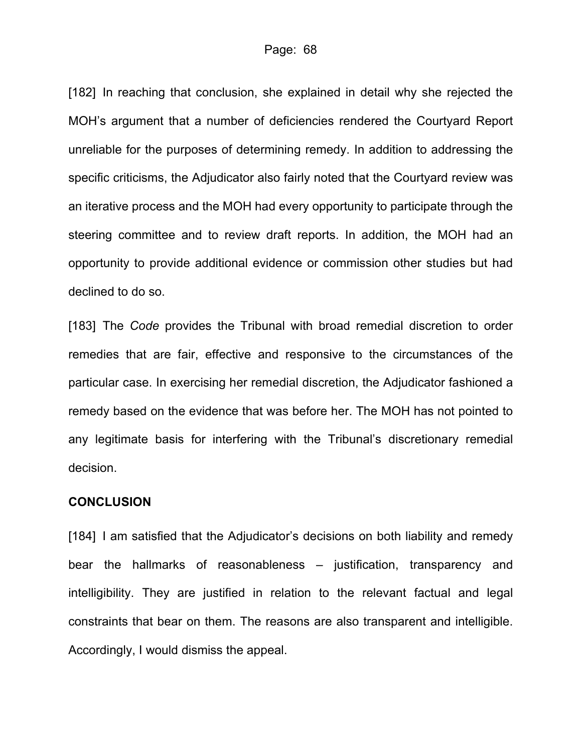[182] In reaching that conclusion, she explained in detail why she rejected the MOH's argument that a number of deficiencies rendered the Courtyard Report unreliable for the purposes of determining remedy. In addition to addressing the specific criticisms, the Adjudicator also fairly noted that the Courtyard review was an iterative process and the MOH had every opportunity to participate through the steering committee and to review draft reports. In addition, the MOH had an opportunity to provide additional evidence or commission other studies but had declined to do so.

[183] The *Code* provides the Tribunal with broad remedial discretion to order remedies that are fair, effective and responsive to the circumstances of the particular case. In exercising her remedial discretion, the Adjudicator fashioned a remedy based on the evidence that was before her. The MOH has not pointed to any legitimate basis for interfering with the Tribunal's discretionary remedial decision.

**CONCLUSION**

[184] I am satisfied that the Adjudicator's decisions on both liability and remedy bear the hallmarks of reasonableness – justification, transparency and intelligibility. They are justified in relation to the relevant factual and legal constraints that bear on them. The reasons are also transparent and intelligible. Accordingly, I would dismiss the appeal.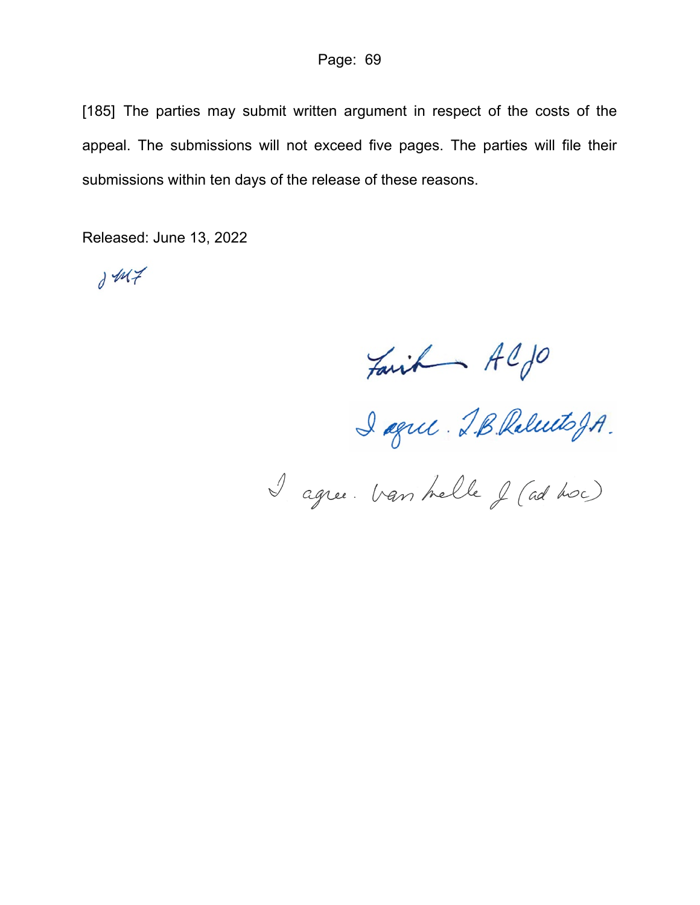[185] The parties may submit written argument in respect of the costs of the appeal. The submissions will not exceed five pages. The parties will file their submissions within ten days of the release of these reasons.

Released: June 13, 2022

"JMF"

"Fairburn ACJO"

"I agree. L.B. Roberts J.A."

"I agree. van Melle J (ad hoc)"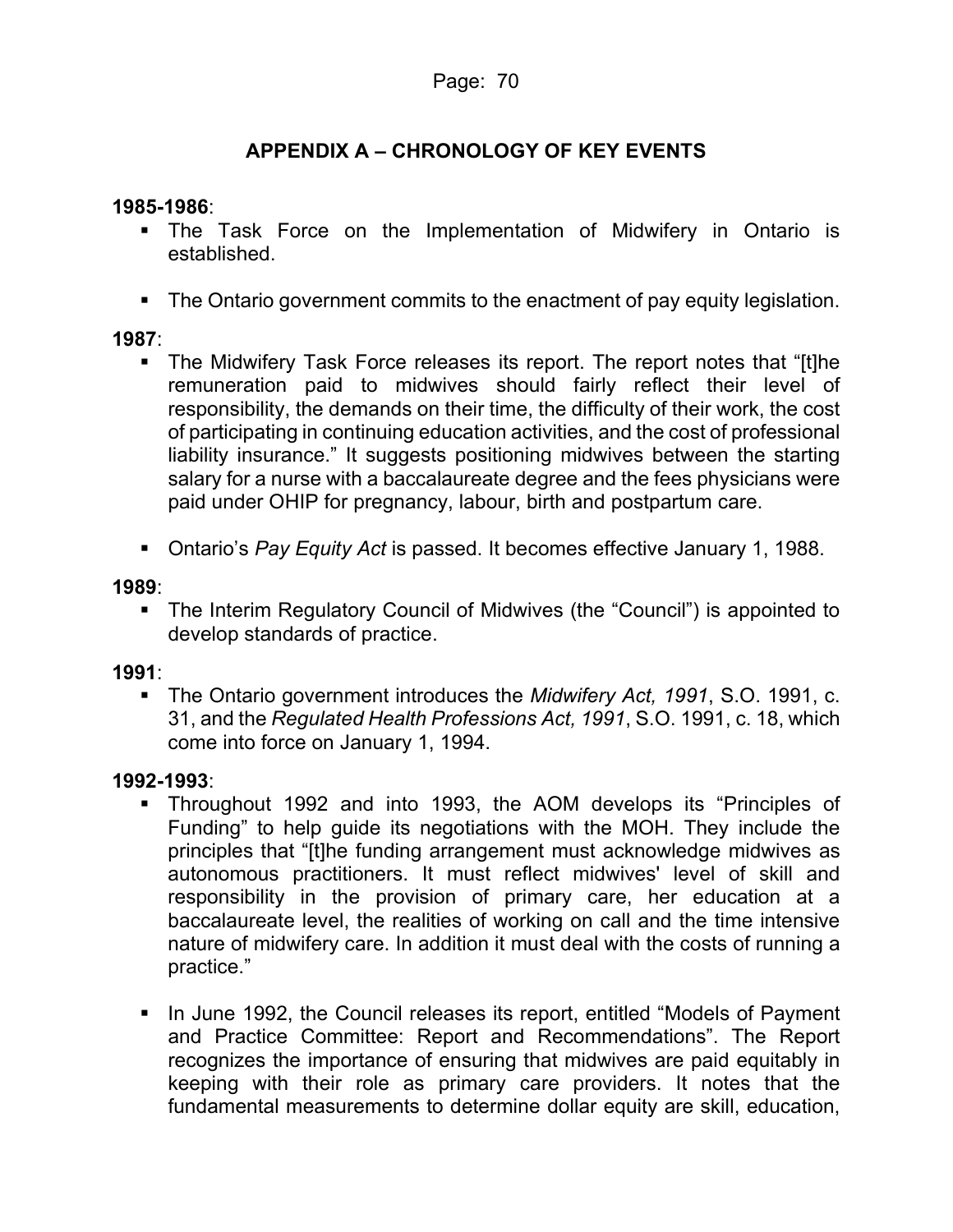## APPENDIX A – CHRONOLOGY OF KEY EVENTS

**1985-1986**:

- The Task Force on the Implementation of Midwifery in Ontario is established.
- The Ontario government commits to the enactment of pay equity legislation.

**1987**:

- The Midwifery Task Force releases its report. The report notes that "[t]he remuneration paid to midwives should fairly reflect their level of responsibility, the demands on their time, the difficulty of their work, the cost of participating in continuing education activities, and the cost of professional liability insurance." It suggests positioning midwives between the starting salary for a nurse with a baccalaureate degree and the fees physicians were paid under OHIP for pregnancy, labour, birth and postpartum care.
- Ontario's *Pay Equity Act* is passed. It becomes effective January 1, 1988.

**1989**:

- The Interim Regulatory Council of Midwives (the "Council") is appointed to develop standards of practice.

**1991**:

- The Ontario government introduces the *Midwifery Act, 1991*, S.O. 1991, c. 31, and the *Regulated Health Professions Act, 1991*, S.O. 1991, c. 18, which come into force on January 1, 1994.

**1992-1993**:

- Throughout 1992 and into 1993, the AOM develops its "Principles of Funding" to help guide its negotiations with the MOH. They include the principles that "[t]he funding arrangement must acknowledge midwives as autonomous practitioners. It must reflect midwives' level of skill and responsibility in the provision of primary care, her education at a baccalaureate level, the realities of working on call and the time intensive nature of midwifery care. In addition it must deal with the costs of running a practice."
- In June 1992, the Council releases its report, entitled "Models of Payment and Practice Committee: Report and Recommendations". The Report recognizes the importance of ensuring that midwives are paid equitably in keeping with their role as primary care providers. It notes that the fundamental measurements to determine dollar equity are skill, education,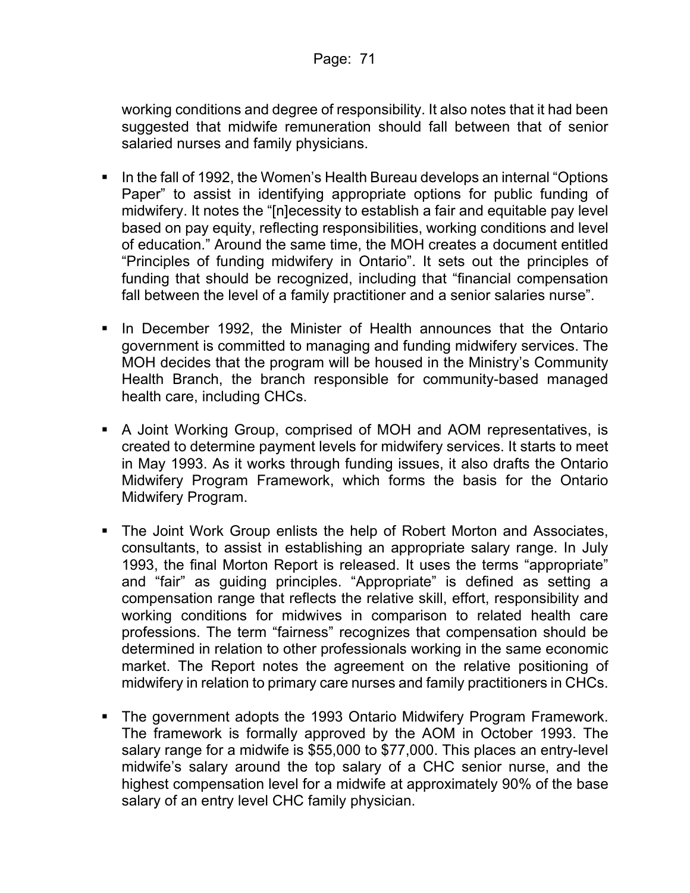working conditions and degree of responsibility. It also notes that it had been suggested that midwife remuneration should fall between that of senior salaried nurses and family physicians.

- In the fall of 1992, the Women's Health Bureau develops an internal "Options Paper" to assist in identifying appropriate options for public funding of midwifery. It notes the "[n]ecessity to establish a fair and equitable pay level based on pay equity, reflecting responsibilities, working conditions and level of education." Around the same time, the MOH creates a document entitled "Principles of funding midwifery in Ontario". It sets out the principles of funding that should be recognized, including that "financial compensation fall between the level of a family practitioner and a senior salaries nurse".

- In December 1992, the Minister of Health announces that the Ontario government is committed to managing and funding midwifery services. The MOH decides that the program will be housed in the Ministry's Community Health Branch, the branch responsible for community-based managed health care, including CHCs.

- A Joint Working Group, comprised of MOH and AOM representatives, is created to determine payment levels for midwifery services. It starts to meet in May 1993. As it works through funding issues, it also drafts the Ontario Midwifery Program Framework, which forms the basis for the Ontario Midwifery Program.

- The Joint Work Group enlists the help of Robert Morton and Associates, consultants, to assist in establishing an appropriate salary range. In July 1993, the final Morton Report is released. It uses the terms "appropriate" and "fair" as guiding principles. "Appropriate" is defined as setting a compensation range that reflects the relative skill, effort, responsibility and working conditions for midwives in comparison to related health care professions. The term "fairness" recognizes that compensation should be determined in relation to other professionals working in the same economic market. The Report notes the agreement on the relative positioning of midwifery in relation to primary care nurses and family practitioners in CHCs.

- The government adopts the 1993 Ontario Midwifery Program Framework. The framework is formally approved by the AOM in October 1993. The salary range for a midwife is $55,000 to $77,000. This places an entry-level midwife's salary around the top salary of a CHC senior nurse, and the highest compensation level for a midwife at approximately 90% of the base salary of an entry level CHC family physician.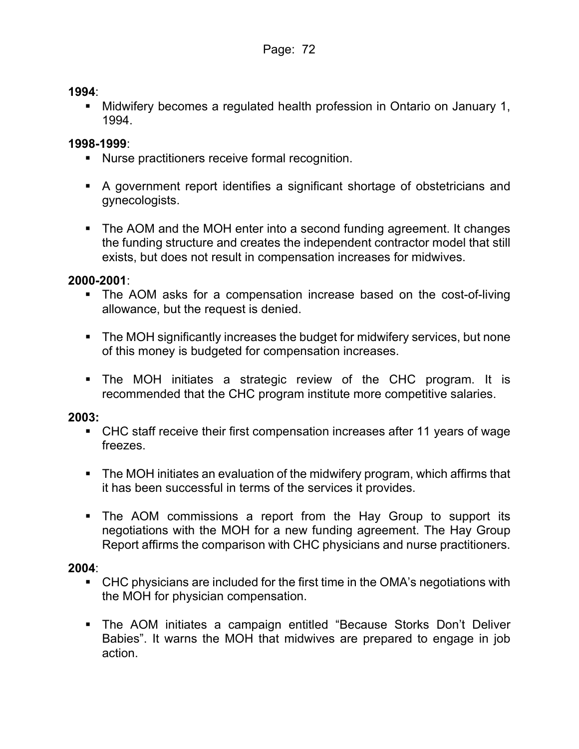**1994**:

- Midwifery becomes a regulated health profession in Ontario on January 1, 1994.

**1998-1999**:

- Nurse practitioners receive formal recognition.
- A government report identifies a significant shortage of obstetricians and gynecologists.
- The AOM and the MOH enter into a second funding agreement. It changes the funding structure and creates the independent contractor model that still exists, but does not result in compensation increases for midwives.

**2000-2001**:

- The AOM asks for a compensation increase based on the cost-of-living allowance, but the request is denied.
- The MOH significantly increases the budget for midwifery services, but none of this money is budgeted for compensation increases.
- The MOH initiates a strategic review of the CHC program. It is recommended that the CHC program institute more competitive salaries.

**2003:**

- CHC staff receive their first compensation increases after 11 years of wage freezes.
- The MOH initiates an evaluation of the midwifery program, which affirms that it has been successful in terms of the services it provides.
- The AOM commissions a report from the Hay Group to support its negotiations with the MOH for a new funding agreement. The Hay Group Report affirms the comparison with CHC physicians and nurse practitioners.

**2004**:

- CHC physicians are included for the first time in the OMA's negotiations with the MOH for physician compensation.
- The AOM initiates a campaign entitled "Because Storks Don't Deliver Babies". It warns the MOH that midwives are prepared to engage in job action.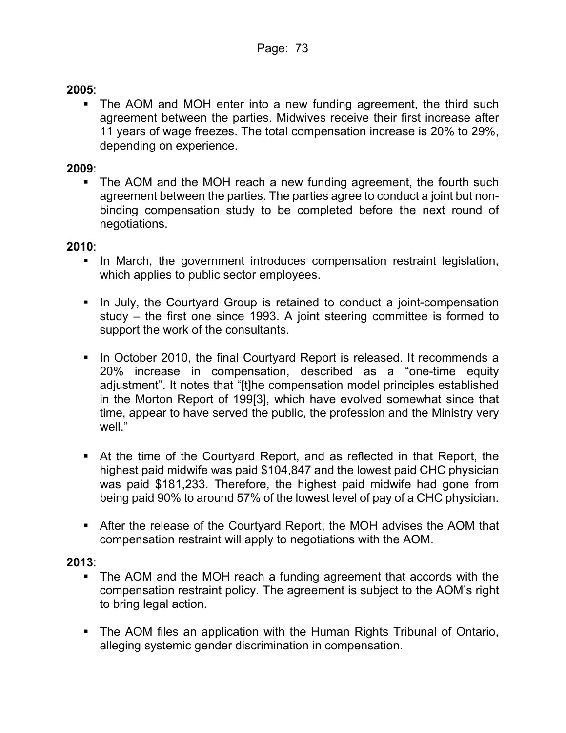**2005**:

- The AOM and MOH enter into a new funding agreement, the third such agreement between the parties. Midwives receive their first increase after 11 years of wage freezes. The total compensation increase is 20% to 29%, depending on experience.

**2009**:

- The AOM and the MOH reach a new funding agreement, the fourth such agreement between the parties. The parties agree to conduct a joint but non-binding compensation study to be completed before the next round of negotiations.

**2010**:

- In March, the government introduces compensation restraint legislation, which applies to public sector employees.

- In July, the Courtyard Group is retained to conduct a joint-compensation study – the first one since 1993. A joint steering committee is formed to support the work of the consultants.

- In October 2010, the final Courtyard Report is released. It recommends a 20% increase in compensation, described as a "one-time equity adjustment". It notes that "[t]he compensation model principles established in the Morton Report of 199[3], which have evolved somewhat since that time, appear to have served the public, the profession and the Ministry very well."

- At the time of the Courtyard Report, and as reflected in that Report, the highest paid midwife was paid $104,847 and the lowest paid CHC physician was paid $181,233. Therefore, the highest paid midwife had gone from being paid 90% to around 57% of the lowest level of pay of a CHC physician.

- After the release of the Courtyard Report, the MOH advises the AOM that compensation restraint will apply to negotiations with the AOM.

**2013**:

- The AOM and the MOH reach a funding agreement that accords with the compensation restraint policy. The agreement is subject to the AOM's right to bring legal action.

- The AOM files an application with the Human Rights Tribunal of Ontario, alleging systemic gender discrimination in compensation.